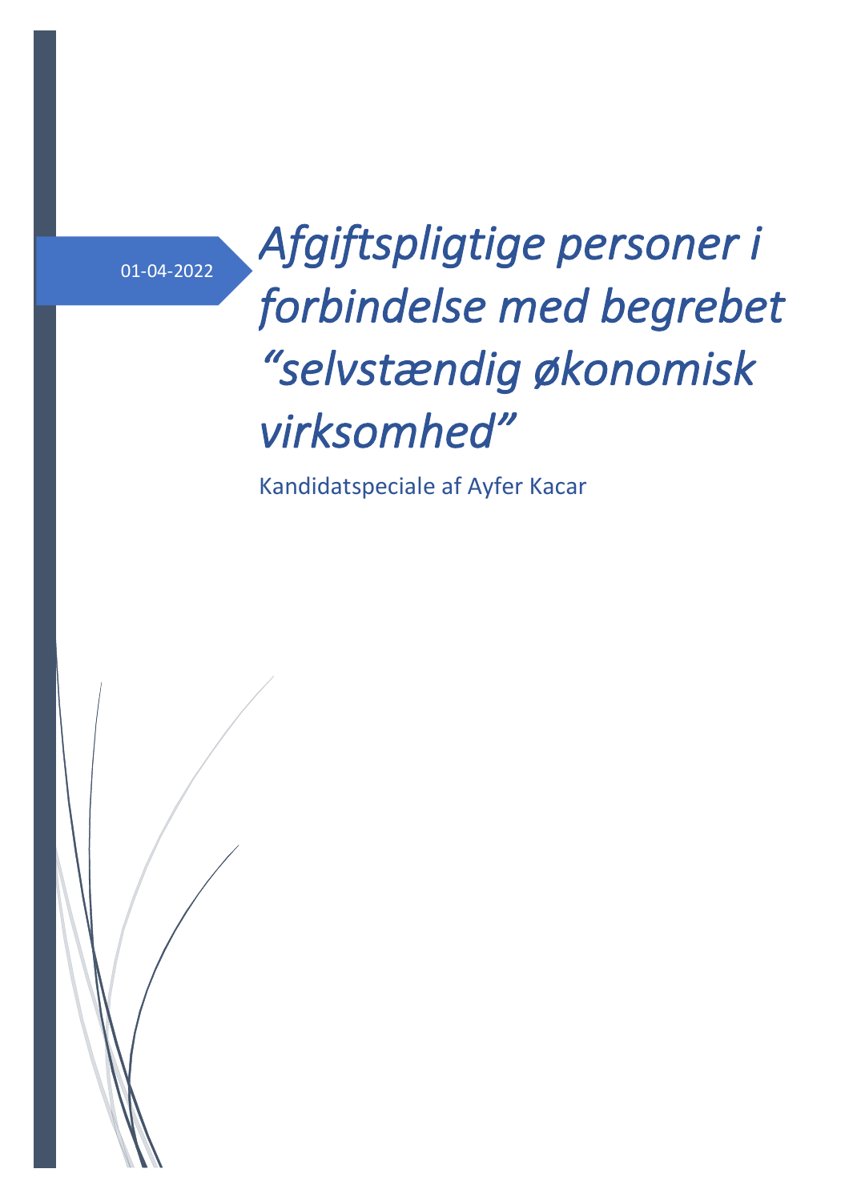01-04-2022

# *Afgiftspligtige personer i forbindelse med begrebet "selvstændig økonomisk virksomhed"*

Kandidatspeciale af Ayfer Kacar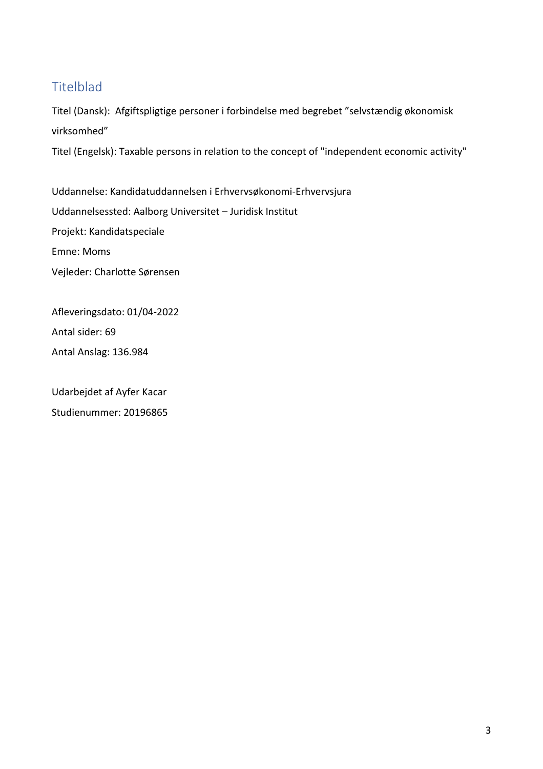## Titelblad

Titel (Dansk): Afgiftspligtige personer i forbindelse med begrebet ”selvstændig økonomisk virksomhed”

Titel (Engelsk): Taxable persons in relation to the concept of "independent economic activity"

Uddannelse: Kandidatuddannelsen i Erhvervsøkonomi-Erhvervsjura

Uddannelsessted: Aalborg Universitet – Juridisk Institut

Projekt: Kandidatspeciale

Emne: Moms

Vejleder: Charlotte Sørensen

Afleveringsdato: 01/04-2022

Antal sider: 69

Antal Anslag: 136.984

Udarbejdet af Ayfer Kacar

Studienummer: 20196865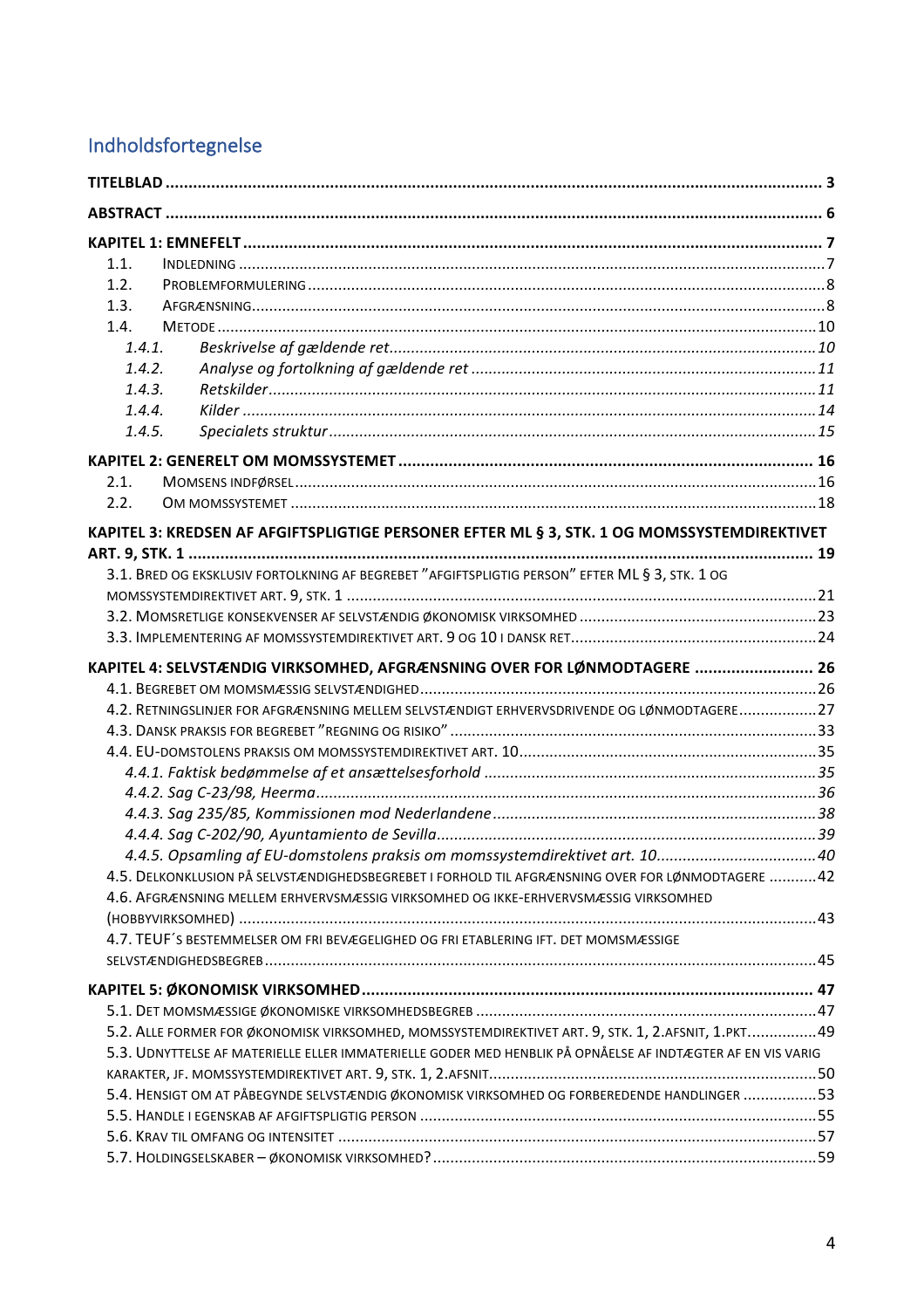# Indholdsfortegnelse

**TITELBLAD** ... **3**

**ABSTRACT** ... **6**

**KAPITEL 1: EMNEFELT** ... **7**

- 1.1. INDLEDNING ... 7
- 1.2. PROBLEMFORMULERING ... 8
- 1.3. AFGRÆNSNING ... 8
- 1.4. METODE ... 10
  - *1.4.1. Beskrivelse af gældende ret* ... *10*
  - *1.4.2. Analyse og fortolkning af gældende ret* ... *11*
  - *1.4.3. Retskilder* ... *11*
  - *1.4.4. Kilder* ... *14*
  - *1.4.5. Specialets struktur* ... *15*

**KAPITEL 2: GENERELT OM MOMSSYSTEMET** ... **16**

- 2.1. MOMSENS INDFØRSEL ... 16
- 2.2. OM MOMSSYSTEMET ... 18

**KAPITEL 3: KREDSEN AF AFGIFTSPLIGTIGE PERSONER EFTER ML § 3, STK. 1 OG MOMSSYSTEMDIREKTIVET ART. 9, STK. 1** ... **19**

- 3.1. BRED OG EKSKLUSIV FORTOLKNING AF BEGREBET "AFGIFTSPLIGTIG PERSON" EFTER ML § 3, STK. 1 OG MOMSSYSTEMDIREKTIVET ART. 9, STK. 1 ... 21
- 3.2. MOMSRETLIGE KONSEKVENSER AF SELVSTÆNDIG ØKONOMISK VIRKSOMHED ... 23
- 3.3. IMPLEMENTERING AF MOMSSYSTEMDIREKTIVET ART. 9 OG 10 I DANSK RET ... 24

**KAPITEL 4: SELVSTÆNDIG VIRKSOMHED, AFGRÆNSNING OVER FOR LØNMODTAGERE** ... **26**

- 4.1. BEGREBET OM MOMSMÆSSIG SELVSTÆNDIGHED ... 26
- 4.2. RETNINGSLINJER FOR AFGRÆNSNING MELLEM SELVSTÆNDIGT ERHVERVSDRIVENDE OG LØNMODTAGERE ... 27
- 4.3. DANSK PRAKSIS FOR BEGREBET "REGNING OG RISIKO" ... 33
- 4.4. EU-DOMSTOLENS PRAKSIS OM MOMSSYSTEMDIREKTIVET ART. 10 ... 35
  - *4.4.1. Faktisk bedømmelse af et ansættelsesforhold* ... *35*
  - *4.4.2. Sag C-23/98, Heerma* ... *36*
  - *4.4.3. Sag 235/85, Kommissionen mod Nederlandene* ... *38*
  - *4.4.4. Sag C-202/90, Ayuntamiento de Sevilla* ... *39*
  - *4.4.5. Opsamling af EU-domstolens praksis om momssystemdirektivet art. 10* ... *40*
- 4.5. DELKONKLUSION PÅ SELVSTÆNDIGHEDSBEGREBET I FORHOLD TIL AFGRÆNSNING OVER FOR LØNMODTAGERE ... 42
- 4.6. AFGRÆNSNING MELLEM ERHVERVSMÆSSIG VIRKSOMHED OG IKKE-ERHVERVSMÆSSIG VIRKSOMHED (HOBBYVIRKSOMHED) ... 43
- 4.7. TEUF´S BESTEMMELSER OM FRI BEVÆGELIGHED OG FRI ETABLERING IFT. DET MOMSMÆSSIGE SELVSTÆNDIGHEDSBEGREB ... 45

**KAPITEL 5: ØKONOMISK VIRKSOMHED** ... **47**

- 5.1. DET MOMSMÆSSIGE ØKONOMISKE VIRKSOMHEDSBEGREB ... 47
- 5.2. ALLE FORMER FOR ØKONOMISK VIRKSOMHED, MOMSSYSTEMDIREKTIVET ART. 9, STK. 1, 2.AFSNIT, 1.PKT. ... 49
- 5.3. UDNYTTELSE AF MATERIELLE ELLER IMMATERIELLE GODER MED HENBLIK PÅ OPNÅELSE AF INDTÆGTER AF EN VIS VARIG KARAKTER, JF. MOMSSYSTEMDIREKTIVET ART. 9, STK. 1, 2.AFSNIT ... 50
- 5.4. HENSIGT OM AT PÅBEGYNDE SELVSTÆNDIG ØKONOMISK VIRKSOMHED OG FORBEREDENDE HANDLINGER ... 53
- 5.5. HANDLE I EGENSKAB AF AFGIFTSPLIGTIG PERSON ... 55
- 5.6. KRAV TIL OMFANG OG INTENSITET ... 57
- 5.7. HOLDINGSELSKABER – ØKONOMISK VIRKSOMHED? ... 59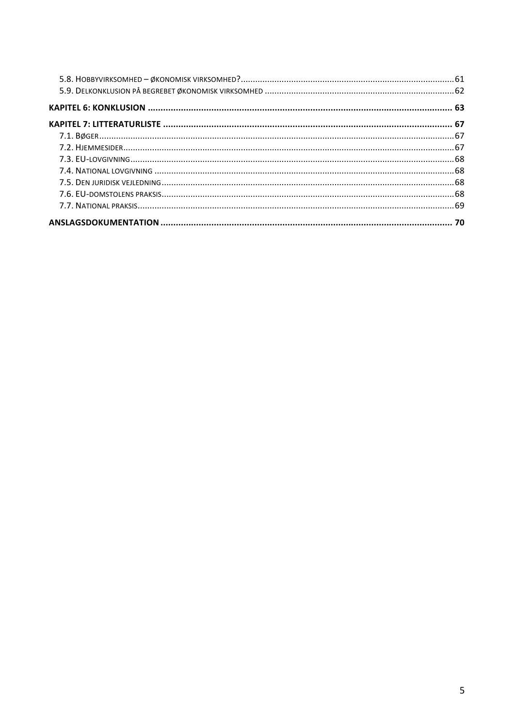5.8. Hobbyvirksomhed – økonomisk virksomhed? ... 61
5.9. Delkonklusion på begrebet økonomisk virksomhed ... 62

**KAPITEL 6: KONKLUSION ... 63**

**KAPITEL 7: LITTERATURLISTE ... 67**

7.1. Bøger ... 67
7.2. Hjemmesider ... 67
7.3. EU-lovgivning ... 68
7.4. National lovgivning ... 68
7.5. Den juridisk vejledning ... 68
7.6. EU-domstolens praksis ... 68
7.7. National praksis ... 69

**ANSLAGSDOKUMENTATION ... 70**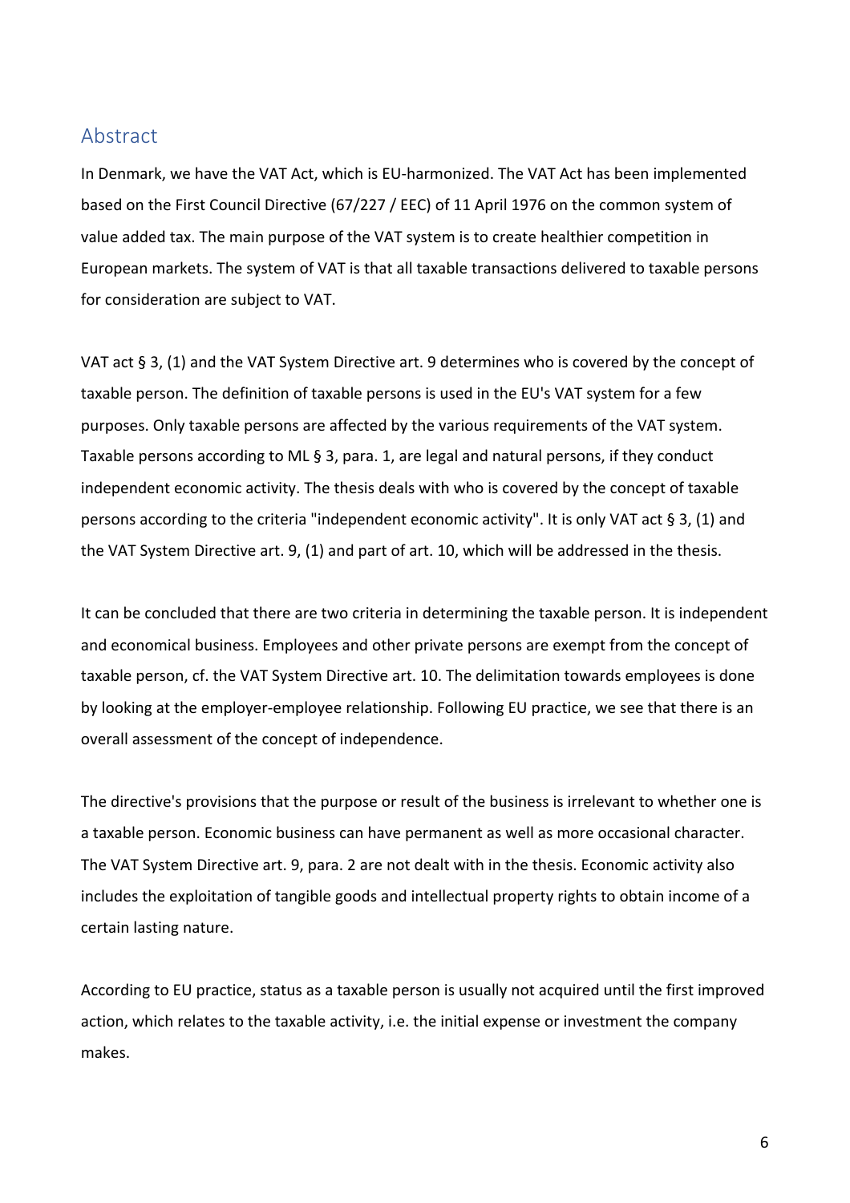## Abstract

In Denmark, we have the VAT Act, which is EU-harmonized. The VAT Act has been implemented based on the First Council Directive (67/227 / EEC) of 11 April 1976 on the common system of value added tax. The main purpose of the VAT system is to create healthier competition in European markets. The system of VAT is that all taxable transactions delivered to taxable persons for consideration are subject to VAT.

VAT act § 3, (1) and the VAT System Directive art. 9 determines who is covered by the concept of taxable person. The definition of taxable persons is used in the EU's VAT system for a few purposes. Only taxable persons are affected by the various requirements of the VAT system. Taxable persons according to ML § 3, para. 1, are legal and natural persons, if they conduct independent economic activity. The thesis deals with who is covered by the concept of taxable persons according to the criteria "independent economic activity". It is only VAT act § 3, (1) and the VAT System Directive art. 9, (1) and part of art. 10, which will be addressed in the thesis.

It can be concluded that there are two criteria in determining the taxable person. It is independent and economical business. Employees and other private persons are exempt from the concept of taxable person, cf. the VAT System Directive art. 10. The delimitation towards employees is done by looking at the employer-employee relationship. Following EU practice, we see that there is an overall assessment of the concept of independence.

The directive's provisions that the purpose or result of the business is irrelevant to whether one is a taxable person. Economic business can have permanent as well as more occasional character. The VAT System Directive art. 9, para. 2 are not dealt with in the thesis. Economic activity also includes the exploitation of tangible goods and intellectual property rights to obtain income of a certain lasting nature.

According to EU practice, status as a taxable person is usually not acquired until the first improved action, which relates to the taxable activity, i.e. the initial expense or investment the company makes.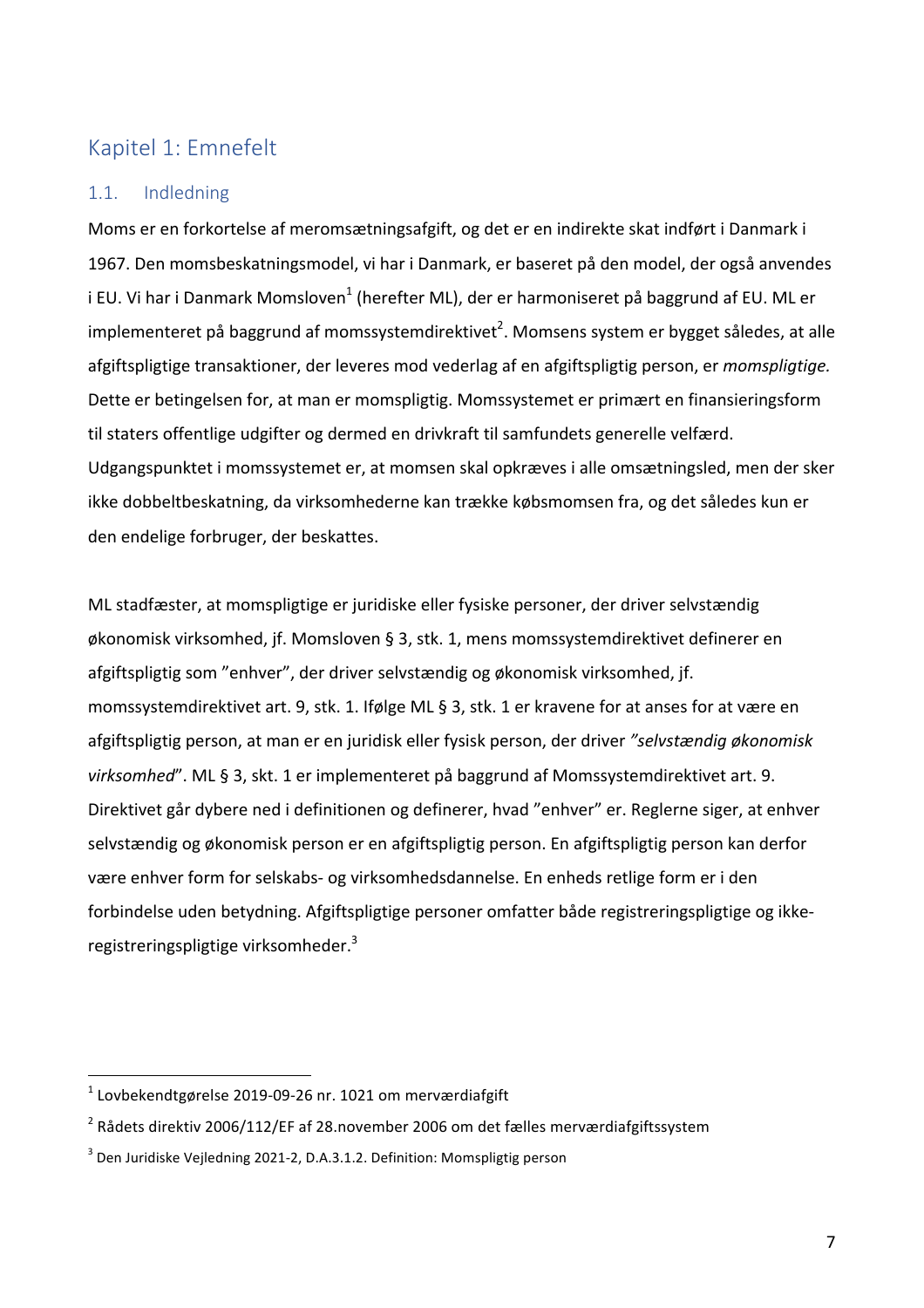# Kapitel 1: Emnefelt

## 1.1. Indledning

Moms er en forkortelse af meromsætningsafgift, og det er en indirekte skat indført i Danmark i 1967. Den momsbeskatningsmodel, vi har i Danmark, er baseret på den model, der også anvendes i EU. Vi har i Danmark Momsloven[1] (herefter ML), der er harmoniseret på baggrund af EU. ML er implementeret på baggrund af momssystemdirektivet[2]. Momsens system er bygget således, at alle afgiftspligtige transaktioner, der leveres mod vederlag af en afgiftspligtig person, er *momspligtige.* Dette er betingelsen for, at man er momspligtig. Momssystemet er primært en finansieringsform til staters offentlige udgifter og dermed en drivkraft til samfundets generelle velfærd. Udgangspunktet i momssystemet er, at momsen skal opkræves i alle omsætningsled, men der sker ikke dobbeltbeskatning, da virksomhederne kan trække købsmomsen fra, og det således kun er den endelige forbruger, der beskattes.

ML stadfæster, at momspligtige er juridiske eller fysiske personer, der driver selvstændig økonomisk virksomhed, jf. Momsloven § 3, stk. 1, mens momssystemdirektivet definerer en afgiftspligtig som "enhver", der driver selvstændig og økonomisk virksomhed, jf. momssystemdirektivet art. 9, stk. 1. Ifølge ML § 3, stk. 1 er kravene for at anses for at være en afgiftspligtig person, at man er en juridisk eller fysisk person, der driver *"selvstændig økonomisk virksomhed*". ML § 3, skt. 1 er implementeret på baggrund af Momssystemdirektivet art. 9. Direktivet går dybere ned i definitionen og definerer, hvad "enhver" er. Reglerne siger, at enhver selvstændig og økonomisk person er en afgiftspligtig person. En afgiftspligtig person kan derfor være enhver form for selskabs- og virksomhedsdannelse. En enheds retlige form er i den forbindelse uden betydning. Afgiftspligtige personer omfatter både registreringspligtige og ikke-registreringspligtige virksomheder.[3]

---

[1] Lovbekendtgørelse 2019-09-26 nr. 1021 om merværdiafgift

[2] Rådets direktiv 2006/112/EF af 28.november 2006 om det fælles merværdiafgiftssystem

[3] Den Juridiske Vejledning 2021-2, D.A.3.1.2. Definition: Momspligtig person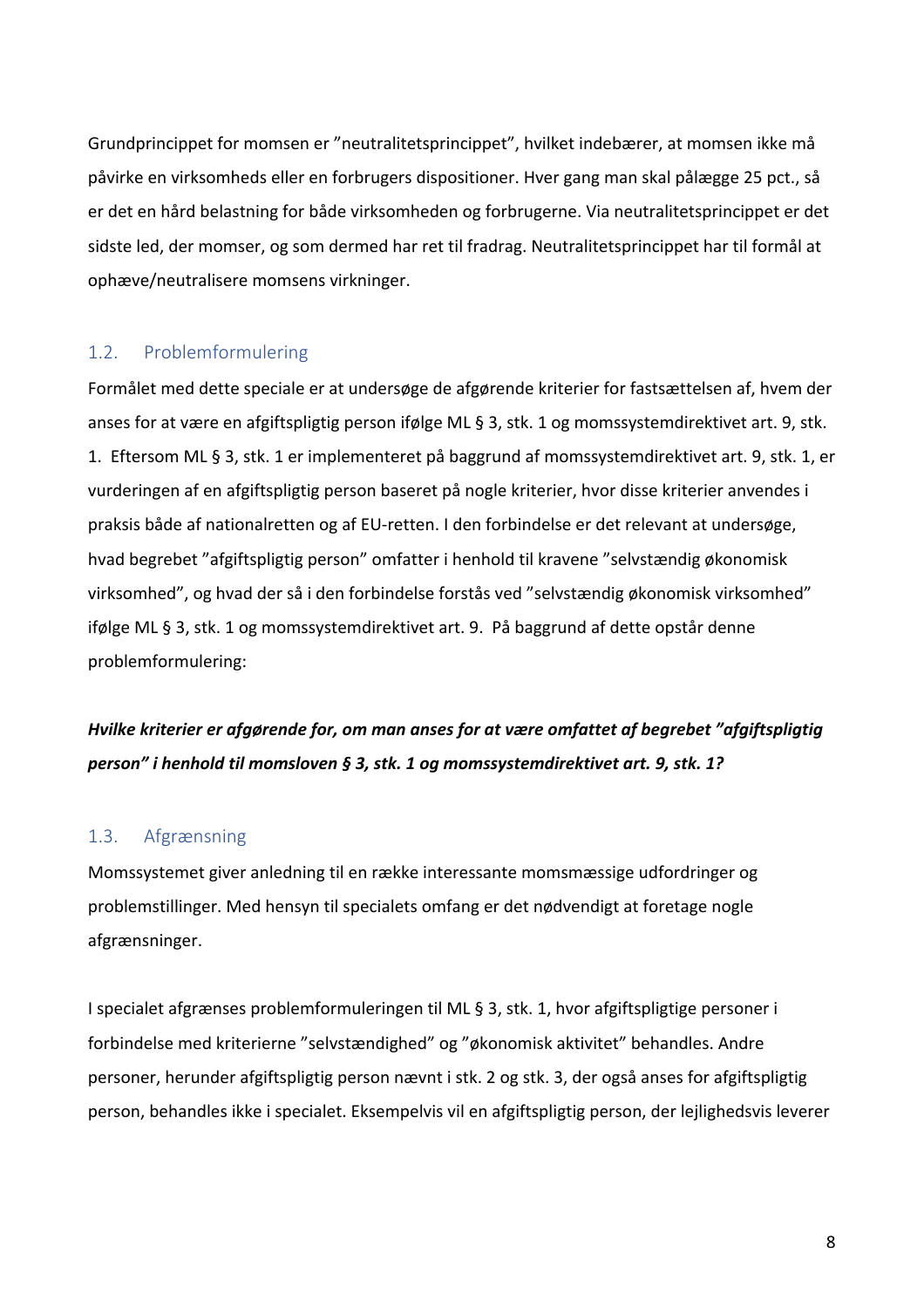Grundprincippet for momsen er ”neutralitetsprincippet”, hvilket indebærer, at momsen ikke må påvirke en virksomheds eller en forbrugers dispositioner. Hver gang man skal pålægge 25 pct., så er det en hård belastning for både virksomheden og forbrugerne. Via neutralitetsprincippet er det sidste led, der momser, og som dermed har ret til fradrag. Neutralitetsprincippet har til formål at ophæve/neutralisere momsens virkninger.

## 1.2. Problemformulering

Formålet med dette speciale er at undersøge de afgørende kriterier for fastsættelsen af, hvem der anses for at være en afgiftspligtig person ifølge ML § 3, stk. 1 og momssystemdirektivet art. 9, stk. 1. Eftersom ML § 3, stk. 1 er implementeret på baggrund af momssystemdirektivet art. 9, stk. 1, er vurderingen af en afgiftspligtig person baseret på nogle kriterier, hvor disse kriterier anvendes i praksis både af nationalretten og af EU-retten. I den forbindelse er det relevant at undersøge, hvad begrebet ”afgiftspligtig person” omfatter i henhold til kravene ”selvstændig økonomisk virksomhed”, og hvad der så i den forbindelse forstås ved ”selvstændig økonomisk virksomhed” ifølge ML § 3, stk. 1 og momssystemdirektivet art. 9. På baggrund af dette opstår denne problemformulering:

***Hvilke kriterier er afgørende for, om man anses for at være omfattet af begrebet ”afgiftspligtig person” i henhold til momsloven § 3, stk. 1 og momssystemdirektivet art. 9, stk. 1?***

## 1.3. Afgrænsning

Momssystemet giver anledning til en række interessante momsmæssige udfordringer og problemstillinger. Med hensyn til specialets omfang er det nødvendigt at foretage nogle afgrænsninger.

I specialet afgrænses problemformuleringen til ML § 3, stk. 1, hvor afgiftspligtige personer i forbindelse med kriterierne ”selvstændighed” og ”økonomisk aktivitet” behandles. Andre personer, herunder afgiftspligtig person nævnt i stk. 2 og stk. 3, der også anses for afgiftspligtig person, behandles ikke i specialet. Eksempelvis vil en afgiftspligtig person, der lejlighedsvis leverer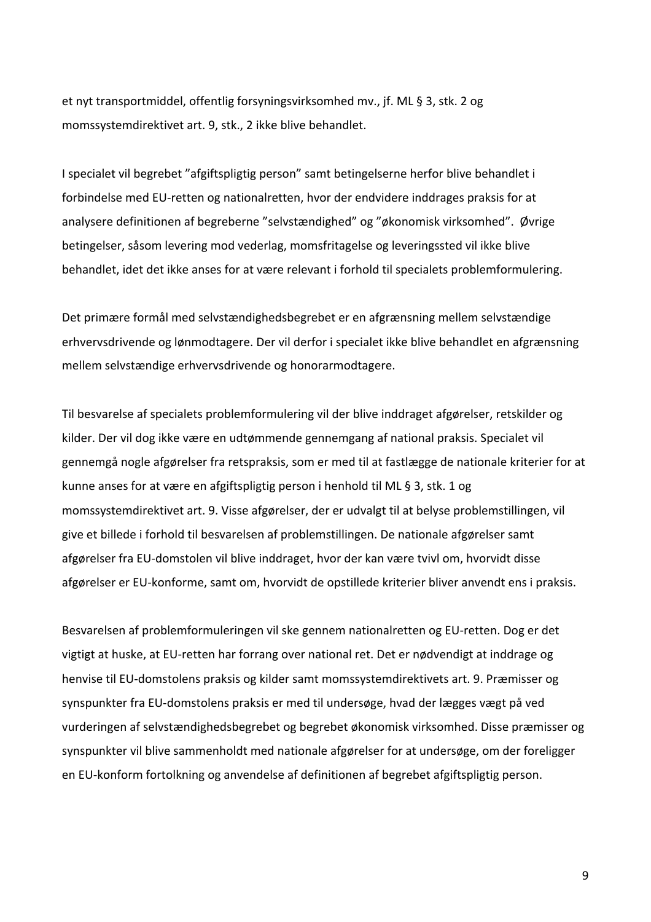et nyt transportmiddel, offentlig forsyningsvirksomhed mv., jf. ML § 3, stk. 2 og momssystemdirektivet art. 9, stk., 2 ikke blive behandlet.

I specialet vil begrebet ”afgiftspligtig person” samt betingelserne herfor blive behandlet i forbindelse med EU-retten og nationalretten, hvor der endvidere inddrages praksis for at analysere definitionen af begreberne ”selvstændighed” og ”økonomisk virksomhed”.  Øvrige betingelser, såsom levering mod vederlag, momsfritagelse og leveringssted vil ikke blive behandlet, idet det ikke anses for at være relevant i forhold til specialets problemformulering.

Det primære formål med selvstændighedsbegrebet er en afgrænsning mellem selvstændige erhvervsdrivende og lønmodtagere. Der vil derfor i specialet ikke blive behandlet en afgrænsning mellem selvstændige erhvervsdrivende og honorarmodtagere.

Til besvarelse af specialets problemformulering vil der blive inddraget afgørelser, retskilder og kilder. Der vil dog ikke være en udtømmende gennemgang af national praksis. Specialet vil gennemgå nogle afgørelser fra retspraksis, som er med til at fastlægge de nationale kriterier for at kunne anses for at være en afgiftspligtig person i henhold til ML § 3, stk. 1 og momssystemdirektivet art. 9. Visse afgørelser, der er udvalgt til at belyse problemstillingen, vil give et billede i forhold til besvarelsen af problemstillingen. De nationale afgørelser samt afgørelser fra EU-domstolen vil blive inddraget, hvor der kan være tvivl om, hvorvidt disse afgørelser er EU-konforme, samt om, hvorvidt de opstillede kriterier bliver anvendt ens i praksis.

Besvarelsen af problemformuleringen vil ske gennem nationalretten og EU-retten. Dog er det vigtigt at huske, at EU-retten har forrang over national ret. Det er nødvendigt at inddrage og henvise til EU-domstolens praksis og kilder samt momssystemdirektivets art. 9. Præmisser og synspunkter fra EU-domstolens praksis er med til undersøge, hvad der lægges vægt på ved vurderingen af selvstændighedsbegrebet og begrebet økonomisk virksomhed. Disse præmisser og synspunkter vil blive sammenholdt med nationale afgørelser for at undersøge, om der foreligger en EU-konform fortolkning og anvendelse af definitionen af begrebet afgiftspligtig person.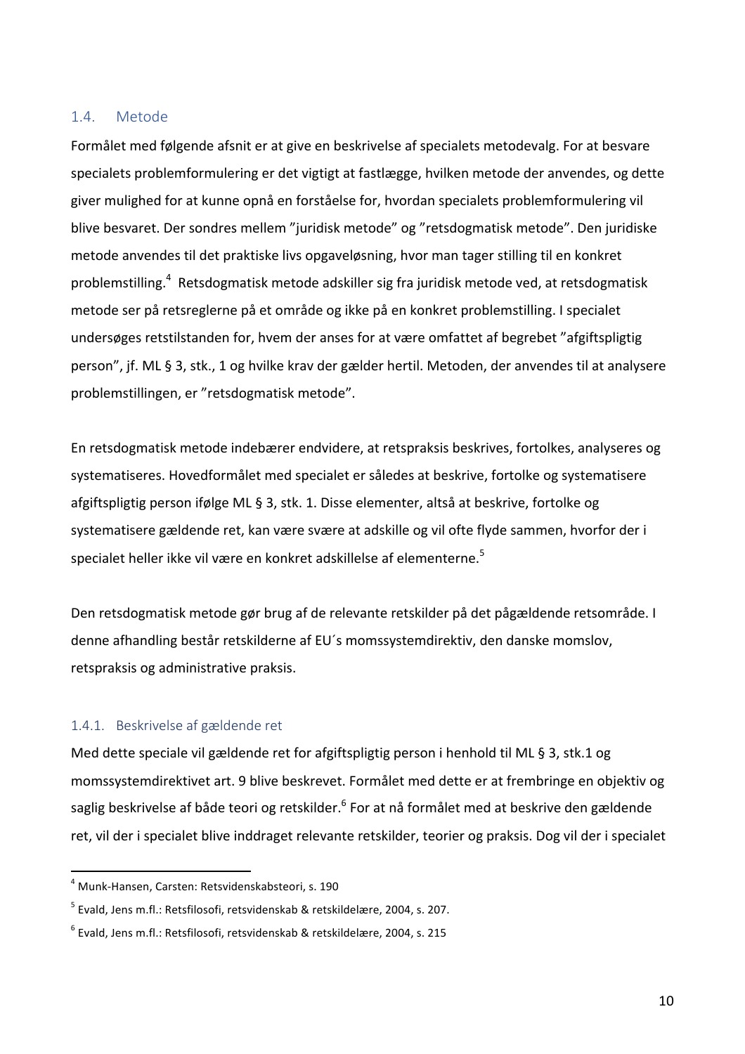## 1.4. Metode

Formålet med følgende afsnit er at give en beskrivelse af specialets metodevalg. For at besvare specialets problemformulering er det vigtigt at fastlægge, hvilken metode der anvendes, og dette giver mulighed for at kunne opnå en forståelse for, hvordan specialets problemformulering vil blive besvaret. Der sondres mellem "juridisk metode" og "retsdogmatisk metode". Den juridiske metode anvendes til det praktiske livs opgaveløsning, hvor man tager stilling til en konkret problemstilling.[4] Retsdogmatisk metode adskiller sig fra juridisk metode ved, at retsdogmatisk metode ser på retsreglerne på et område og ikke på en konkret problemstilling. I specialet undersøges retstilstanden for, hvem der anses for at være omfattet af begrebet "afgiftspligtig person", jf. ML § 3, stk., 1 og hvilke krav der gælder hertil. Metoden, der anvendes til at analysere problemstillingen, er "retsdogmatisk metode".

En retsdogmatisk metode indebærer endvidere, at retspraksis beskrives, fortolkes, analyseres og systematiseres. Hovedformålet med specialet er således at beskrive, fortolke og systematisere afgiftspligtig person ifølge ML § 3, stk. 1. Disse elementer, altså at beskrive, fortolke og systematisere gældende ret, kan være svære at adskille og vil ofte flyde sammen, hvorfor der i specialet heller ikke vil være en konkret adskillelse af elementerne.[5]

Den retsdogmatisk metode gør brug af de relevante retskilder på det pågældende retsområde. I denne afhandling består retskilderne af EU´s momssystemdirektiv, den danske momslov, retspraksis og administrative praksis.

### 1.4.1. Beskrivelse af gældende ret

Med dette speciale vil gældende ret for afgiftspligtig person i henhold til ML § 3, stk.1 og momssystemdirektivet art. 9 blive beskrevet. Formålet med dette er at frembringe en objektiv og saglig beskrivelse af både teori og retskilder.[6] For at nå formålet med at beskrive den gældende ret, vil der i specialet blive inddraget relevante retskilder, teorier og praksis. Dog vil der i specialet

---

[4] Munk-Hansen, Carsten: Retsvidenskabsteori, s. 190

[5] Evald, Jens m.fl.: Retsfilosofi, retsvidenskab & retskildelære, 2004, s. 207.

[6] Evald, Jens m.fl.: Retsfilosofi, retsvidenskab & retskildelære, 2004, s. 215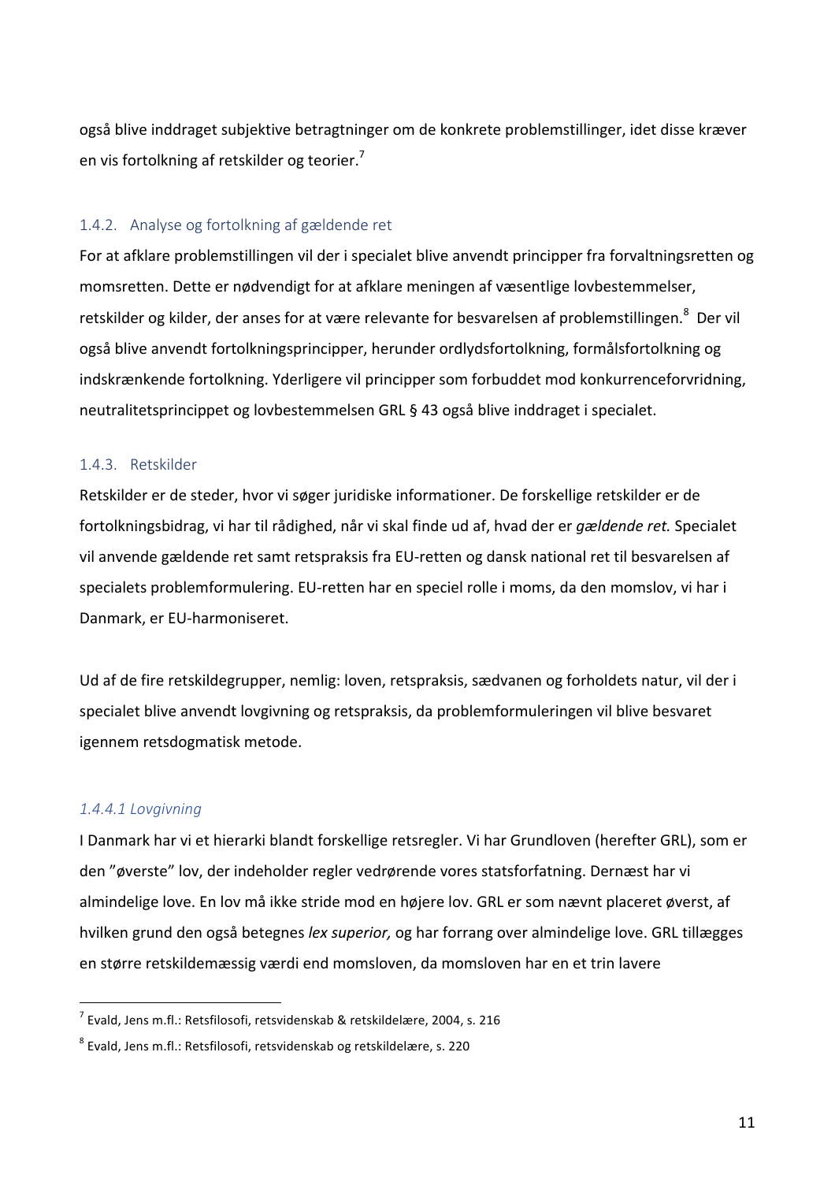også blive inddraget subjektive betragtninger om de konkrete problemstillinger, idet disse kræver en vis fortolkning af retskilder og teorier.[7]

### 1.4.2. Analyse og fortolkning af gældende ret

For at afklare problemstillingen vil der i specialet blive anvendt principper fra forvaltningsretten og momsretten. Dette er nødvendigt for at afklare meningen af væsentlige lovbestemmelser, retskilder og kilder, der anses for at være relevante for besvarelsen af problemstillingen.[8] Der vil også blive anvendt fortolkningsprincipper, herunder ordlydsfortolkning, formålsfortolkning og indskrænkende fortolkning. Yderligere vil principper som forbuddet mod konkurrenceforvridning, neutralitetsprincippet og lovbestemmelsen GRL § 43 også blive inddraget i specialet.

### 1.4.3. Retskilder

Retskilder er de steder, hvor vi søger juridiske informationer. De forskellige retskilder er de fortolkningsbidrag, vi har til rådighed, når vi skal finde ud af, hvad der er *gældende ret.* Specialet vil anvende gældende ret samt retspraksis fra EU-retten og dansk national ret til besvarelsen af specialets problemformulering. EU-retten har en speciel rolle i moms, da den momslov, vi har i Danmark, er EU-harmoniseret.

Ud af de fire retskildegrupper, nemlig: loven, retspraksis, sædvanen og forholdets natur, vil der i specialet blive anvendt lovgivning og retspraksis, da problemformuleringen vil blive besvaret igennem retsdogmatisk metode.

#### *1.4.4.1 Lovgivning*

I Danmark har vi et hierarki blandt forskellige retsregler. Vi har Grundloven (herefter GRL), som er den "øverste" lov, der indeholder regler vedrørende vores statsforfatning. Dernæst har vi almindelige love. En lov må ikke stride mod en højere lov. GRL er som nævnt placeret øverst, af hvilken grund den også betegnes *lex superior,* og har forrang over almindelige love. GRL tillægges en større retskildemæssig værdi end momsloven, da momsloven har en et trin lavere

---

[7] Evald, Jens m.fl.: Retsfilosofi, retsvidenskab & retskildelære, 2004, s. 216

[8] Evald, Jens m.fl.: Retsfilosofi, retsvidenskab og retskildelære, s. 220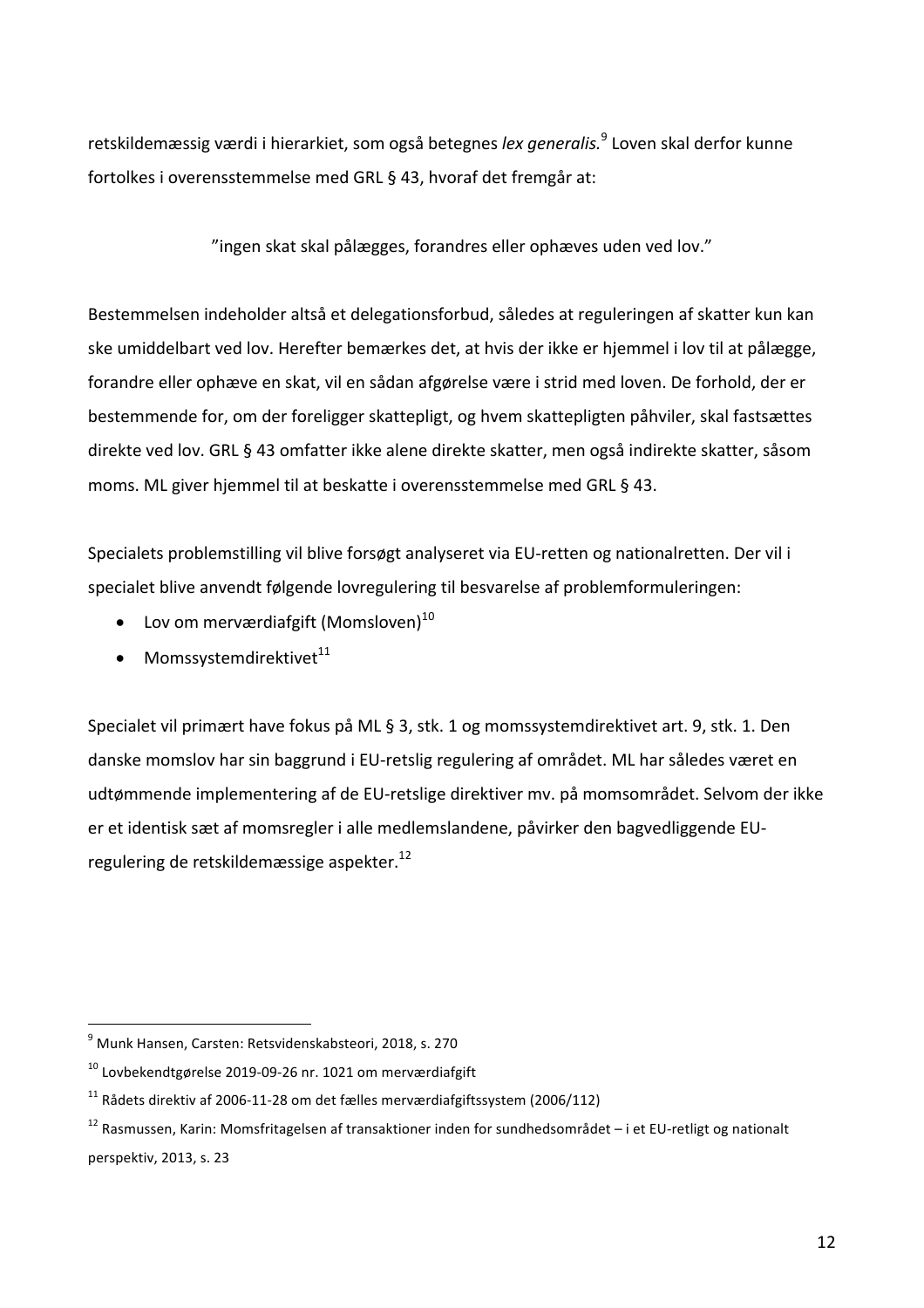retskildemæssig værdi i hierarkiet, som også betegnes *lex generalis.*[9] Loven skal derfor kunne fortolkes i overensstemmelse med GRL § 43, hvoraf det fremgår at:

”ingen skat skal pålægges, forandres eller ophæves uden ved lov.”

Bestemmelsen indeholder altså et delegationsforbud, således at reguleringen af skatter kun kan ske umiddelbart ved lov. Herefter bemærkes det, at hvis der ikke er hjemmel i lov til at pålægge, forandre eller ophæve en skat, vil en sådan afgørelse være i strid med loven. De forhold, der er bestemmende for, om der foreligger skattepligt, og hvem skattepligten påhviler, skal fastsættes direkte ved lov. GRL § 43 omfatter ikke alene direkte skatter, men også indirekte skatter, såsom moms. ML giver hjemmel til at beskatte i overensstemmelse med GRL § 43.

Specialets problemstilling vil blive forsøgt analyseret via EU-retten og nationalretten. Der vil i specialet blive anvendt følgende lovregulering til besvarelse af problemformuleringen:

- Lov om merværdiafgift (Momsloven)[10]
- Momssystemdirektivet[11]

Specialet vil primært have fokus på ML § 3, stk. 1 og momssystemdirektivet art. 9, stk. 1. Den danske momslov har sin baggrund i EU-retslig regulering af området. ML har således været en udtømmende implementering af de EU-retslige direktiver mv. på momsområdet. Selvom der ikke er et identisk sæt af momsregler i alle medlemslandene, påvirker den bagvedliggende EU-regulering de retskildemæssige aspekter.[12]

[9] Munk Hansen, Carsten: Retsvidenskabsteori, 2018, s. 270

[10] Lovbekendtgørelse 2019-09-26 nr. 1021 om merværdiafgift

[11] Rådets direktiv af 2006-11-28 om det fælles merværdiafgiftssystem (2006/112)

[12] Rasmussen, Karin: Momsfritagelsen af transaktioner inden for sundhedsområdet – i et EU-retligt og nationalt perspektiv, 2013, s. 23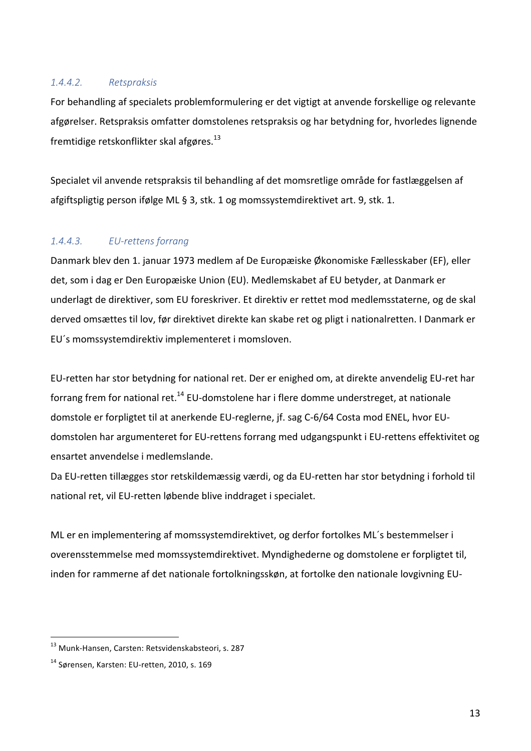#### *1.4.4.2. Retspraksis*

For behandling af specialets problemformulering er det vigtigt at anvende forskellige og relevante afgørelser. Retspraksis omfatter domstolenes retspraksis og har betydning for, hvorledes lignende fremtidige retskonflikter skal afgøres.[13]

Specialet vil anvende retspraksis til behandling af det momsretlige område for fastlæggelsen af afgiftspligtig person ifølge ML § 3, stk. 1 og momssystemdirektivet art. 9, stk. 1.

#### *1.4.4.3. EU-rettens forrang*

Danmark blev den 1. januar 1973 medlem af De Europæiske Økonomiske Fællesskaber (EF), eller det, som i dag er Den Europæiske Union (EU). Medlemskabet af EU betyder, at Danmark er underlagt de direktiver, som EU foreskriver. Et direktiv er rettet mod medlemsstaterne, og de skal derved omsættes til lov, før direktivet direkte kan skabe ret og pligt i nationalretten. I Danmark er EU´s momssystemdirektiv implementeret i momsloven.

EU-retten har stor betydning for national ret. Der er enighed om, at direkte anvendelig EU-ret har forrang frem for national ret.[14] EU-domstolene har i flere domme understreget, at nationale domstole er forpligtet til at anerkende EU-reglerne, jf. sag C-6/64 Costa mod ENEL, hvor EU-domstolen har argumenteret for EU-rettens forrang med udgangspunkt i EU-rettens effektivitet og ensartet anvendelse i medlemslande.
Da EU-retten tillægges stor retskildemæssig værdi, og da EU-retten har stor betydning i forhold til national ret, vil EU-retten løbende blive inddraget i specialet.

ML er en implementering af momssystemdirektivet, og derfor fortolkes ML´s bestemmelser i overensstemmelse med momssystemdirektivet. Myndighederne og domstolene er forpligtet til, inden for rammerne af det nationale fortolkningsskøn, at fortolke den nationale lovgivning EU-

---

[13] Munk-Hansen, Carsten: Retsvidenskabsteori, s. 287

[14] Sørensen, Karsten: EU-retten, 2010, s. 169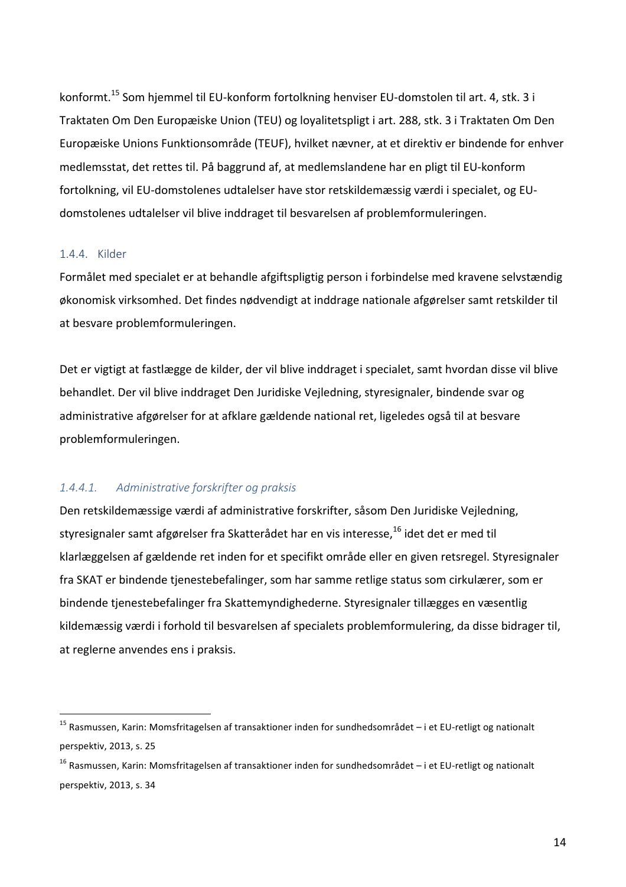konformt.[15] Som hjemmel til EU-konform fortolkning henviser EU-domstolen til art. 4, stk. 3 i Traktaten Om Den Europæiske Union (TEU) og loyalitetspligt i art. 288, stk. 3 i Traktaten Om Den Europæiske Unions Funktionsområde (TEUF), hvilket nævner, at et direktiv er bindende for enhver medlemsstat, det rettes til. På baggrund af, at medlemslandene har en pligt til EU-konform fortolkning, vil EU-domstolenes udtalelser have stor retskildemæssig værdi i specialet, og EU-domstolenes udtalelser vil blive inddraget til besvarelsen af problemformuleringen.

### 1.4.4. Kilder

Formålet med specialet er at behandle afgiftspligtig person i forbindelse med kravene selvstændig økonomisk virksomhed. Det findes nødvendigt at inddrage nationale afgørelser samt retskilder til at besvare problemformuleringen.

Det er vigtigt at fastlægge de kilder, der vil blive inddraget i specialet, samt hvordan disse vil blive behandlet. Der vil blive inddraget Den Juridiske Vejledning, styresignaler, bindende svar og administrative afgørelser for at afklare gældende national ret, ligeledes også til at besvare problemformuleringen.

#### *1.4.4.1. Administrative forskrifter og praksis*

Den retskildemæssige værdi af administrative forskrifter, såsom Den Juridiske Vejledning, styresignaler samt afgørelser fra Skatterådet har en vis interesse,[16] idet det er med til klarlæggelsen af gældende ret inden for et specifikt område eller en given retsregel. Styresignaler fra SKAT er bindende tjenestebefalinger, som har samme retlige status som cirkulærer, som er bindende tjenestebefalinger fra Skattemyndighederne. Styresignaler tillægges en væsentlig kildemæssig værdi i forhold til besvarelsen af specialets problemformulering, da disse bidrager til, at reglerne anvendes ens i praksis.

---

[15] Rasmussen, Karin: Momsfritagelsen af transaktioner inden for sundhedsområdet – i et EU-retligt og nationalt perspektiv, 2013, s. 25

[16] Rasmussen, Karin: Momsfritagelsen af transaktioner inden for sundhedsområdet – i et EU-retligt og nationalt perspektiv, 2013, s. 34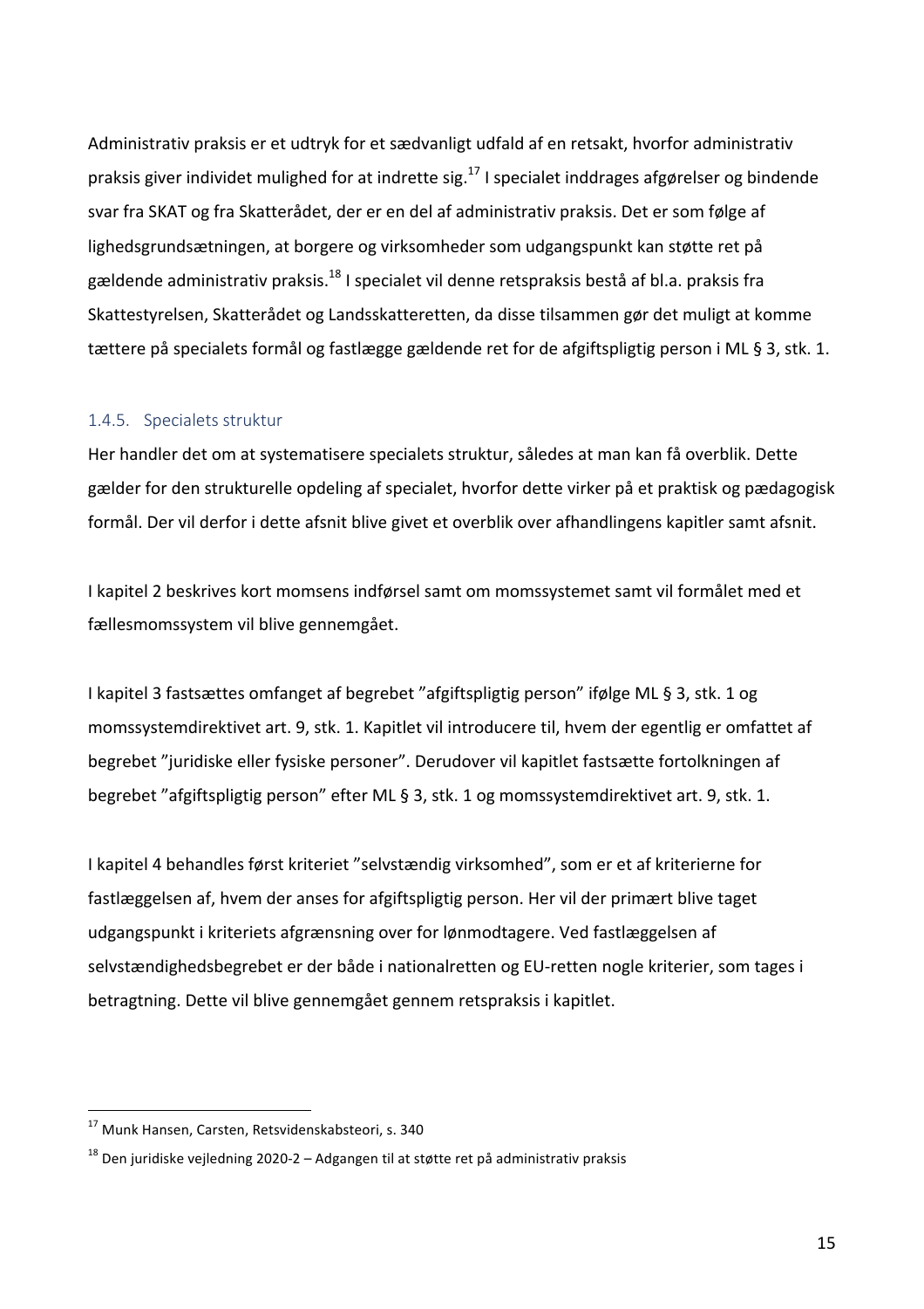Administrativ praksis er et udtryk for et sædvanligt udfald af en retsakt, hvorfor administrativ praksis giver individet mulighed for at indrette sig.[17] I specialet inddrages afgørelser og bindende svar fra SKAT og fra Skatterådet, der er en del af administrativ praksis. Det er som følge af lighedsgrundsætningen, at borgere og virksomheder som udgangspunkt kan støtte ret på gældende administrativ praksis.[18] I specialet vil denne retspraksis bestå af bl.a. praksis fra Skattestyrelsen, Skatterådet og Landsskatteretten, da disse tilsammen gør det muligt at komme tættere på specialets formål og fastlægge gældende ret for de afgiftspligtig person i ML § 3, stk. 1.

### 1.4.5. Specialets struktur

Her handler det om at systematisere specialets struktur, således at man kan få overblik. Dette gælder for den strukturelle opdeling af specialet, hvorfor dette virker på et praktisk og pædagogisk formål. Der vil derfor i dette afsnit blive givet et overblik over afhandlingens kapitler samt afsnit.

I kapitel 2 beskrives kort momsens indførsel samt om momssystemet samt vil formålet med et fællesmomssystem vil blive gennemgået.

I kapitel 3 fastsættes omfanget af begrebet "afgiftspligtig person" ifølge ML § 3, stk. 1 og momssystemdirektivet art. 9, stk. 1. Kapitlet vil introducere til, hvem der egentlig er omfattet af begrebet "juridiske eller fysiske personer". Derudover vil kapitlet fastsætte fortolkningen af begrebet "afgiftspligtig person" efter ML § 3, stk. 1 og momssystemdirektivet art. 9, stk. 1.

I kapitel 4 behandles først kriteriet "selvstændig virksomhed", som er et af kriterierne for fastlæggelsen af, hvem der anses for afgiftspligtig person. Her vil der primært blive taget udgangspunkt i kriteriets afgrænsning over for lønmodtagere. Ved fastlæggelsen af selvstændighedsbegrebet er der både i nationalretten og EU-retten nogle kriterier, som tages i betragtning. Dette vil blive gennemgået gennem retspraksis i kapitlet.

---

[17] Munk Hansen, Carsten, Retsvidenskabsteori, s. 340

[18] Den juridiske vejledning 2020-2 – Adgangen til at støtte ret på administrativ praksis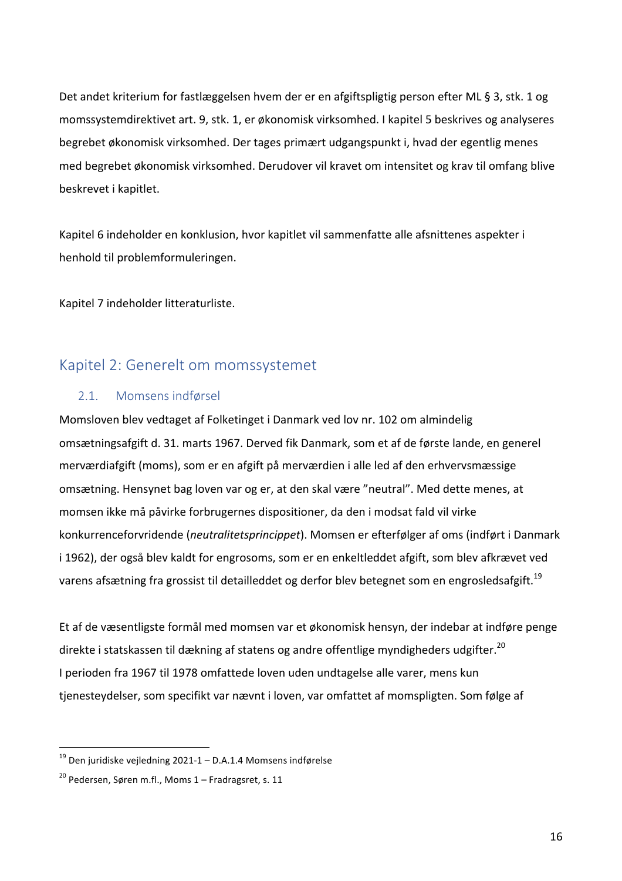Det andet kriterium for fastlæggelsen hvem der er en afgiftspligtig person efter ML § 3, stk. 1 og momssystemdirektivet art. 9, stk. 1, er økonomisk virksomhed. I kapitel 5 beskrives og analyseres begrebet økonomisk virksomhed. Der tages primært udgangspunkt i, hvad der egentlig menes med begrebet økonomisk virksomhed. Derudover vil kravet om intensitet og krav til omfang blive beskrevet i kapitlet.

Kapitel 6 indeholder en konklusion, hvor kapitlet vil sammenfatte alle afsnittenes aspekter i henhold til problemformuleringen.

Kapitel 7 indeholder litteraturliste.

## Kapitel 2: Generelt om momssystemet

### 2.1. Momsens indførsel

Momsloven blev vedtaget af Folketinget i Danmark ved lov nr. 102 om almindelig omsætningsafgift d. 31. marts 1967. Derved fik Danmark, som et af de første lande, en generel merværdiafgift (moms), som er en afgift på merværdien i alle led af den erhvervsmæssige omsætning. Hensynet bag loven var og er, at den skal være "neutral". Med dette menes, at momsen ikke må påvirke forbrugernes dispositioner, da den i modsat fald vil virke konkurrenceforvridende (*neutralitetsprincippet*). Momsen er efterfølger af oms (indført i Danmark i 1962), der også blev kaldt for engrosoms, som er en enkeltleddet afgift, som blev afkrævet ved varens afsætning fra grossist til detailleddet og derfor blev betegnet som en engrosledsafgift.[19]

Et af de væsentligste formål med momsen var et økonomisk hensyn, der indebar at indføre penge direkte i statskassen til dækning af statens og andre offentlige myndigheders udgifter.[20]
I perioden fra 1967 til 1978 omfattede loven uden undtagelse alle varer, mens kun tjenesteydelser, som specifikt var nævnt i loven, var omfattet af momspligten. Som følge af

---

[19] Den juridiske vejledning 2021-1 – D.A.1.4 Momsens indførelse

[20] Pedersen, Søren m.fl., Moms 1 – Fradragsret, s. 11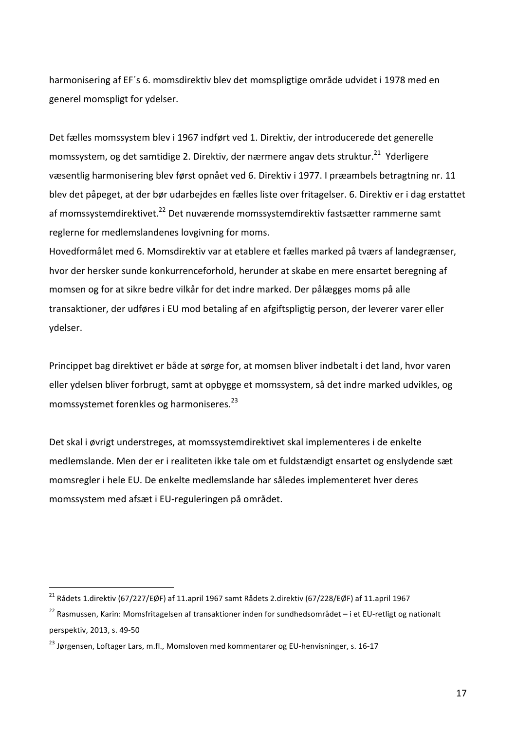harmonisering af EF´s 6. momsdirektiv blev det momspligtige område udvidet i 1978 med en generel momspligt for ydelser.

Det fælles momssystem blev i 1967 indført ved 1. Direktiv, der introducerede det generelle momssystem, og det samtidige 2. Direktiv, der nærmere angav dets struktur.[21] Yderligere væsentlig harmonisering blev først opnået ved 6. Direktiv i 1977. I præambels betragtning nr. 11 blev det påpeget, at der bør udarbejdes en fælles liste over fritagelser. 6. Direktiv er i dag erstattet af momssystemdirektivet.[22] Det nuværende momssystemdirektiv fastsætter rammerne samt reglerne for medlemslandenes lovgivning for moms.

Hovedformålet med 6. Momsdirektiv var at etablere et fælles marked på tværs af landegrænser, hvor der hersker sunde konkurrenceforhold, herunder at skabe en mere ensartet beregning af momsen og for at sikre bedre vilkår for det indre marked. Der pålægges moms på alle transaktioner, der udføres i EU mod betaling af en afgiftspligtig person, der leverer varer eller ydelser.

Princippet bag direktivet er både at sørge for, at momsen bliver indbetalt i det land, hvor varen eller ydelsen bliver forbrugt, samt at opbygge et momssystem, så det indre marked udvikles, og momssystemet forenkles og harmoniseres.[23]

Det skal i øvrigt understreges, at momssystemdirektivet skal implementeres i de enkelte medlemslande. Men der er i realiteten ikke tale om et fuldstændigt ensartet og enslydende sæt momsregler i hele EU. De enkelte medlemslande har således implementeret hver deres momssystem med afsæt i EU-reguleringen på området.

---

[21] Rådets 1.direktiv (67/227/EØF) af 11.april 1967 samt Rådets 2.direktiv (67/228/EØF) af 11.april 1967

[22] Rasmussen, Karin: Momsfritagelsen af transaktioner inden for sundhedsområdet – i et EU-retligt og nationalt perspektiv, 2013, s. 49-50

[23] Jørgensen, Loftager Lars, m.fl., Momsloven med kommentarer og EU-henvisninger, s. 16-17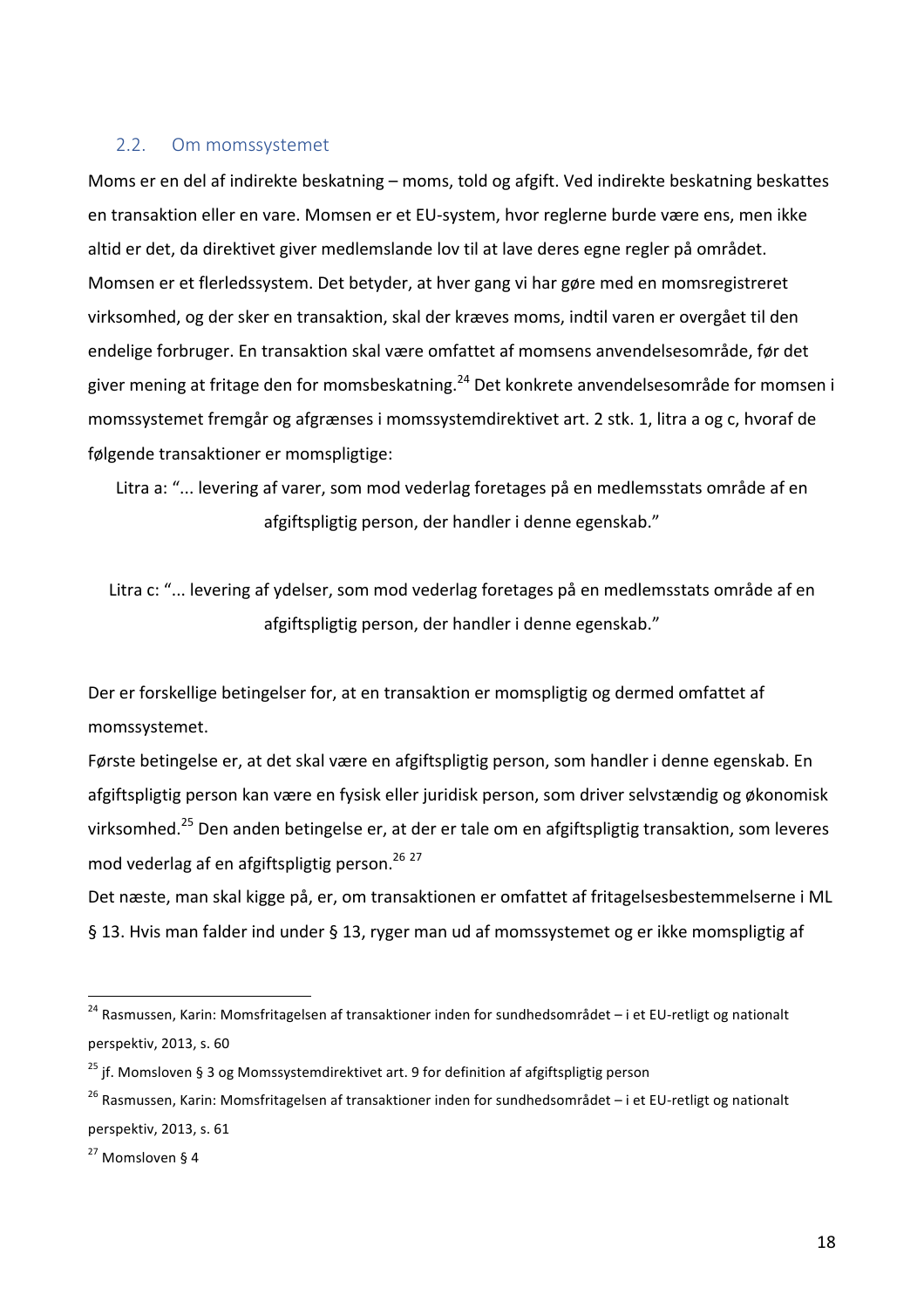## 2.2. Om momssystemet

Moms er en del af indirekte beskatning – moms, told og afgift. Ved indirekte beskatning beskattes en transaktion eller en vare. Momsen er et EU-system, hvor reglerne burde være ens, men ikke altid er det, da direktivet giver medlemslande lov til at lave deres egne regler på området. Momsen er et flerledssystem. Det betyder, at hver gang vi har gøre med en momsregistreret virksomhed, og der sker en transaktion, skal der kræves moms, indtil varen er overgået til den endelige forbruger. En transaktion skal være omfattet af momsens anvendelsesområde, før det giver mening at fritage den for momsbeskatning.[24] Det konkrete anvendelsesområde for momsen i momssystemet fremgår og afgrænses i momssystemdirektivet art. 2 stk. 1, litra a og c, hvoraf de følgende transaktioner er momspligtige:

> Litra a: "... levering af varer, som mod vederlag foretages på en medlemsstats område af en afgiftspligtig person, der handler i denne egenskab."

> Litra c: "... levering af ydelser, som mod vederlag foretages på en medlemsstats område af en afgiftspligtig person, der handler i denne egenskab."

Der er forskellige betingelser for, at en transaktion er momspligtig og dermed omfattet af momssystemet.

Første betingelse er, at det skal være en afgiftspligtig person, som handler i denne egenskab. En afgiftspligtig person kan være en fysisk eller juridisk person, som driver selvstændig og økonomisk virksomhed.[25] Den anden betingelse er, at der er tale om en afgiftspligtig transaktion, som leveres mod vederlag af en afgiftspligtig person.[26] [27]

Det næste, man skal kigge på, er, om transaktionen er omfattet af fritagelsesbestemmelserne i ML § 13. Hvis man falder ind under § 13, ryger man ud af momssystemet og er ikke momspligtig af

---

[24] Rasmussen, Karin: Momsfritagelsen af transaktioner inden for sundhedsområdet – i et EU-retligt og nationalt perspektiv, 2013, s. 60

[25] jf. Momsloven § 3 og Momssystemdirektivet art. 9 for definition af afgiftspligtig person

[26] Rasmussen, Karin: Momsfritagelsen af transaktioner inden for sundhedsområdet – i et EU-retligt og nationalt perspektiv, 2013, s. 61

[27] Momsloven § 4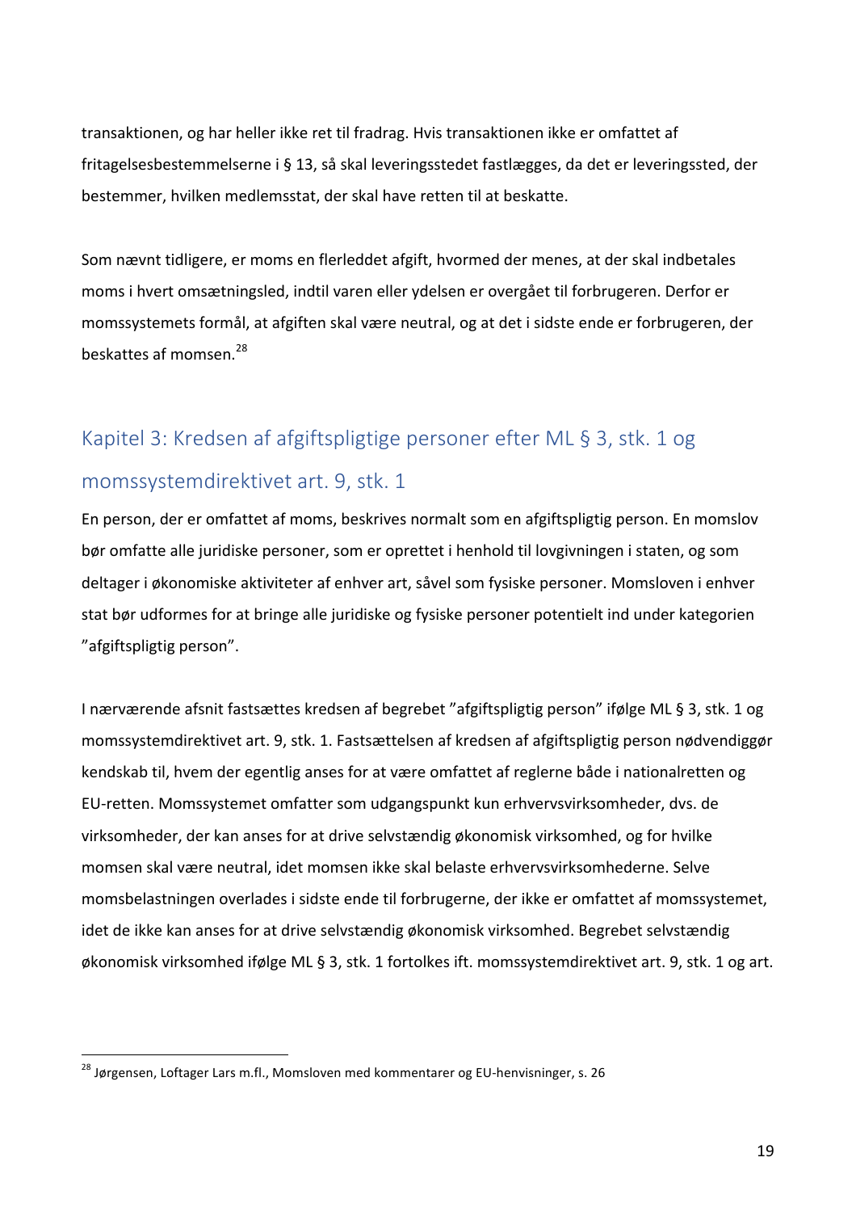transaktionen, og har heller ikke ret til fradrag. Hvis transaktionen ikke er omfattet af fritagelsesbestemmelserne i § 13, så skal leveringsstedet fastlægges, da det er leveringssted, der bestemmer, hvilken medlemsstat, der skal have retten til at beskatte.

Som nævnt tidligere, er moms en flerleddet afgift, hvormed der menes, at der skal indbetales moms i hvert omsætningsled, indtil varen eller ydelsen er overgået til forbrugeren. Derfor er momssystemets formål, at afgiften skal være neutral, og at det i sidste ende er forbrugeren, der beskattes af momsen.[28]

## Kapitel 3: Kredsen af afgiftspligtige personer efter ML § 3, stk. 1 og momssystemdirektivet art. 9, stk. 1

En person, der er omfattet af moms, beskrives normalt som en afgiftspligtig person. En momslov bør omfatte alle juridiske personer, som er oprettet i henhold til lovgivningen i staten, og som deltager i økonomiske aktiviteter af enhver art, såvel som fysiske personer. Momsloven i enhver stat bør udformes for at bringe alle juridiske og fysiske personer potentielt ind under kategorien "afgiftspligtig person".

I nærværende afsnit fastsættes kredsen af begrebet "afgiftspligtig person" ifølge ML § 3, stk. 1 og momssystemdirektivet art. 9, stk. 1. Fastsættelsen af kredsen af afgiftspligtig person nødvendiggør kendskab til, hvem der egentlig anses for at være omfattet af reglerne både i nationalretten og EU-retten. Momssystemet omfatter som udgangspunkt kun erhvervsvirksomheder, dvs. de virksomheder, der kan anses for at drive selvstændig økonomisk virksomhed, og for hvilke momsen skal være neutral, idet momsen ikke skal belaste erhvervsvirksomhederne. Selve momsbelastningen overlades i sidste ende til forbrugerne, der ikke er omfattet af momssystemet, idet de ikke kan anses for at drive selvstændig økonomisk virksomhed. Begrebet selvstændig økonomisk virksomhed ifølge ML § 3, stk. 1 fortolkes ift. momssystemdirektivet art. 9, stk. 1 og art.

[28] Jørgensen, Loftager Lars m.fl., Momsloven med kommentarer og EU-henvisninger, s. 26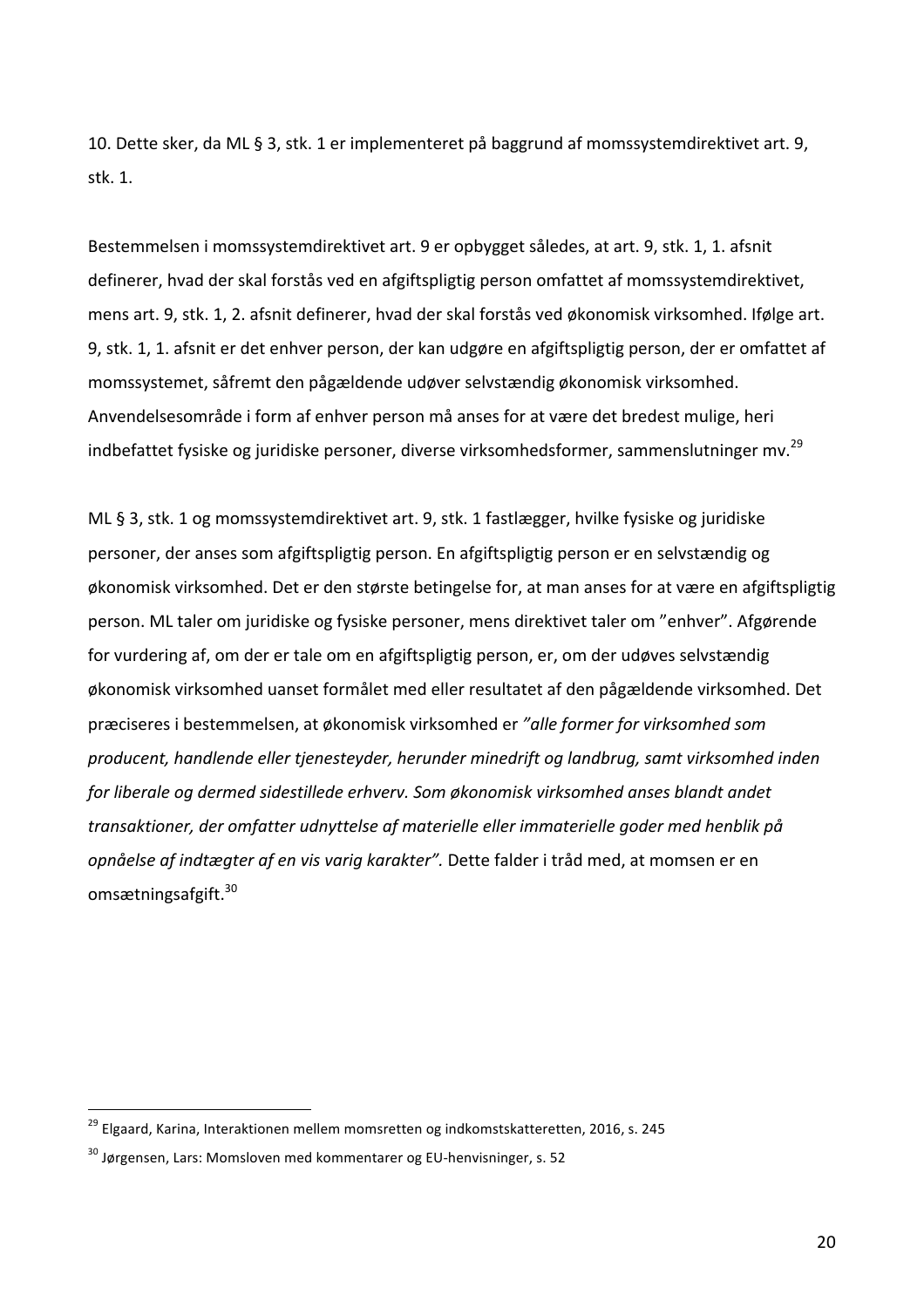10. Dette sker, da ML § 3, stk. 1 er implementeret på baggrund af momssystemdirektivet art. 9, stk. 1.

Bestemmelsen i momssystemdirektivet art. 9 er opbygget således, at art. 9, stk. 1, 1. afsnit definerer, hvad der skal forstås ved en afgiftspligtig person omfattet af momssystemdirektivet, mens art. 9, stk. 1, 2. afsnit definerer, hvad der skal forstås ved økonomisk virksomhed. Ifølge art. 9, stk. 1, 1. afsnit er det enhver person, der kan udgøre en afgiftspligtig person, der er omfattet af momssystemet, såfremt den pågældende udøver selvstændig økonomisk virksomhed. Anvendelsesområde i form af enhver person må anses for at være det bredest mulige, heri indbefattet fysiske og juridiske personer, diverse virksomhedsformer, sammenslutninger mv.[29]

ML § 3, stk. 1 og momssystemdirektivet art. 9, stk. 1 fastlægger, hvilke fysiske og juridiske personer, der anses som afgiftspligtig person. En afgiftspligtig person er en selvstændig og økonomisk virksomhed. Det er den største betingelse for, at man anses for at være en afgiftspligtig person. ML taler om juridiske og fysiske personer, mens direktivet taler om "enhver". Afgørende for vurdering af, om der er tale om en afgiftspligtig person, er, om der udøves selvstændig økonomisk virksomhed uanset formålet med eller resultatet af den pågældende virksomhed. Det præciseres i bestemmelsen, at økonomisk virksomhed er *"alle former for virksomhed som producent, handlende eller tjenesteyder, herunder minedrift og landbrug, samt virksomhed inden for liberale og dermed sidestillede erhverv. Som økonomisk virksomhed anses blandt andet transaktioner, der omfatter udnyttelse af materielle eller immaterielle goder med henblik på opnåelse af indtægter af en vis varig karakter".* Dette falder i tråd med, at momsen er en omsætningsafgift.[30]

---

[29] Elgaard, Karina, Interaktionen mellem momsretten og indkomstskatteretten, 2016, s. 245

[30] Jørgensen, Lars: Momsloven med kommentarer og EU-henvisninger, s. 52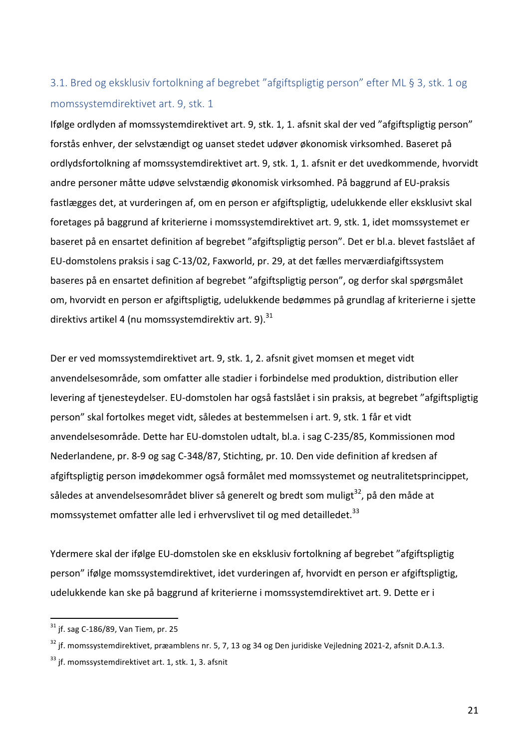### 3.1. Bred og eksklusiv fortolkning af begrebet "afgiftspligtig person" efter ML § 3, stk. 1 og momssystemdirektivet art. 9, stk. 1

Ifølge ordlyden af momssystemdirektivet art. 9, stk. 1, 1. afsnit skal der ved "afgiftspligtig person" forstås enhver, der selvstændigt og uanset stedet udøver økonomisk virksomhed. Baseret på ordlydsfortolkning af momssystemdirektivet art. 9, stk. 1, 1. afsnit er det uvedkommende, hvorvidt andre personer måtte udøve selvstændig økonomisk virksomhed. På baggrund af EU-praksis fastlægges det, at vurderingen af, om en person er afgiftspligtig, udelukkende eller eksklusivt skal foretages på baggrund af kriterierne i momssystemdirektivet art. 9, stk. 1, idet momssystemet er baseret på en ensartet definition af begrebet "afgiftspligtig person". Det er bl.a. blevet fastslået af EU-domstolens praksis i sag C-13/02, Faxworld, pr. 29, at det fælles merværdiafgiftssystem baseres på en ensartet definition af begrebet "afgiftspligtig person", og derfor skal spørgsmålet om, hvorvidt en person er afgiftspligtig, udelukkende bedømmes på grundlag af kriterierne i sjette direktivs artikel 4 (nu momssystemdirektiv art. 9).[31]

Der er ved momssystemdirektivet art. 9, stk. 1, 2. afsnit givet momsen et meget vidt anvendelsesområde, som omfatter alle stadier i forbindelse med produktion, distribution eller levering af tjenesteydelser. EU-domstolen har også fastslået i sin praksis, at begrebet "afgiftspligtig person" skal fortolkes meget vidt, således at bestemmelsen i art. 9, stk. 1 får et vidt anvendelsesområde. Dette har EU-domstolen udtalt, bl.a. i sag C-235/85, Kommissionen mod Nederlandene, pr. 8-9 og sag C-348/87, Stichting, pr. 10. Den vide definition af kredsen af afgiftspligtig person imødekommer også formålet med momssystemet og neutralitetsprincippet, således at anvendelsesområdet bliver så generelt og bredt som muligt[32], på den måde at momssystemet omfatter alle led i erhvervslivet til og med detailledet.[33]

Ydermere skal der ifølge EU-domstolen ske en eksklusiv fortolkning af begrebet "afgiftspligtig person" ifølge momssystemdirektivet, idet vurderingen af, hvorvidt en person er afgiftspligtig, udelukkende kan ske på baggrund af kriterierne i momssystemdirektivet art. 9. Dette er i

---

[31] jf. sag C-186/89, Van Tiem, pr. 25

[32] jf. momssystemdirektivet, præamblens nr. 5, 7, 13 og 34 og Den juridiske Vejledning 2021-2, afsnit D.A.1.3.

[33] jf. momssystemdirektivet art. 1, stk. 1, 3. afsnit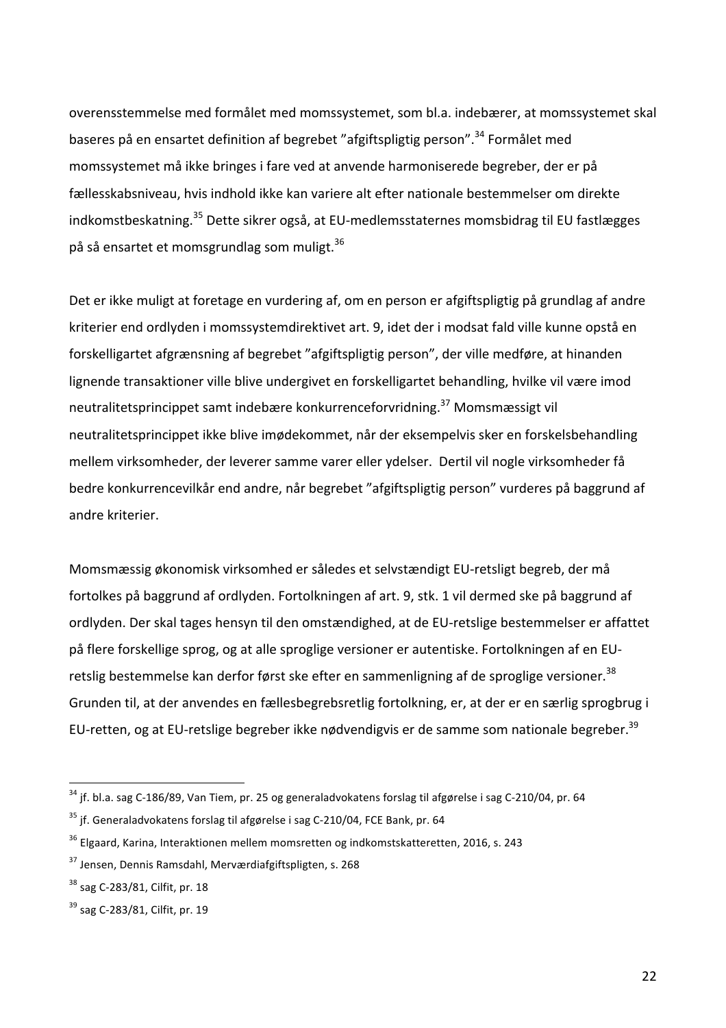overensstemmelse med formålet med momssystemet, som bl.a. indebærer, at momssystemet skal baseres på en ensartet definition af begrebet "afgiftspligtig person".[34] Formålet med momssystemet må ikke bringes i fare ved at anvende harmoniserede begreber, der er på fællesskabsniveau, hvis indhold ikke kan variere alt efter nationale bestemmelser om direkte indkomstbeskatning.[35] Dette sikrer også, at EU-medlemsstaternes momsbidrag til EU fastlægges på så ensartet et momsgrundlag som muligt.[36]

Det er ikke muligt at foretage en vurdering af, om en person er afgiftspligtig på grundlag af andre kriterier end ordlyden i momssystemdirektivet art. 9, idet der i modsat fald ville kunne opstå en forskelligartet afgrænsning af begrebet "afgiftspligtig person", der ville medføre, at hinanden lignende transaktioner ville blive undergivet en forskelligartet behandling, hvilke vil være imod neutralitetsprincippet samt indebære konkurrenceforvridning.[37] Momsmæssigt vil neutralitetsprincippet ikke blive imødekommet, når der eksempelvis sker en forskelsbehandling mellem virksomheder, der leverer samme varer eller ydelser. Dertil vil nogle virksomheder få bedre konkurrencevilkår end andre, når begrebet "afgiftspligtig person" vurderes på baggrund af andre kriterier.

Momsmæssig økonomisk virksomhed er således et selvstændigt EU-retsligt begreb, der må fortolkes på baggrund af ordlyden. Fortolkningen af art. 9, stk. 1 vil dermed ske på baggrund af ordlyden. Der skal tages hensyn til den omstændighed, at de EU-retslige bestemmelser er affattet på flere forskellige sprog, og at alle sproglige versioner er autentiske. Fortolkningen af en EU-retslig bestemmelse kan derfor først ske efter en sammenligning af de sproglige versioner.[38] Grunden til, at der anvendes en fællesbegrebsretlig fortolkning, er, at der er en særlig sprogbrug i EU-retten, og at EU-retslige begreber ikke nødvendigvis er de samme som nationale begreber.[39]

---

[34] jf. bl.a. sag C-186/89, Van Tiem, pr. 25 og generaladvokatens forslag til afgørelse i sag C-210/04, pr. 64

[35] jf. Generaladvokatens forslag til afgørelse i sag C-210/04, FCE Bank, pr. 64

[36] Elgaard, Karina, Interaktionen mellem momsretten og indkomstskatteretten, 2016, s. 243

[37] Jensen, Dennis Ramsdahl, Merværdiafgiftspligten, s. 268

[38] sag C-283/81, Cilfit, pr. 18

[39] sag C-283/81, Cilfit, pr. 19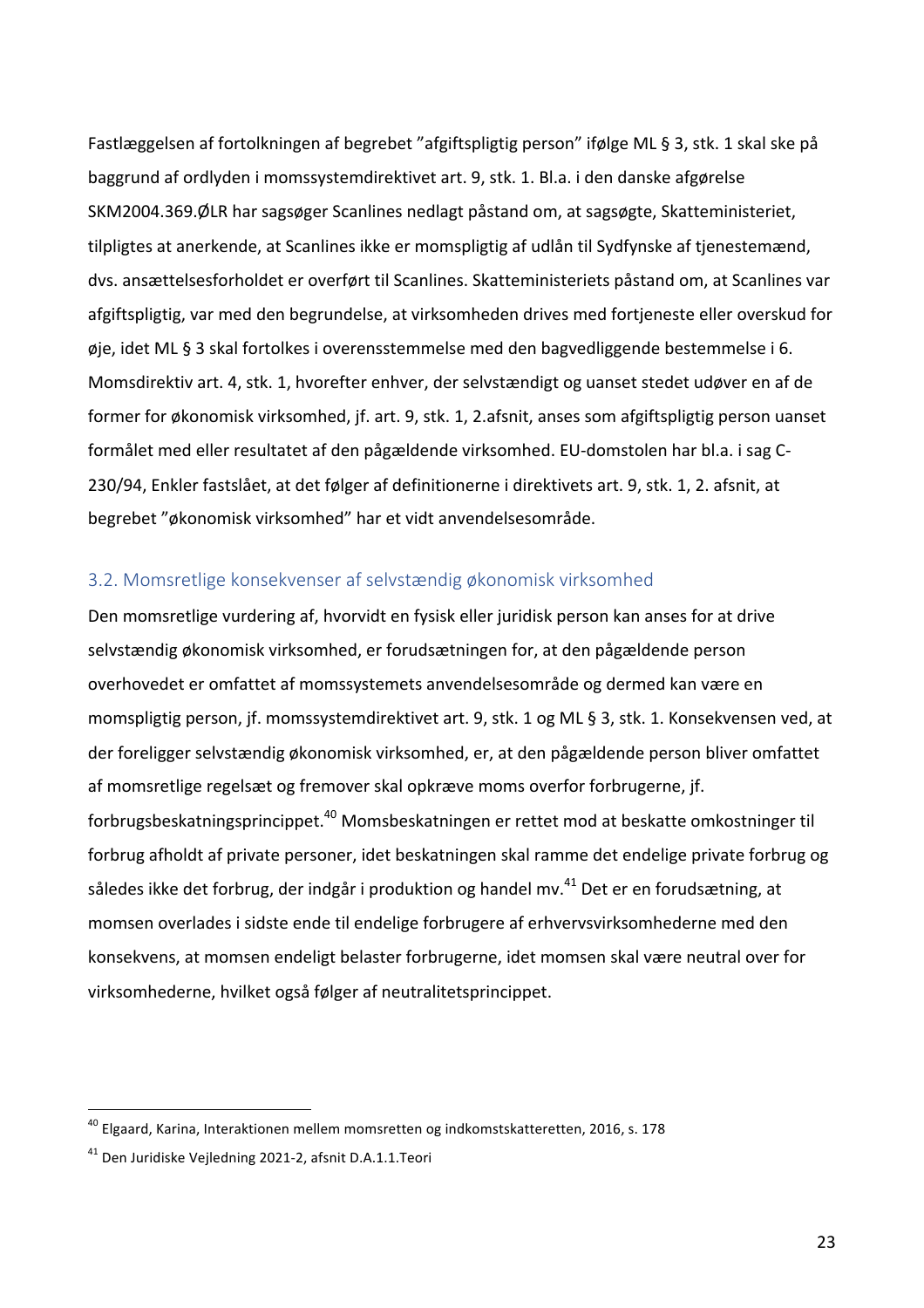Fastlæggelsen af fortolkningen af begrebet "afgiftspligtig person" ifølge ML § 3, stk. 1 skal ske på baggrund af ordlyden i momssystemdirektivet art. 9, stk. 1. Bl.a. i den danske afgørelse SKM2004.369.ØLR har sagsøger Scanlines nedlagt påstand om, at sagsøgte, Skatteministeriet, tilpligtes at anerkende, at Scanlines ikke er momspligtig af udlån til Sydfynske af tjenestemænd, dvs. ansættelsesforholdet er overført til Scanlines. Skatteministeriets påstand om, at Scanlines var afgiftspligtig, var med den begrundelse, at virksomheden drives med fortjeneste eller overskud for øje, idet ML § 3 skal fortolkes i overensstemmelse med den bagvedliggende bestemmelse i 6. Momsdirektiv art. 4, stk. 1, hvorefter enhver, der selvstændigt og uanset stedet udøver en af de former for økonomisk virksomhed, jf. art. 9, stk. 1, 2.afsnit, anses som afgiftspligtig person uanset formålet med eller resultatet af den pågældende virksomhed. EU-domstolen har bl.a. i sag C-230/94, Enkler fastslået, at det følger af definitionerne i direktivets art. 9, stk. 1, 2. afsnit, at begrebet "økonomisk virksomhed" har et vidt anvendelsesområde.

## 3.2. Momsretlige konsekvenser af selvstændig økonomisk virksomhed

Den momsretlige vurdering af, hvorvidt en fysisk eller juridisk person kan anses for at drive selvstændig økonomisk virksomhed, er forudsætningen for, at den pågældende person overhovedet er omfattet af momssystemets anvendelsesområde og dermed kan være en momspligtig person, jf. momssystemdirektivet art. 9, stk. 1 og ML § 3, stk. 1. Konsekvensen ved, at der foreligger selvstændig økonomisk virksomhed, er, at den pågældende person bliver omfattet af momsretlige regelsæt og fremover skal opkræve moms overfor forbrugerne, jf. forbrugsbeskatningsprincippet.[40] Momsbeskatningen er rettet mod at beskatte omkostninger til forbrug afholdt af private personer, idet beskatningen skal ramme det endelige private forbrug og således ikke det forbrug, der indgår i produktion og handel mv.[41] Det er en forudsætning, at momsen overlades i sidste ende til endelige forbrugere af erhvervsvirksomhederne med den konsekvens, at momsen endeligt belaster forbrugerne, idet momsen skal være neutral over for virksomhederne, hvilket også følger af neutralitetsprincippet.

---

[40] Elgaard, Karina, Interaktionen mellem momsretten og indkomstskatteretten, 2016, s. 178

[41] Den Juridiske Vejledning 2021-2, afsnit D.A.1.1.Teori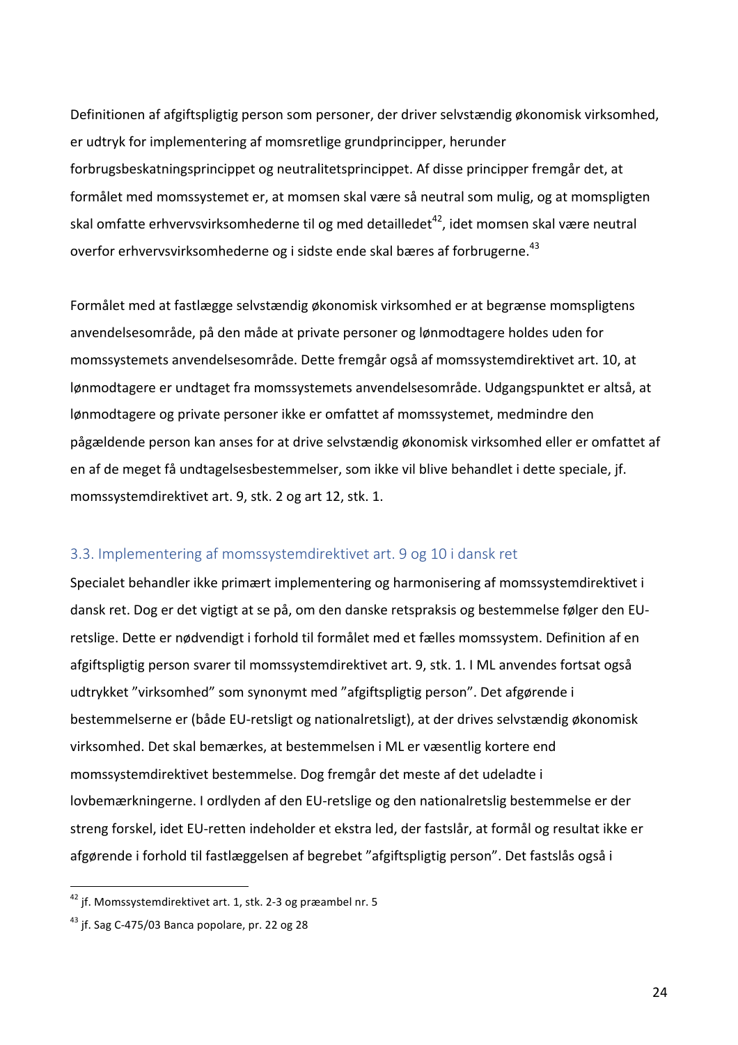Definitionen af afgiftspligtig person som personer, der driver selvstændig økonomisk virksomhed, er udtryk for implementering af momsretlige grundprincipper, herunder forbrugsbeskatningsprincippet og neutralitetsprincippet. Af disse principper fremgår det, at formålet med momssystemet er, at momsen skal være så neutral som mulig, og at momspligten skal omfatte erhvervsvirksomhederne til og med detailledet[42], idet momsen skal være neutral overfor erhvervsvirksomhederne og i sidste ende skal bæres af forbrugerne.[43]

Formålet med at fastlægge selvstændig økonomisk virksomhed er at begrænse momspligtens anvendelsesområde, på den måde at private personer og lønmodtagere holdes uden for momssystemets anvendelsesområde. Dette fremgår også af momssystemdirektivet art. 10, at lønmodtagere er undtaget fra momssystemets anvendelsesområde. Udgangspunktet er altså, at lønmodtagere og private personer ikke er omfattet af momssystemet, medmindre den pågældende person kan anses for at drive selvstændig økonomisk virksomhed eller er omfattet af en af de meget få undtagelsesbestemmelser, som ikke vil blive behandlet i dette speciale, jf. momssystemdirektivet art. 9, stk. 2 og art 12, stk. 1.

### 3.3. Implementering af momssystemdirektivet art. 9 og 10 i dansk ret

Specialet behandler ikke primært implementering og harmonisering af momssystemdirektivet i dansk ret. Dog er det vigtigt at se på, om den danske retspraksis og bestemmelse følger den EU-retslige. Dette er nødvendigt i forhold til formålet med et fælles momssystem. Definition af en afgiftspligtig person svarer til momssystemdirektivet art. 9, stk. 1. I ML anvendes fortsat også udtrykket "virksomhed" som synonymt med "afgiftspligtig person". Det afgørende i bestemmelserne er (både EU-retsligt og nationalretsligt), at der drives selvstændig økonomisk virksomhed. Det skal bemærkes, at bestemmelsen i ML er væsentlig kortere end momssystemdirektivet bestemmelse. Dog fremgår det meste af det udeladte i lovbemærkningerne. I ordlyden af den EU-retslige og den nationalretslig bestemmelse er der streng forskel, idet EU-retten indeholder et ekstra led, der fastslår, at formål og resultat ikke er afgørende i forhold til fastlæggelsen af begrebet "afgiftspligtig person". Det fastslås også i

[42] jf. Momssystemdirektivet art. 1, stk. 2-3 og præambel nr. 5

[43] jf. Sag C-475/03 Banca popolare, pr. 22 og 28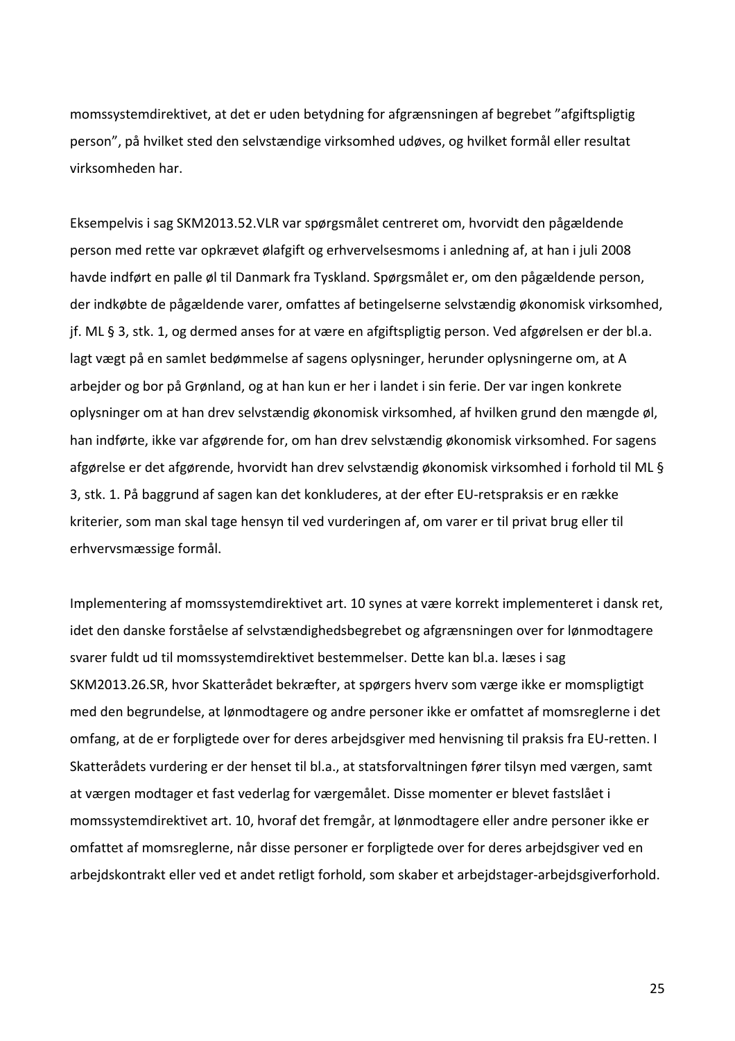momssystemdirektivet, at det er uden betydning for afgrænsningen af begrebet "afgiftspligtig person", på hvilket sted den selvstændige virksomhed udøves, og hvilket formål eller resultat virksomheden har.

Eksempelvis i sag SKM2013.52.VLR var spørgsmålet centreret om, hvorvidt den pågældende person med rette var opkrævet ølafgift og erhvervelsesmoms i anledning af, at han i juli 2008 havde indført en palle øl til Danmark fra Tyskland. Spørgsmålet er, om den pågældende person, der indkøbte de pågældende varer, omfattes af betingelserne selvstændig økonomisk virksomhed, jf. ML § 3, stk. 1, og dermed anses for at være en afgiftspligtig person. Ved afgørelsen er der bl.a. lagt vægt på en samlet bedømmelse af sagens oplysninger, herunder oplysningerne om, at A arbejder og bor på Grønland, og at han kun er her i landet i sin ferie. Der var ingen konkrete oplysninger om at han drev selvstændig økonomisk virksomhed, af hvilken grund den mængde øl, han indførte, ikke var afgørende for, om han drev selvstændig økonomisk virksomhed. For sagens afgørelse er det afgørende, hvorvidt han drev selvstændig økonomisk virksomhed i forhold til ML § 3, stk. 1. På baggrund af sagen kan det konkluderes, at der efter EU-retspraksis er en række kriterier, som man skal tage hensyn til ved vurderingen af, om varer er til privat brug eller til erhvervsmæssige formål.

Implementering af momssystemdirektivet art. 10 synes at være korrekt implementeret i dansk ret, idet den danske forståelse af selvstændighedsbegrebet og afgrænsningen over for lønmodtagere svarer fuldt ud til momssystemdirektivet bestemmelser. Dette kan bl.a. læses i sag SKM2013.26.SR, hvor Skatterådet bekræfter, at spørgers hverv som værge ikke er momspligtigt med den begrundelse, at lønmodtagere og andre personer ikke er omfattet af momsreglerne i det omfang, at de er forpligtede over for deres arbejdsgiver med henvisning til praksis fra EU-retten. I Skatterådets vurdering er der henset til bl.a., at statsforvaltningen fører tilsyn med værgen, samt at værgen modtager et fast vederlag for værgemålet. Disse momenter er blevet fastslået i momssystemdirektivet art. 10, hvoraf det fremgår, at lønmodtagere eller andre personer ikke er omfattet af momsreglerne, når disse personer er forpligtede over for deres arbejdsgiver ved en arbejdskontrakt eller ved et andet retligt forhold, som skaber et arbejdstager-arbejdsgiverforhold.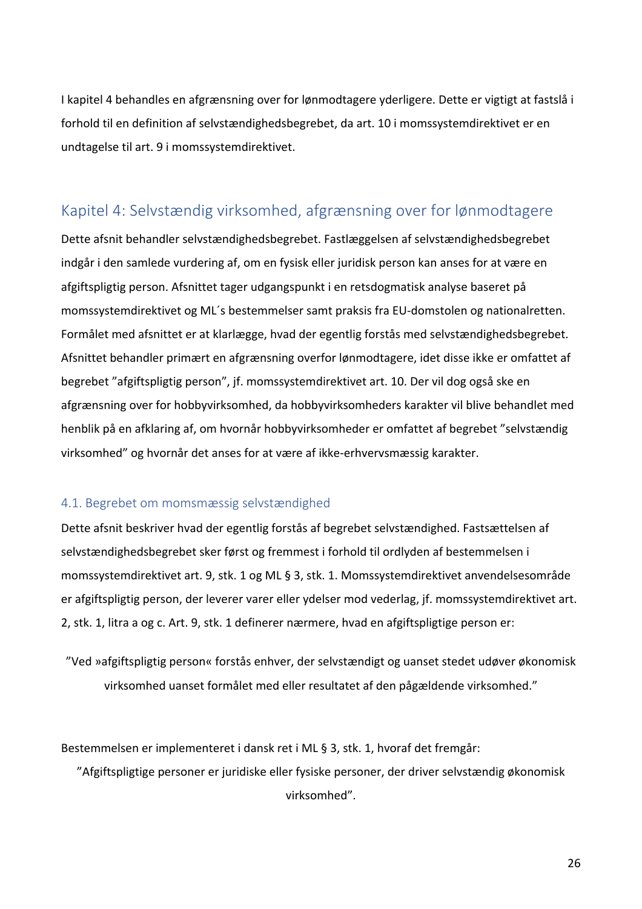I kapitel 4 behandles en afgrænsning over for lønmodtagere yderligere. Dette er vigtigt at fastslå i forhold til en definition af selvstændighedsbegrebet, da art. 10 i momssystemdirektivet er en undtagelse til art. 9 i momssystemdirektivet.

## Kapitel 4: Selvstændig virksomhed, afgrænsning over for lønmodtagere

Dette afsnit behandler selvstændighedsbegrebet. Fastlæggelsen af selvstændighedsbegrebet indgår i den samlede vurdering af, om en fysisk eller juridisk person kan anses for at være en afgiftspligtig person. Afsnittet tager udgangspunkt i en retsdogmatisk analyse baseret på momssystemdirektivet og ML´s bestemmelser samt praksis fra EU-domstolen og nationalretten. Formålet med afsnittet er at klarlægge, hvad der egentlig forstås med selvstændighedsbegrebet. Afsnittet behandler primært en afgrænsning overfor lønmodtagere, idet disse ikke er omfattet af begrebet "afgiftspligtig person", jf. momssystemdirektivet art. 10. Der vil dog også ske en afgrænsning over for hobbyvirksomhed, da hobbyvirksomheders karakter vil blive behandlet med henblik på en afklaring af, om hvornår hobbyvirksomheder er omfattet af begrebet "selvstændig virksomhed" og hvornår det anses for at være af ikke-erhvervsmæssig karakter.

### 4.1. Begrebet om momsmæssig selvstændighed

Dette afsnit beskriver hvad der egentlig forstås af begrebet selvstændighed. Fastsættelsen af selvstændighedsbegrebet sker først og fremmest i forhold til ordlyden af bestemmelsen i momssystemdirektivet art. 9, stk. 1 og ML § 3, stk. 1. Momssystemdirektivet anvendelsesområde er afgiftspligtig person, der leverer varer eller ydelser mod vederlag, jf. momssystemdirektivet art. 2, stk. 1, litra a og c. Art. 9, stk. 1 definerer nærmere, hvad en afgiftspligtige person er:

> "Ved »afgiftspligtig person« forstås enhver, der selvstændigt og uanset stedet udøver økonomisk virksomhed uanset formålet med eller resultatet af den pågældende virksomhed."

Bestemmelsen er implementeret i dansk ret i ML § 3, stk. 1, hvoraf det fremgår:

> "Afgiftspligtige personer er juridiske eller fysiske personer, der driver selvstændig økonomisk virksomhed".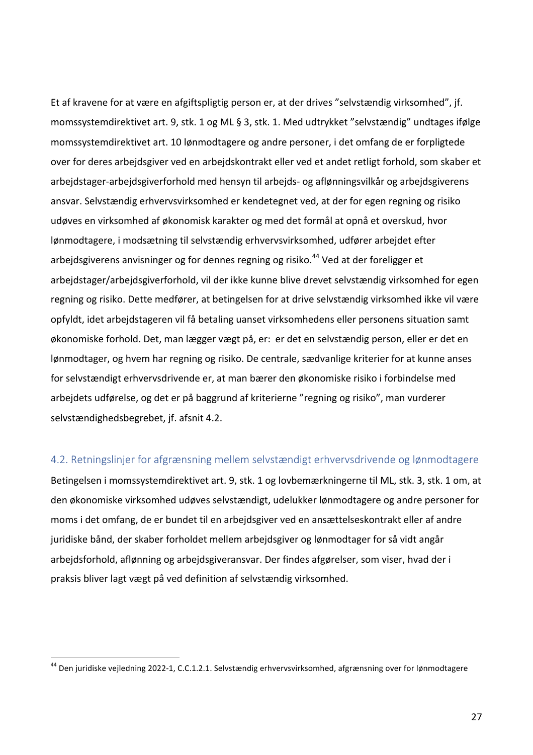Et af kravene for at være en afgiftspligtig person er, at der drives ”selvstændig virksomhed”, jf. momssystemdirektivet art. 9, stk. 1 og ML § 3, stk. 1. Med udtrykket ”selvstændig” undtages ifølge momssystemdirektivet art. 10 lønmodtagere og andre personer, i det omfang de er forpligtede over for deres arbejdsgiver ved en arbejdskontrakt eller ved et andet retligt forhold, som skaber et arbejdstager-arbejdsgiverforhold med hensyn til arbejds- og aflønningsvilkår og arbejdsgiverens ansvar. Selvstændig erhvervsvirksomhed er kendetegnet ved, at der for egen regning og risiko udøves en virksomhed af økonomisk karakter og med det formål at opnå et overskud, hvor lønmodtagere, i modsætning til selvstændig erhvervsvirksomhed, udfører arbejdet efter arbejdsgiverens anvisninger og for dennes regning og risiko.[44] Ved at der foreligger et arbejdstager/arbejdsgiverforhold, vil der ikke kunne blive drevet selvstændig virksomhed for egen regning og risiko. Dette medfører, at betingelsen for at drive selvstændig virksomhed ikke vil være opfyldt, idet arbejdstageren vil få betaling uanset virksomhedens eller personens situation samt økonomiske forhold. Det, man lægger vægt på, er:  er det en selvstændig person, eller er det en lønmodtager, og hvem har regning og risiko. De centrale, sædvanlige kriterier for at kunne anses for selvstændigt erhvervsdrivende er, at man bærer den økonomiske risiko i forbindelse med arbejdets udførelse, og det er på baggrund af kriterierne ”regning og risiko”, man vurderer selvstændighedsbegrebet, jf. afsnit 4.2.

## 4.2. Retningslinjer for afgrænsning mellem selvstændigt erhvervsdrivende og lønmodtagere

Betingelsen i momssystemdirektivet art. 9, stk. 1 og lovbemærkningerne til ML, stk. 3, stk. 1 om, at den økonomiske virksomhed udøves selvstændigt, udelukker lønmodtagere og andre personer for moms i det omfang, de er bundet til en arbejdsgiver ved en ansættelseskontrakt eller af andre juridiske bånd, der skaber forholdet mellem arbejdsgiver og lønmodtager for så vidt angår arbejdsforhold, aflønning og arbejdsgiveransvar. Der findes afgørelser, som viser, hvad der i praksis bliver lagt vægt på ved definition af selvstændig virksomhed.

---

[44] Den juridiske vejledning 2022-1, C.C.1.2.1. Selvstændig erhvervsvirksomhed, afgrænsning over for lønmodtagere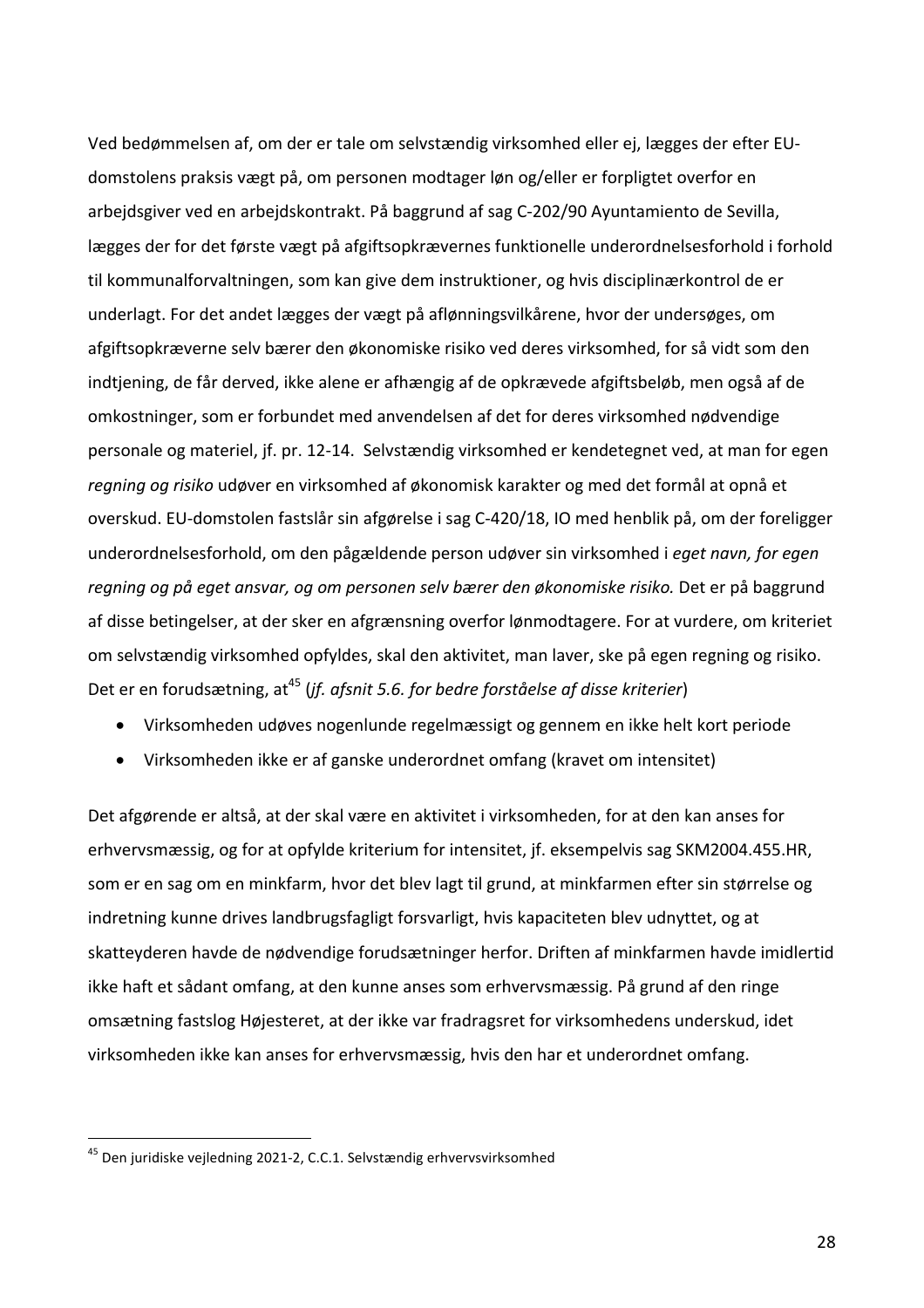Ved bedømmelsen af, om der er tale om selvstændig virksomhed eller ej, lægges der efter EU-domstolens praksis vægt på, om personen modtager løn og/eller er forpligtet overfor en arbejdsgiver ved en arbejdskontrakt. På baggrund af sag C-202/90 Ayuntamiento de Sevilla, lægges der for det første vægt på afgiftsopkrævernes funktionelle underordnelsesforhold i forhold til kommunalforvaltningen, som kan give dem instruktioner, og hvis disciplinærkontrol de er underlagt. For det andet lægges der vægt på aflønningsvilkårene, hvor der undersøges, om afgiftsopkræverne selv bærer den økonomiske risiko ved deres virksomhed, for så vidt som den indtjening, de får derved, ikke alene er afhængig af de opkrævede afgiftsbeløb, men også af de omkostninger, som er forbundet med anvendelsen af det for deres virksomhed nødvendige personale og materiel, jf. pr. 12-14. Selvstændig virksomhed er kendetegnet ved, at man for egen *regning og risiko* udøver en virksomhed af økonomisk karakter og med det formål at opnå et overskud. EU-domstolen fastslår sin afgørelse i sag C-420/18, IO med henblik på, om der foreligger underordnelsesforhold, om den pågældende person udøver sin virksomhed i *eget navn, for egen regning og på eget ansvar, og om personen selv bærer den økonomiske risiko.* Det er på baggrund af disse betingelser, at der sker en afgrænsning overfor lønmodtagere. For at vurdere, om kriteriet om selvstændig virksomhed opfyldes, skal den aktivitet, man laver, ske på egen regning og risiko. Det er en forudsætning, at[45] (*jf. afsnit 5.6. for bedre forståelse af disse kriterier*)

- Virksomheden udøves nogenlunde regelmæssigt og gennem en ikke helt kort periode
- Virksomheden ikke er af ganske underordnet omfang (kravet om intensitet)

Det afgørende er altså, at der skal være en aktivitet i virksomheden, for at den kan anses for erhvervsmæssig, og for at opfylde kriterium for intensitet, jf. eksempelvis sag SKM2004.455.HR, som er en sag om en minkfarm, hvor det blev lagt til grund, at minkfarmen efter sin størrelse og indretning kunne drives landbrugsfagligt forsvarligt, hvis kapaciteten blev udnyttet, og at skatteyderen havde de nødvendige forudsætninger herfor. Driften af minkfarmen havde imidlertid ikke haft et sådant omfang, at den kunne anses som erhvervsmæssig. På grund af den ringe omsætning fastslog Højesteret, at der ikke var fradragsret for virksomhedens underskud, idet virksomheden ikke kan anses for erhvervsmæssig, hvis den har et underordnet omfang.

[45] Den juridiske vejledning 2021-2, C.C.1. Selvstændig erhvervsvirksomhed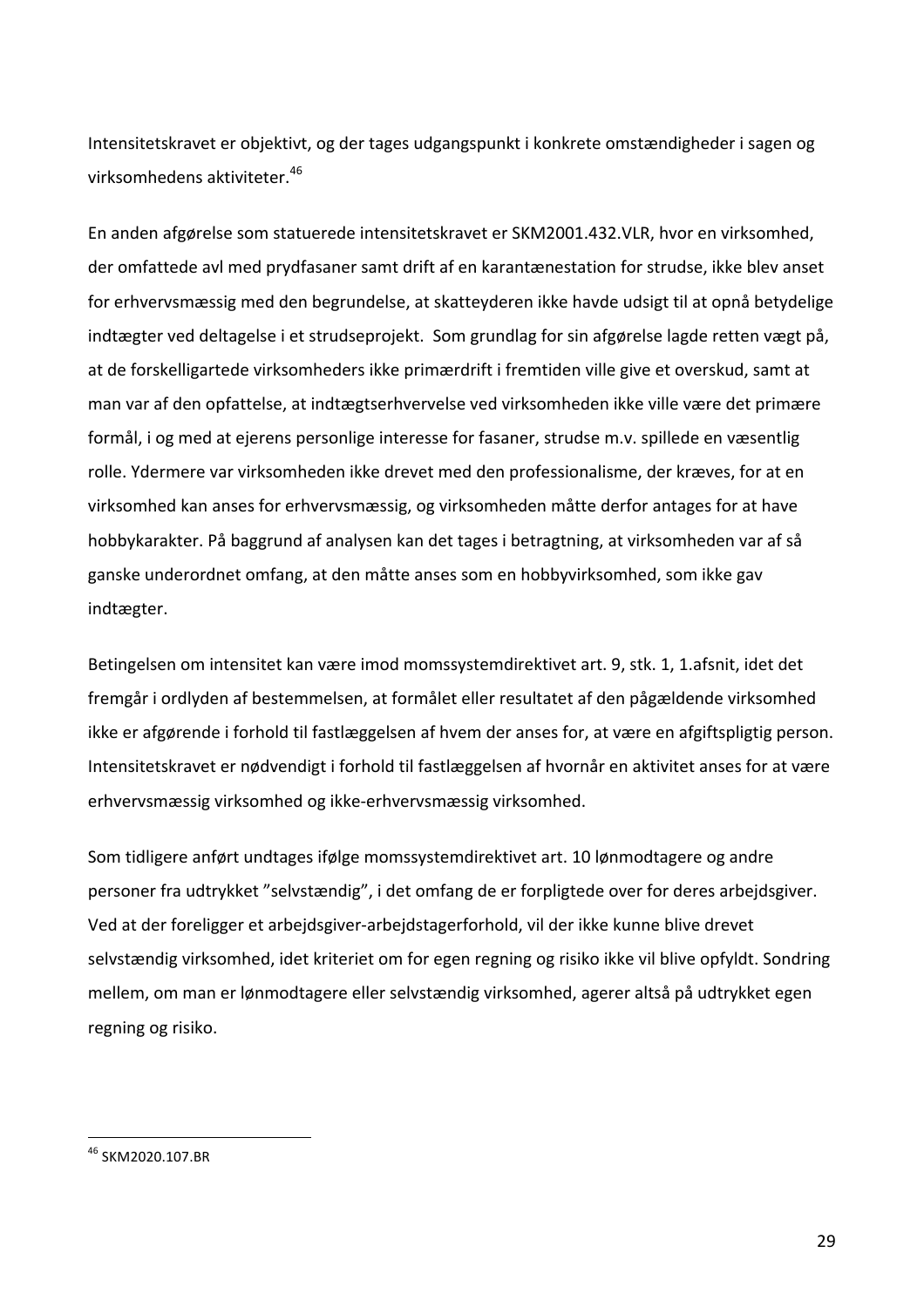Intensitetskravet er objektivt, og der tages udgangspunkt i konkrete omstændigheder i sagen og virksomhedens aktiviteter.[46]

En anden afgørelse som statuerede intensitetskravet er SKM2001.432.VLR, hvor en virksomhed, der omfattede avl med prydfasaner samt drift af en karantænestation for strudse, ikke blev anset for erhvervsmæssig med den begrundelse, at skatteyderen ikke havde udsigt til at opnå betydelige indtægter ved deltagelse i et strudseprojekt. Som grundlag for sin afgørelse lagde retten vægt på, at de forskelligartede virksomheders ikke primærdrift i fremtiden ville give et overskud, samt at man var af den opfattelse, at indtægtserhvervelse ved virksomheden ikke ville være det primære formål, i og med at ejerens personlige interesse for fasaner, strudse m.v. spillede en væsentlig rolle. Ydermere var virksomheden ikke drevet med den professionalisme, der kræves, for at en virksomhed kan anses for erhvervsmæssig, og virksomheden måtte derfor antages for at have hobbykarakter. På baggrund af analysen kan det tages i betragtning, at virksomheden var af så ganske underordnet omfang, at den måtte anses som en hobbyvirksomhed, som ikke gav indtægter.

Betingelsen om intensitet kan være imod momssystemdirektivet art. 9, stk. 1, 1.afsnit, idet det fremgår i ordlyden af bestemmelsen, at formålet eller resultatet af den pågældende virksomhed ikke er afgørende i forhold til fastlæggelsen af hvem der anses for, at være en afgiftspligtig person. Intensitetskravet er nødvendigt i forhold til fastlæggelsen af hvornår en aktivitet anses for at være erhvervsmæssig virksomhed og ikke-erhvervsmæssig virksomhed.

Som tidligere anført undtages ifølge momssystemdirektivet art. 10 lønmodtagere og andre personer fra udtrykket "selvstændig", i det omfang de er forpligtede over for deres arbejdsgiver. Ved at der foreligger et arbejdsgiver-arbejdstagerforhold, vil der ikke kunne blive drevet selvstændig virksomhed, idet kriteriet om for egen regning og risiko ikke vil blive opfyldt. Sondring mellem, om man er lønmodtagere eller selvstændig virksomhed, agerer altså på udtrykket egen regning og risiko.

---

[46] SKM2020.107.BR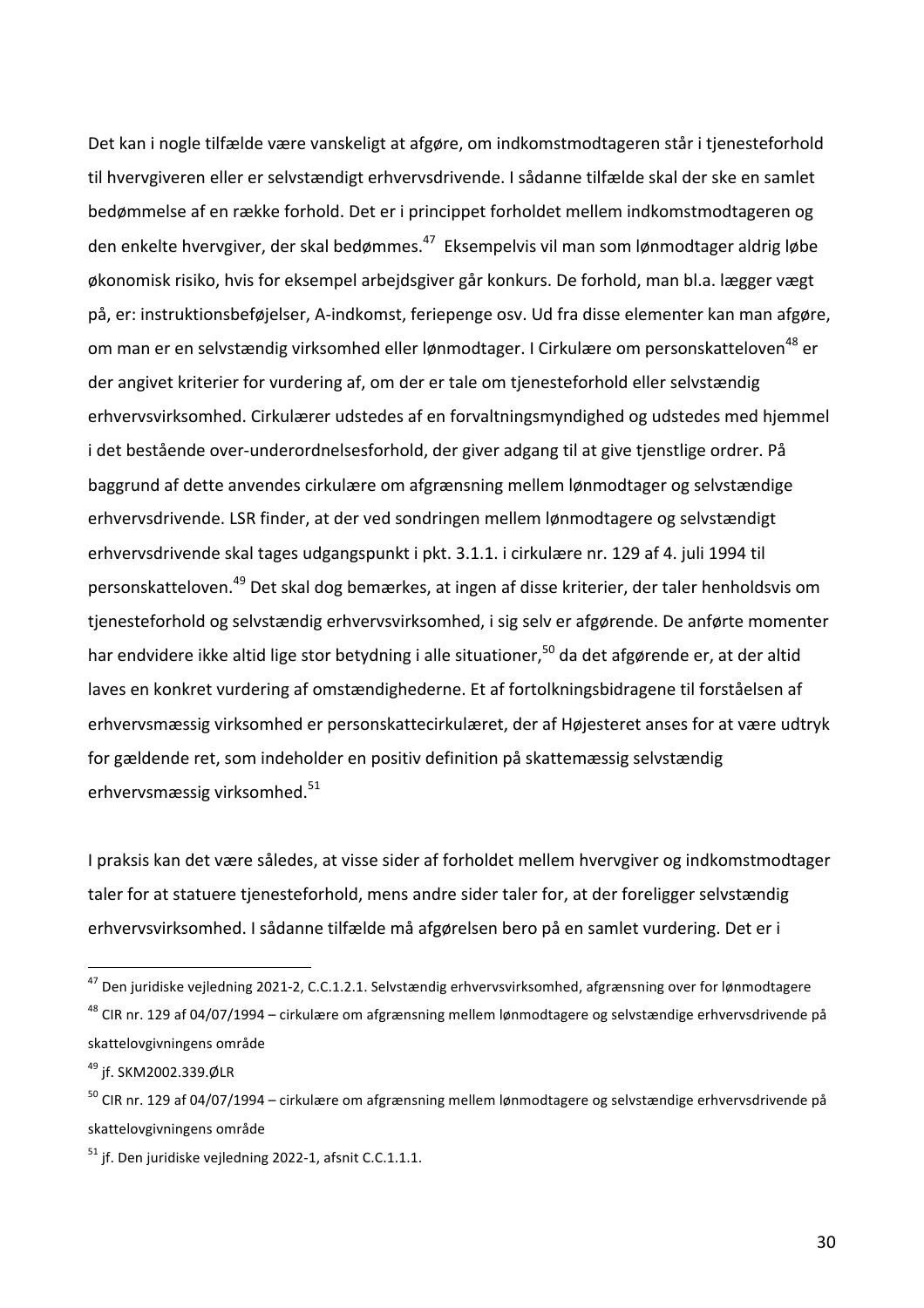Det kan i nogle tilfælde være vanskeligt at afgøre, om indkomstmodtageren står i tjenesteforhold til hvervgiveren eller er selvstændigt erhvervsdrivende. I sådanne tilfælde skal der ske en samlet bedømmelse af en række forhold. Det er i princippet forholdet mellem indkomstmodtageren og den enkelte hvervgiver, der skal bedømmes.[47] Eksempelvis vil man som lønmodtager aldrig løbe økonomisk risiko, hvis for eksempel arbejdsgiver går konkurs. De forhold, man bl.a. lægger vægt på, er: instruktionsbeføjelser, A-indkomst, feriepenge osv. Ud fra disse elementer kan man afgøre, om man er en selvstændig virksomhed eller lønmodtager. I Cirkulære om personskatteloven[48] er der angivet kriterier for vurdering af, om der er tale om tjenesteforhold eller selvstændig erhvervsvirksomhed. Cirkulærer udstedes af en forvaltningsmyndighed og udstedes med hjemmel i det bestående over-underordnelsesforhold, der giver adgang til at give tjenstlige ordrer. På baggrund af dette anvendes cirkulære om afgrænsning mellem lønmodtager og selvstændige erhvervsdrivende. LSR finder, at der ved sondringen mellem lønmodtagere og selvstændigt erhvervsdrivende skal tages udgangspunkt i pkt. 3.1.1. i cirkulære nr. 129 af 4. juli 1994 til personskatteloven.[49] Det skal dog bemærkes, at ingen af disse kriterier, der taler henholdsvis om tjenesteforhold og selvstændig erhvervsvirksomhed, i sig selv er afgørende. De anførte momenter har endvidere ikke altid lige stor betydning i alle situationer,[50] da det afgørende er, at der altid laves en konkret vurdering af omstændighederne. Et af fortolkningsbidragene til forståelsen af erhvervsmæssig virksomhed er personskattecirkulæret, der af Højesteret anses for at være udtryk for gældende ret, som indeholder en positiv definition på skattemæssig selvstændig erhvervsmæssig virksomhed.[51]

I praksis kan det være således, at visse sider af forholdet mellem hvervgiver og indkomstmodtager taler for at statuere tjenesteforhold, mens andre sider taler for, at der foreligger selvstændig erhvervsvirksomhed. I sådanne tilfælde må afgørelsen bero på en samlet vurdering. Det er i

---

[47] Den juridiske vejledning 2021-2, C.C.1.2.1. Selvstændig erhvervsvirksomhed, afgrænsning over for lønmodtagere

[48] CIR nr. 129 af 04/07/1994 – cirkulære om afgrænsning mellem lønmodtagere og selvstændige erhvervsdrivende på skattelovgivningens område

[49] jf. SKM2002.339.ØLR

[50] CIR nr. 129 af 04/07/1994 – cirkulære om afgrænsning mellem lønmodtagere og selvstændige erhvervsdrivende på skattelovgivningens område

[51] jf. Den juridiske vejledning 2022-1, afsnit C.C.1.1.1.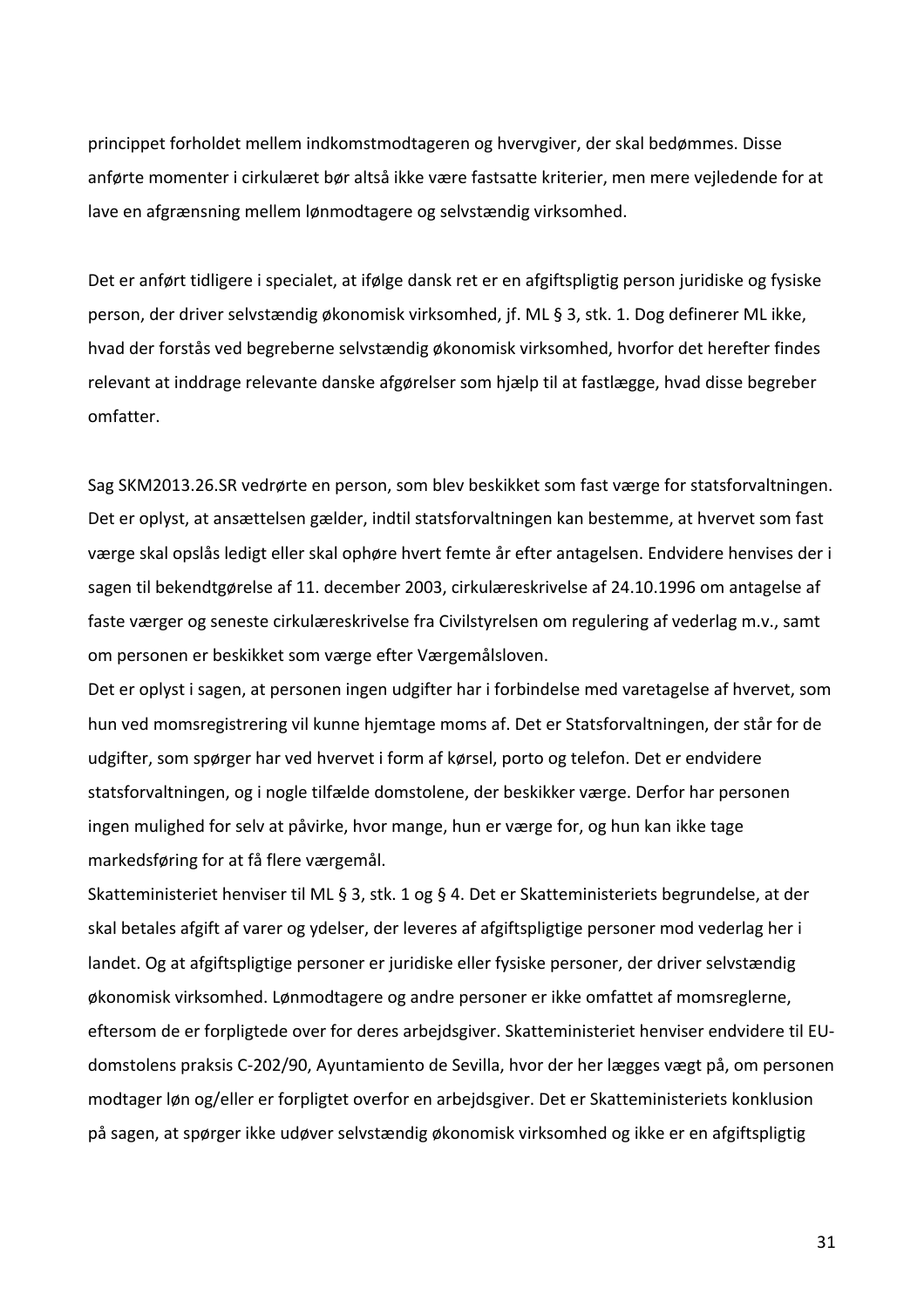principippet forholdet mellem indkomstmodtageren og hvervgiver, der skal bedømmes. Disse anførte momenter i cirkulæret bør altså ikke være fastsatte kriterier, men mere vejledende for at lave en afgrænsning mellem lønmodtagere og selvstændig virksomhed.

Det er anført tidligere i specialet, at ifølge dansk ret er en afgiftspligtig person juridiske og fysiske person, der driver selvstændig økonomisk virksomhed, jf. ML § 3, stk. 1. Dog definerer ML ikke, hvad der forstås ved begreberne selvstændig økonomisk virksomhed, hvorfor det herefter findes relevant at inddrage relevante danske afgørelser som hjælp til at fastlægge, hvad disse begreber omfatter.

Sag SKM2013.26.SR vedrørte en person, som blev beskikket som fast værge for statsforvaltningen. Det er oplyst, at ansættelsen gælder, indtil statsforvaltningen kan bestemme, at hvervet som fast værge skal opslås ledigt eller skal ophøre hvert femte år efter antagelsen. Endvidere henvises der i sagen til bekendtgørelse af 11. december 2003, cirkulæreskrivelse af 24.10.1996 om antagelse af faste værger og seneste cirkulæreskrivelse fra Civilstyrelsen om regulering af vederlag m.v., samt om personen er beskikket som værge efter Værgemålsloven.
Det er oplyst i sagen, at personen ingen udgifter har i forbindelse med varetagelse af hvervet, som hun ved momsregistrering vil kunne hjemtage moms af. Det er Statsforvaltningen, der står for de udgifter, som spørger har ved hvervet i form af kørsel, porto og telefon. Det er endvidere statsforvaltningen, og i nogle tilfælde domstolene, der beskikker værge. Derfor har personen ingen mulighed for selv at påvirke, hvor mange, hun er værge for, og hun kan ikke tage markedsføring for at få flere værgemål.
Skatteministeriet henviser til ML § 3, stk. 1 og § 4. Det er Skatteministeriets begrundelse, at der skal betales afgift af varer og ydelser, der leveres af afgiftspligtige personer mod vederlag her i landet. Og at afgiftspligtige personer er juridiske eller fysiske personer, der driver selvstændig økonomisk virksomhed. Lønmodtagere og andre personer er ikke omfattet af momsreglerne, eftersom de er forpligtede over for deres arbejdsgiver. Skatteministeriet henviser endvidere til EU-domstolens praksis C-202/90, Ayuntamiento de Sevilla, hvor der her lægges vægt på, om personen modtager løn og/eller er forpligtet overfor en arbejdsgiver. Det er Skatteministeriets konklusion på sagen, at spørger ikke udøver selvstændig økonomisk virksomhed og ikke er en afgiftspligtig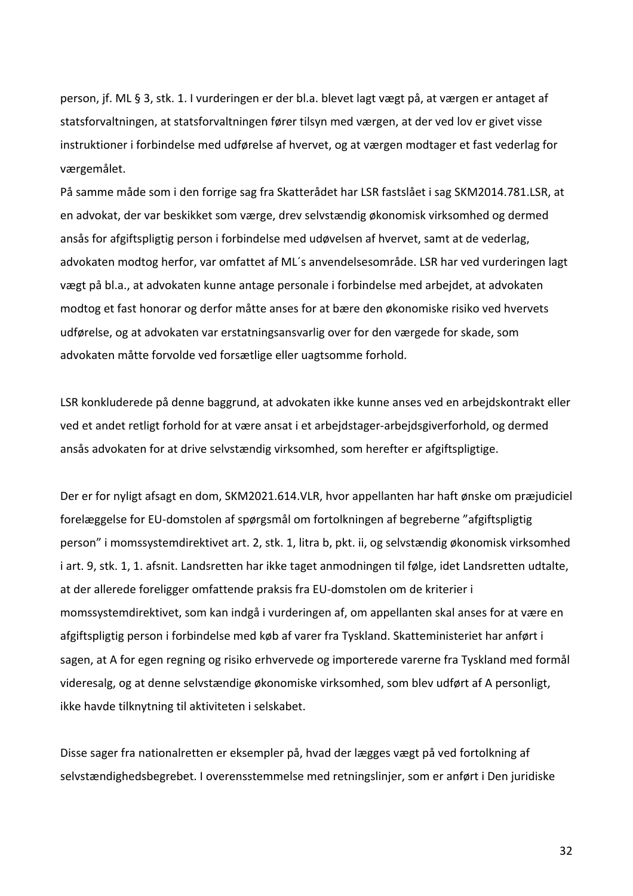person, jf. ML § 3, stk. 1. I vurderingen er der bl.a. blevet lagt vægt på, at værgen er antaget af statsforvaltningen, at statsforvaltningen fører tilsyn med værgen, at der ved lov er givet visse instruktioner i forbindelse med udførelse af hvervet, og at værgen modtager et fast vederlag for værgemålet.

På samme måde som i den forrige sag fra Skatterådet har LSR fastslået i sag SKM2014.781.LSR, at en advokat, der var beskikket som værge, drev selvstændig økonomisk virksomhed og dermed ansås for afgiftspligtig person i forbindelse med udøvelsen af hvervet, samt at de vederlag, advokaten modtog herfor, var omfattet af ML´s anvendelsesområde. LSR har ved vurderingen lagt vægt på bl.a., at advokaten kunne antage personale i forbindelse med arbejdet, at advokaten modtog et fast honorar og derfor måtte anses for at bære den økonomiske risiko ved hvervets udførelse, og at advokaten var erstatningsansvarlig over for den værgede for skade, som advokaten måtte forvolde ved forsætlige eller uagtsomme forhold.

LSR konkluderede på denne baggrund, at advokaten ikke kunne anses ved en arbejdskontrakt eller ved et andet retligt forhold for at være ansat i et arbejdstager-arbejdsgiverforhold, og dermed ansås advokaten for at drive selvstændig virksomhed, som herefter er afgiftspligtige.

Der er for nyligt afsagt en dom, SKM2021.614.VLR, hvor appellanten har haft ønske om præjudiciel forelæggelse for EU-domstolen af spørgsmål om fortolkningen af begreberne "afgiftspligtig person" i momssystemdirektivet art. 2, stk. 1, litra b, pkt. ii, og selvstændig økonomisk virksomhed i art. 9, stk. 1, 1. afsnit. Landsretten har ikke taget anmodningen til følge, idet Landsretten udtalte, at der allerede foreligger omfattende praksis fra EU-domstolen om de kriterier i momssystemdirektivet, som kan indgå i vurderingen af, om appellanten skal anses for at være en afgiftspligtig person i forbindelse med køb af varer fra Tyskland. Skatteministeriet har anført i sagen, at A for egen regning og risiko erhvervede og importerede varerne fra Tyskland med formål videresalg, og at denne selvstændige økonomiske virksomhed, som blev udført af A personligt, ikke havde tilknytning til aktiviteten i selskabet.

Disse sager fra nationalretten er eksempler på, hvad der lægges vægt på ved fortolkning af selvstændighedsbegrebet. I overensstemmelse med retningslinjer, som er anført i Den juridiske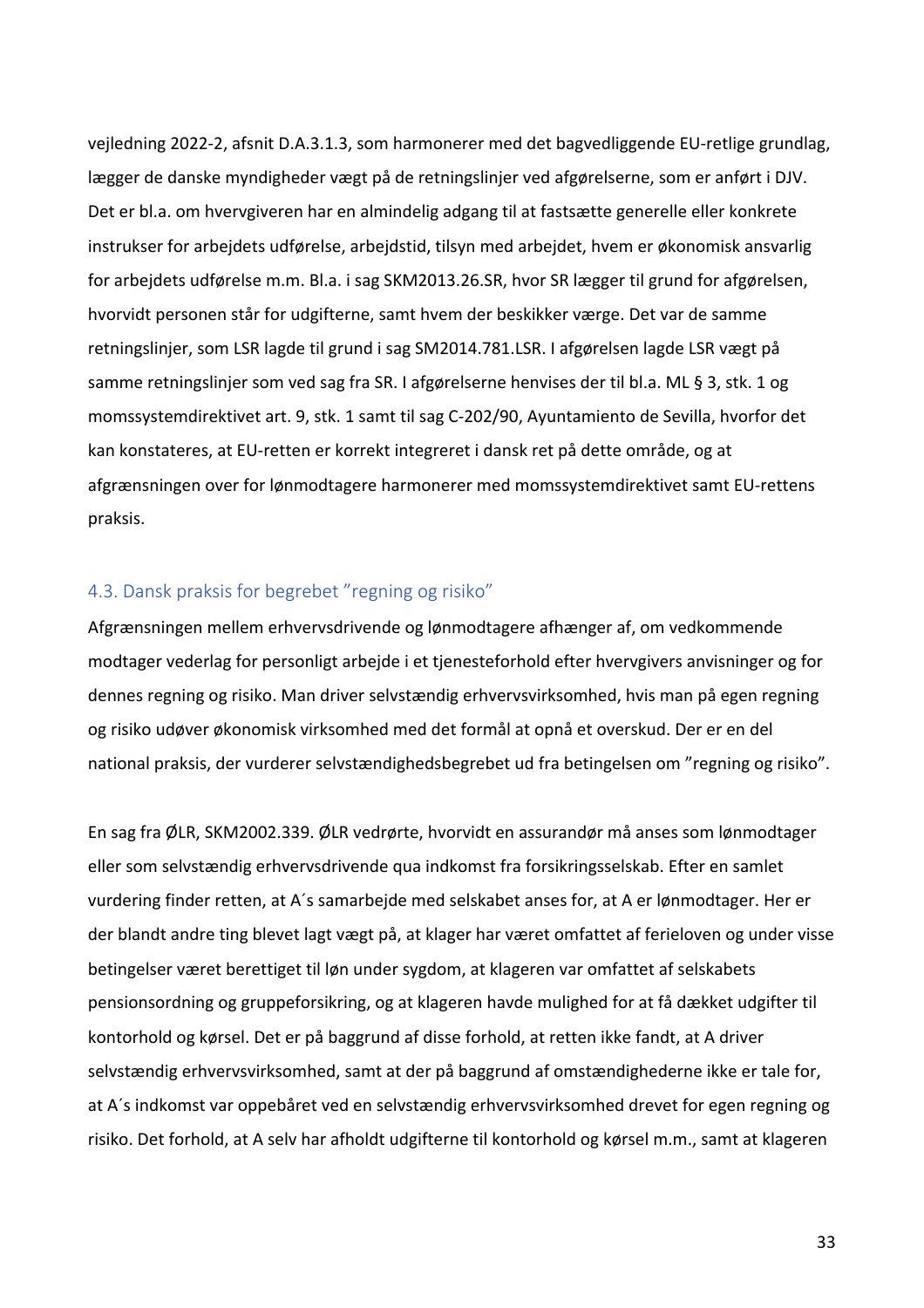vejledning 2022-2, afsnit D.A.3.1.3, som harmonerer med det bagvedliggende EU-retlige grundlag, lægger de danske myndigheder vægt på de retningslinjer ved afgørelserne, som er anført i DJV. Det er bl.a. om hvervgiveren har en almindelig adgang til at fastsætte generelle eller konkrete instrukser for arbejdets udførelse, arbejdstid, tilsyn med arbejdet, hvem er økonomisk ansvarlig for arbejdets udførelse m.m. Bl.a. i sag SKM2013.26.SR, hvor SR lægger til grund for afgørelsen, hvorvidt personen står for udgifterne, samt hvem der beskikker værge. Det var de samme retningslinjer, som LSR lagde til grund i sag SM2014.781.LSR. I afgørelsen lagde LSR vægt på samme retningslinjer som ved sag fra SR. I afgørelserne henvises der til bl.a. ML § 3, stk. 1 og momssystemdirektivet art. 9, stk. 1 samt til sag C-202/90, Ayuntamiento de Sevilla, hvorfor det kan konstateres, at EU-retten er korrekt integreret i dansk ret på dette område, og at afgrænsningen over for lønmodtagere harmonerer med momssystemdirektivet samt EU-rettens praksis.

### 4.3. Dansk praksis for begrebet "regning og risiko"

Afgrænsningen mellem erhvervsdrivende og lønmodtagere afhænger af, om vedkommende modtager vederlag for personligt arbejde i et tjenesteforhold efter hvervgivers anvisninger og for dennes regning og risiko. Man driver selvstændig erhvervsvirksomhed, hvis man på egen regning og risiko udøver økonomisk virksomhed med det formål at opnå et overskud. Der er en del national praksis, der vurderer selvstændighedsbegrebet ud fra betingelsen om "regning og risiko".

En sag fra ØLR, SKM2002.339. ØLR vedrørte, hvorvidt en assurandør må anses som lønmodtager eller som selvstændig erhvervsdrivende qua indkomst fra forsikringsselskab. Efter en samlet vurdering finder retten, at A´s samarbejde med selskabet anses for, at A er lønmodtager. Her er der blandt andre ting blevet lagt vægt på, at klager har været omfattet af ferieloven og under visse betingelser været berettiget til løn under sygdom, at klageren var omfattet af selskabets pensionsordning og gruppeforsikring, og at klageren havde mulighed for at få dækket udgifter til kontorhold og kørsel. Det er på baggrund af disse forhold, at retten ikke fandt, at A driver selvstændig erhvervsvirksomhed, samt at der på baggrund af omstændighederne ikke er tale for, at A´s indkomst var oppebåret ved en selvstændig erhvervsvirksomhed drevet for egen regning og risiko. Det forhold, at A selv har afholdt udgifterne til kontorhold og kørsel m.m., samt at klageren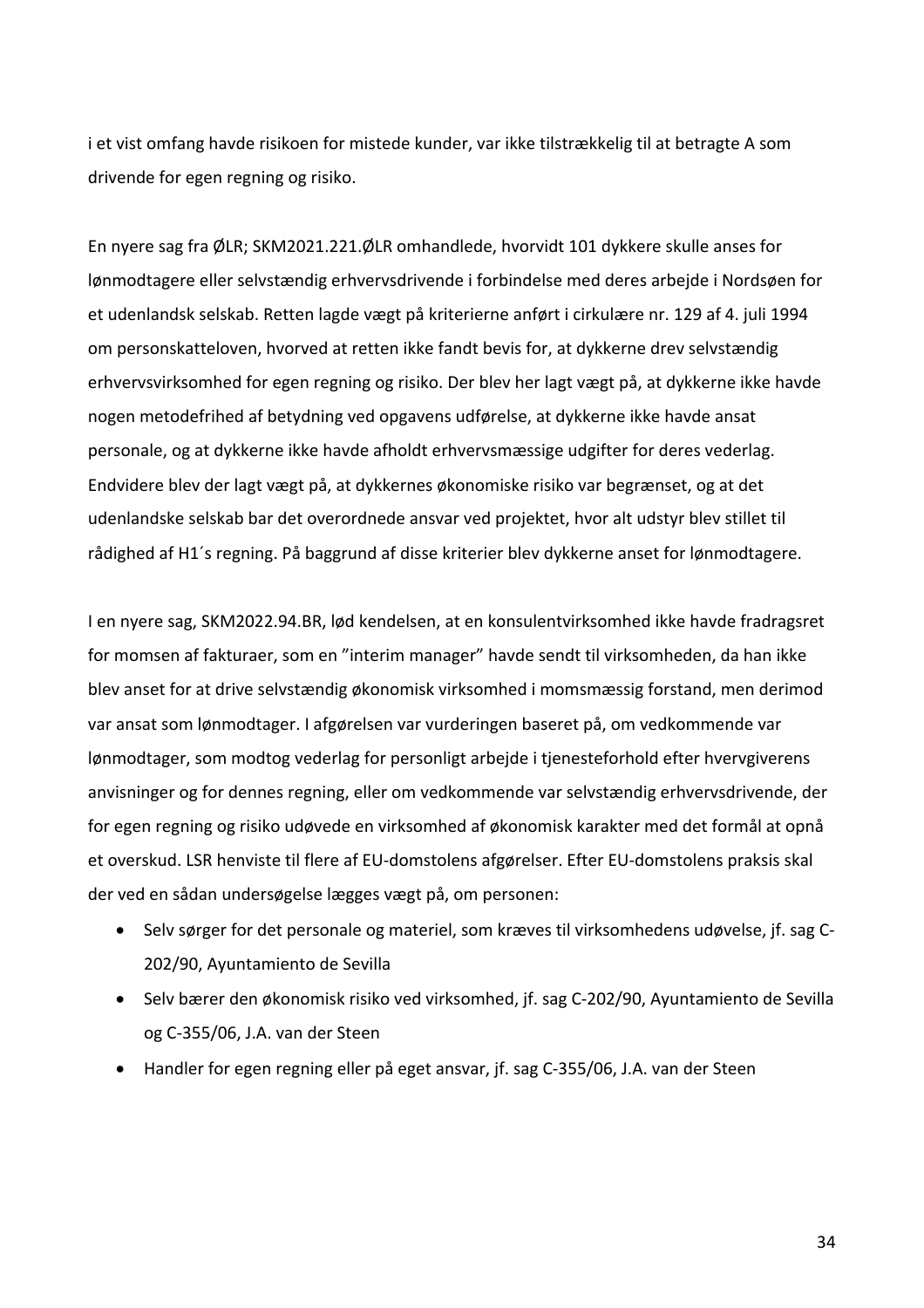i et vist omfang havde risikoen for mistede kunder, var ikke tilstrækkelig til at betragte A som drivende for egen regning og risiko.

En nyere sag fra ØLR; SKM2021.221.ØLR omhandlede, hvorvidt 101 dykkere skulle anses for lønmodtagere eller selvstændig erhvervsdrivende i forbindelse med deres arbejde i Nordsøen for et udenlandsk selskab. Retten lagde vægt på kriterierne anført i cirkulære nr. 129 af 4. juli 1994 om personskatteloven, hvorved at retten ikke fandt bevis for, at dykkerne drev selvstændig erhvervsvirksomhed for egen regning og risiko. Der blev her lagt vægt på, at dykkerne ikke havde nogen metodefrihed af betydning ved opgavens udførelse, at dykkerne ikke havde ansat personale, og at dykkerne ikke havde afholdt erhvervsmæssige udgifter for deres vederlag. Endvidere blev der lagt vægt på, at dykkernes økonomiske risiko var begrænset, og at det udenlandske selskab bar det overordnede ansvar ved projektet, hvor alt udstyr blev stillet til rådighed af H1´s regning. På baggrund af disse kriterier blev dykkerne anset for lønmodtagere.

I en nyere sag, SKM2022.94.BR, lød kendelsen, at en konsulentvirksomhed ikke havde fradragsret for momsen af fakturaer, som en "interim manager" havde sendt til virksomheden, da han ikke blev anset for at drive selvstændig økonomisk virksomhed i momsmæssig forstand, men derimod var ansat som lønmodtager. I afgørelsen var vurderingen baseret på, om vedkommende var lønmodtager, som modtog vederlag for personligt arbejde i tjenesteforhold efter hvervgiverens anvisninger og for dennes regning, eller om vedkommende var selvstændig erhvervsdrivende, der for egen regning og risiko udøvede en virksomhed af økonomisk karakter med det formål at opnå et overskud. LSR henviste til flere af EU-domstolens afgørelser. Efter EU-domstolens praksis skal der ved en sådan undersøgelse lægges vægt på, om personen:

- Selv sørger for det personale og materiel, som kræves til virksomhedens udøvelse, jf. sag C-202/90, Ayuntamiento de Sevilla
- Selv bærer den økonomisk risiko ved virksomhed, jf. sag C-202/90, Ayuntamiento de Sevilla og C-355/06, J.A. van der Steen
- Handler for egen regning eller på eget ansvar, jf. sag C-355/06, J.A. van der Steen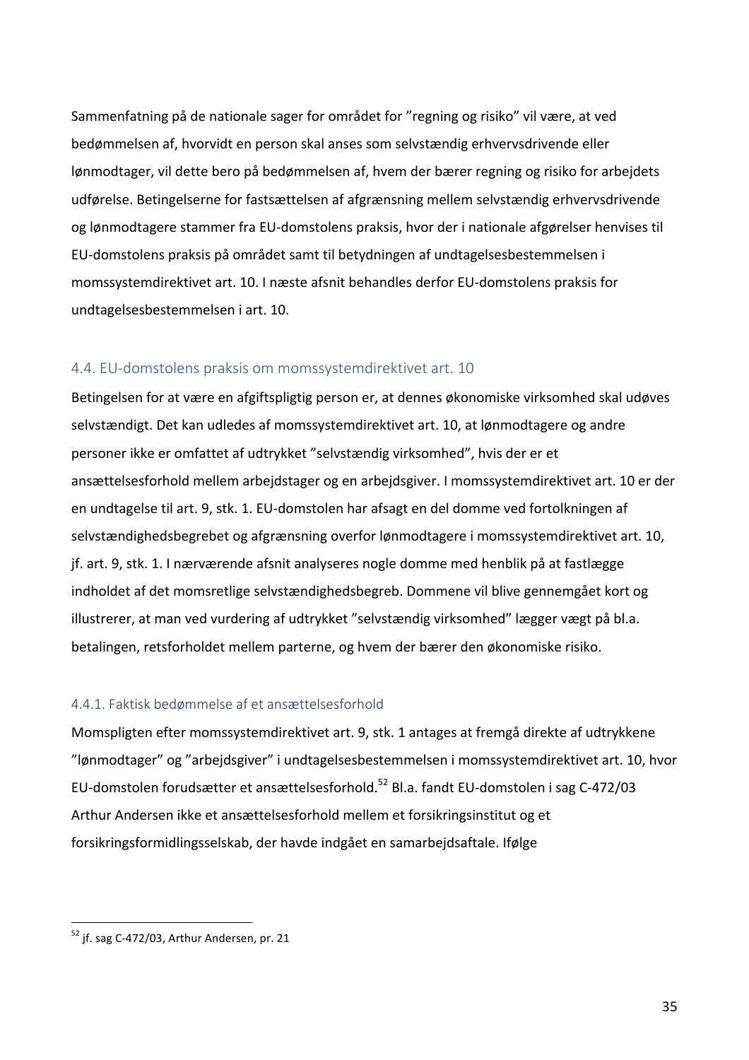Sammenfatning på de nationale sager for området for ”regning og risiko” vil være, at ved bedømmelsen af, hvorvidt en person skal anses som selvstændig erhvervsdrivende eller lønmodtager, vil dette bero på bedømmelsen af, hvem der bærer regning og risiko for arbejdets udførelse. Betingelserne for fastsættelsen af afgrænsning mellem selvstændig erhvervsdrivende og lønmodtagere stammer fra EU-domstolens praksis, hvor der i nationale afgørelser henvises til EU-domstolens praksis på området samt til betydningen af undtagelsesbestemmelsen i momssystemdirektivet art. 10. I næste afsnit behandles derfor EU-domstolens praksis for undtagelsesbestemmelsen i art. 10.

## 4.4. EU-domstolens praksis om momssystemdirektivet art. 10

Betingelsen for at være en afgiftspligtig person er, at dennes økonomiske virksomhed skal udøves selvstændigt. Det kan udledes af momssystemdirektivet art. 10, at lønmodtagere og andre personer ikke er omfattet af udtrykket ”selvstændig virksomhed”, hvis der er et ansættelsesforhold mellem arbejdstager og en arbejdsgiver. I momssystemdirektivet art. 10 er der en undtagelse til art. 9, stk. 1. EU-domstolen har afsagt en del domme ved fortolkningen af selvstændighedsbegrebet og afgrænsning overfor lønmodtagere i momssystemdirektivet art. 10, jf. art. 9, stk. 1. I nærværende afsnit analyseres nogle domme med henblik på at fastlægge indholdet af det momsretlige selvstændighedsbegreb. Dommene vil blive gennemgået kort og illustrerer, at man ved vurdering af udtrykket ”selvstændig virksomhed” lægger vægt på bl.a. betalingen, retsforholdet mellem parterne, og hvem der bærer den økonomiske risiko.

### 4.4.1. Faktisk bedømmelse af et ansættelsesforhold

Momspligten efter momssystemdirektivet art. 9, stk. 1 antages at fremgå direkte af udtrykkene ”lønmodtager” og ”arbejdsgiver” i undtagelsesbestemmelsen i momssystemdirektivet art. 10, hvor EU-domstolen forudsætter et ansættelsesforhold.[52] Bl.a. fandt EU-domstolen i sag C-472/03 Arthur Andersen ikke et ansættelsesforhold mellem et forsikringsinstitut og et forsikringsformidlingsselskab, der havde indgået en samarbejdsaftale. Ifølge

---

[52] jf. sag C-472/03, Arthur Andersen, pr. 21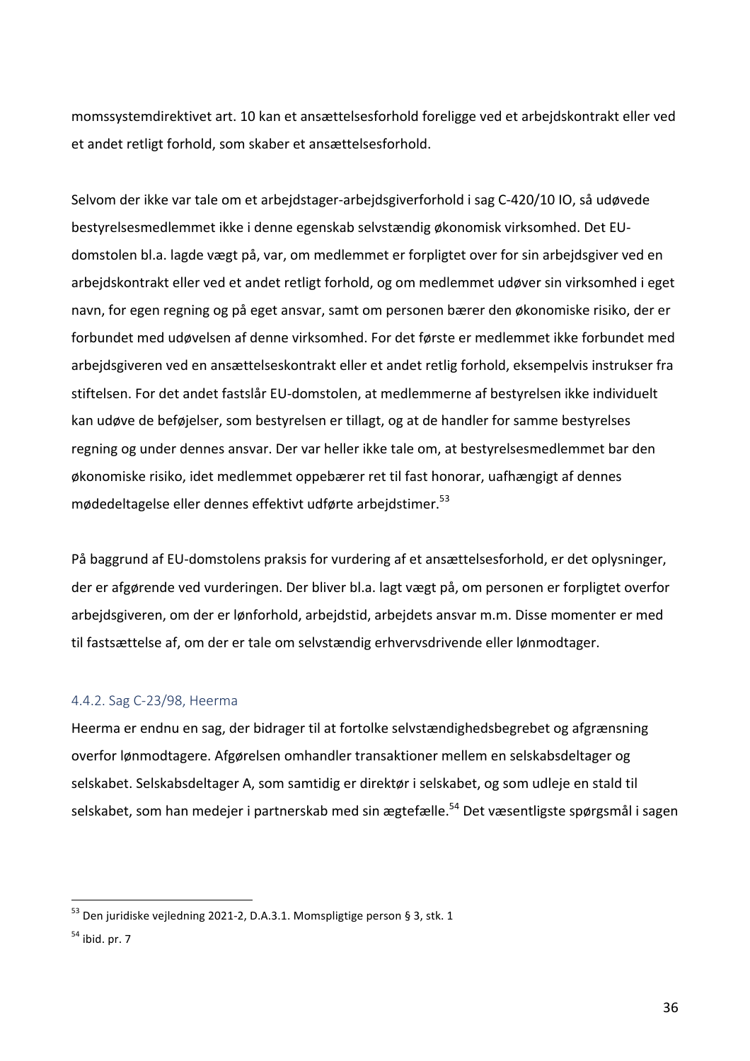momssystemdirektivet art. 10 kan et ansættelsesforhold foreligge ved et arbejdskontrakt eller ved et andet retligt forhold, som skaber et ansættelsesforhold.

Selvom der ikke var tale om et arbejdstager-arbejdsgiverforhold i sag C-420/10 IO, så udøvede bestyrelsesmedlemmet ikke i denne egenskab selvstændig økonomisk virksomhed. Det EU-domstolen bl.a. lagde vægt på, var, om medlemmet er forpligtet over for sin arbejdsgiver ved en arbejdskontrakt eller ved et andet retligt forhold, og om medlemmet udøver sin virksomhed i eget navn, for egen regning og på eget ansvar, samt om personen bærer den økonomiske risiko, der er forbundet med udøvelsen af denne virksomhed. For det første er medlemmet ikke forbundet med arbejdsgiveren ved en ansættelseskontrakt eller et andet retlig forhold, eksempelvis instrukser fra stiftelsen. For det andet fastslår EU-domstolen, at medlemmerne af bestyrelsen ikke individuelt kan udøve de beføjelser, som bestyrelsen er tillagt, og at de handler for samme bestyrelses regning og under dennes ansvar. Der var heller ikke tale om, at bestyrelsesmedlemmet bar den økonomiske risiko, idet medlemmet oppebærer ret til fast honorar, uafhængigt af dennes mødedeltagelse eller dennes effektivt udførte arbejdstimer.[53]

På baggrund af EU-domstolens praksis for vurdering af et ansættelsesforhold, er det oplysninger, der er afgørende ved vurderingen. Der bliver bl.a. lagt vægt på, om personen er forpligtet overfor arbejdsgiveren, om der er lønforhold, arbejdstid, arbejdets ansvar m.m. Disse momenter er med til fastsættelse af, om der er tale om selvstændig erhvervsdrivende eller lønmodtager.

#### 4.4.2. Sag C-23/98, Heerma

Heerma er endnu en sag, der bidrager til at fortolke selvstændighedsbegrebet og afgrænsning overfor lønmodtagere. Afgørelsen omhandler transaktioner mellem en selskabsdeltager og selskabet. Selskabsdeltager A, som samtidig er direktør i selskabet, og som udleje en stald til selskabet, som han medejer i partnerskab med sin ægtefælle.[54] Det væsentligste spørgsmål i sagen

---

[53] Den juridiske vejledning 2021-2, D.A.3.1. Momspligtige person § 3, stk. 1

[54] ibid. pr. 7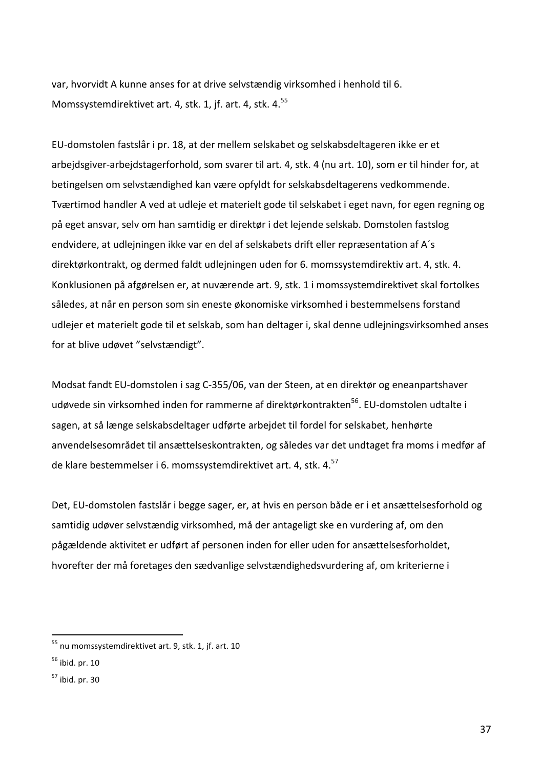var, hvorvidt A kunne anses for at drive selvstændig virksomhed i henhold til 6. Momssystemdirektivet art. 4, stk. 1, jf. art. 4, stk. 4.[55]

EU-domstolen fastslår i pr. 18, at der mellem selskabet og selskabsdeltageren ikke er et arbejdsgiver-arbejdstagerforhold, som svarer til art. 4, stk. 4 (nu art. 10), som er til hinder for, at betingelsen om selvstændighed kan være opfyldt for selskabsdeltagerens vedkommende. Tværtimod handler A ved at udleje et materielt gode til selskabet i eget navn, for egen regning og på eget ansvar, selv om han samtidig er direktør i det lejende selskab. Domstolen fastslog endvidere, at udlejningen ikke var en del af selskabets drift eller repræsentation af A´s direktørkontrakt, og dermed faldt udlejningen uden for 6. momssystemdirektiv art. 4, stk. 4. Konklusionen på afgørelsen er, at nuværende art. 9, stk. 1 i momssystemdirektivet skal fortolkes således, at når en person som sin eneste økonomiske virksomhed i bestemmelsens forstand udlejer et materielt gode til et selskab, som han deltager i, skal denne udlejningsvirksomhed anses for at blive udøvet "selvstændigt".

Modsat fandt EU-domstolen i sag C-355/06, van der Steen, at en direktør og eneanpartshaver udøvede sin virksomhed inden for rammerne af direktørkontrakten[56]. EU-domstolen udtalte i sagen, at så længe selskabsdeltager udførte arbejdet til fordel for selskabet, henhørte anvendelsesområdet til ansættelseskontrakten, og således var det undtaget fra moms i medfør af de klare bestemmelser i 6. momssystemdirektivet art. 4, stk. 4.[57]

Det, EU-domstolen fastslår i begge sager, er, at hvis en person både er i et ansættelsesforhold og samtidig udøver selvstændig virksomhed, må der antageligt ske en vurdering af, om den pågældende aktivitet er udført af personen inden for eller uden for ansættelsesforholdet, hvorefter der må foretages den sædvanlige selvstændighedsvurdering af, om kriterierne i

---

[55] nu momssystemdirektivet art. 9, stk. 1, jf. art. 10

[56] ibid. pr. 10

[57] ibid. pr. 30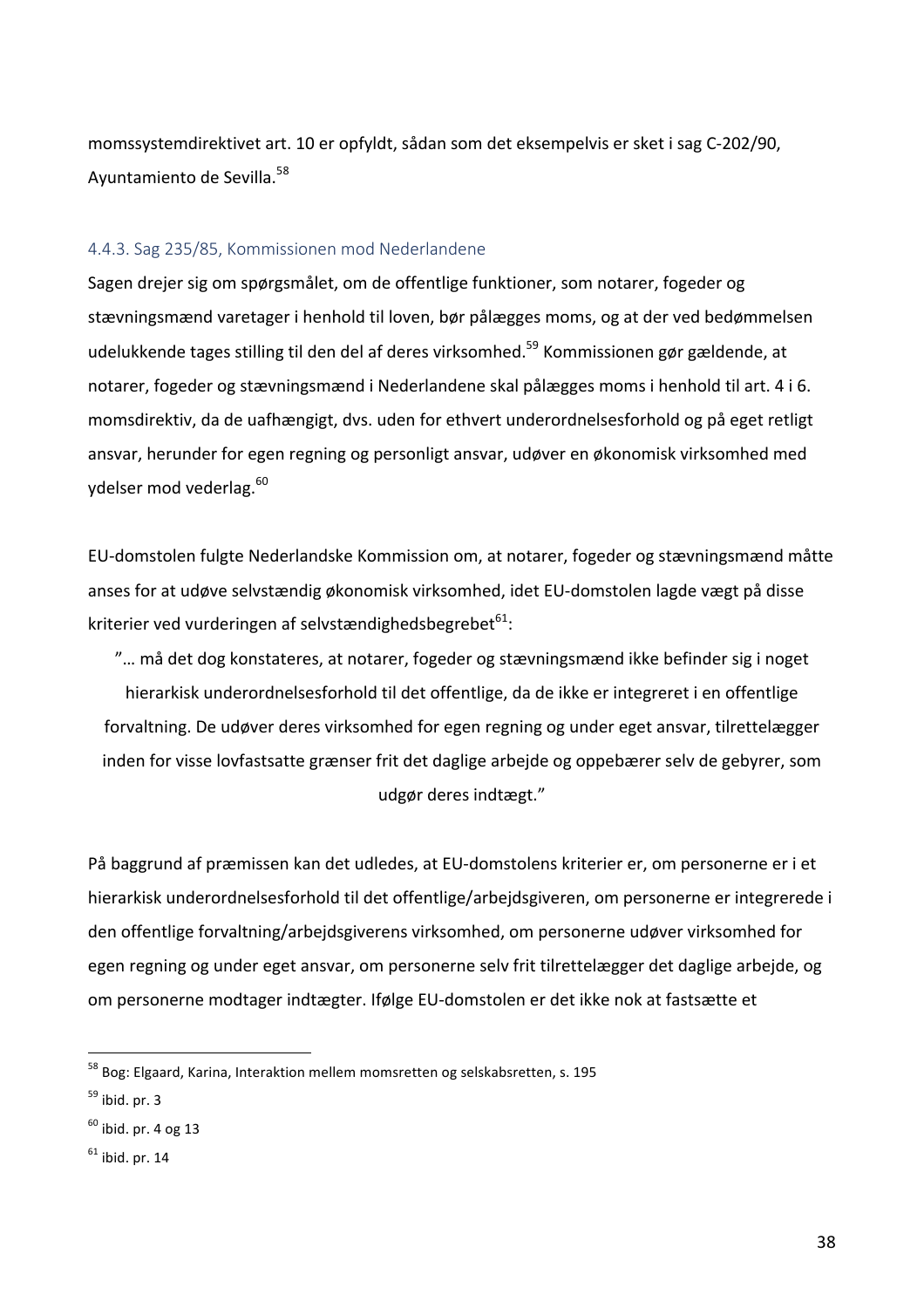momssystemdirektivet art. 10 er opfyldt, sådan som det eksempelvis er sket i sag C-202/90, Ayuntamiento de Sevilla.[58]

### 4.4.3. Sag 235/85, Kommissionen mod Nederlandene

Sagen drejer sig om spørgsmålet, om de offentlige funktioner, som notarer, fogeder og stævningsmænd varetager i henhold til loven, bør pålægges moms, og at der ved bedømmelsen udelukkende tages stilling til den del af deres virksomhed.[59] Kommissionen gør gældende, at notarer, fogeder og stævningsmænd i Nederlandene skal pålægges moms i henhold til art. 4 i 6. momsdirektiv, da de uafhængigt, dvs. uden for ethvert underordnelsesforhold og på eget retligt ansvar, herunder for egen regning og personligt ansvar, udøver en økonomisk virksomhed med ydelser mod vederlag.[60]

EU-domstolen fulgte Nederlandske Kommission om, at notarer, fogeder og stævningsmænd måtte anses for at udøve selvstændig økonomisk virksomhed, idet EU-domstolen lagde vægt på disse kriterier ved vurderingen af selvstændighedsbegrebet[61]:

> ”… må det dog konstateres, at notarer, fogeder og stævningsmænd ikke befinder sig i noget hierarkisk underordnelsesforhold til det offentlige, da de ikke er integreret i en offentlige forvaltning. De udøver deres virksomhed for egen regning og under eget ansvar, tilrettelægger inden for visse lovfastsatte grænser frit det daglige arbejde og oppebærer selv de gebyrer, som udgør deres indtægt.”

På baggrund af præmissen kan det udledes, at EU-domstolens kriterier er, om personerne er i et hierarkisk underordnelsesforhold til det offentlige/arbejdsgiveren, om personerne er integrerede i den offentlige forvaltning/arbejdsgiverens virksomhed, om personerne udøver virksomhed for egen regning og under eget ansvar, om personerne selv frit tilrettelægger det daglige arbejde, og om personerne modtager indtægter. Ifølge EU-domstolen er det ikke nok at fastsætte et

---

[58] Bog: Elgaard, Karina, Interaktion mellem momsretten og selskabsretten, s. 195

[59] ibid. pr. 3

[60] ibid. pr. 4 og 13

[61] ibid. pr. 14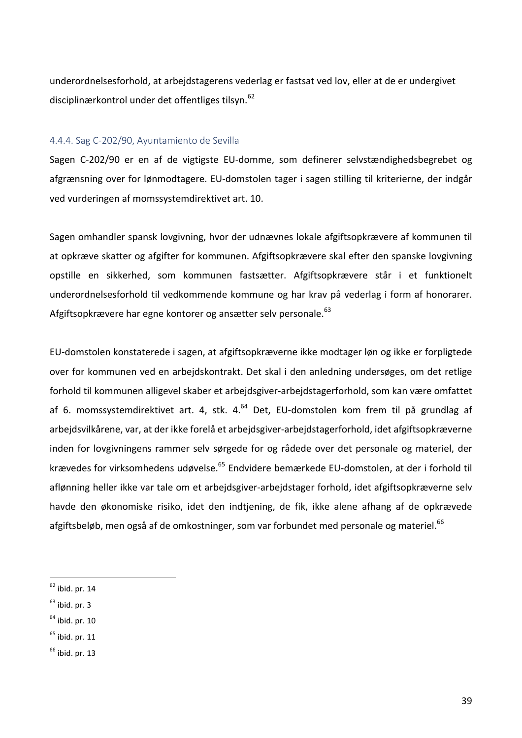underordnelsesforhold, at arbejdstagerens vederlag er fastsat ved lov, eller at de er undergivet disciplinærkontrol under det offentliges tilsyn.[62]

#### 4.4.4. Sag C-202/90, Ayuntamiento de Sevilla

Sagen C-202/90 er en af de vigtigste EU-domme, som definerer selvstændighedsbegrebet og afgrænsning over for lønmodtagere. EU-domstolen tager i sagen stilling til kriterierne, der indgår ved vurderingen af momssystemdirektivet art. 10.

Sagen omhandler spansk lovgivning, hvor der udnævnes lokale afgiftsopkrævere af kommunen til at opkræve skatter og afgifter for kommunen. Afgiftsopkrævere skal efter den spanske lovgivning opstille en sikkerhed, som kommunen fastsætter. Afgiftsopkrævere står i et funktionelt underordnelsesforhold til vedkommende kommune og har krav på vederlag i form af honorarer. Afgiftsopkrævere har egne kontorer og ansætter selv personale.[63]

EU-domstolen konstaterede i sagen, at afgiftsopkræverne ikke modtager løn og ikke er forpligtede over for kommunen ved en arbejdskontrakt. Det skal i den anledning undersøges, om det retlige forhold til kommunen alligevel skaber et arbejdsgiver-arbejdstagerforhold, som kan være omfattet af 6. momssystemdirektivet art. 4, stk. 4.[64] Det, EU-domstolen kom frem til på grundlag af arbejdsvilkårene, var, at der ikke forelå et arbejdsgiver-arbejdstagerforhold, idet afgiftsopkræverne inden for lovgivningens rammer selv sørgede for og rådede over det personale og materiel, der krævedes for virksomhedens udøvelse.[65] Endvidere bemærkede EU-domstolen, at der i forhold til aflønning heller ikke var tale om et arbejdsgiver-arbejdstager forhold, idet afgiftsopkræverne selv havde den økonomiske risiko, idet den indtjening, de fik, ikke alene afhang af de opkrævede afgiftsbeløb, men også af de omkostninger, som var forbundet med personale og materiel.[66]

---

[62] ibid. pr. 14

[63] ibid. pr. 3

[64] ibid. pr. 10

[65] ibid. pr. 11

[66] ibid. pr. 13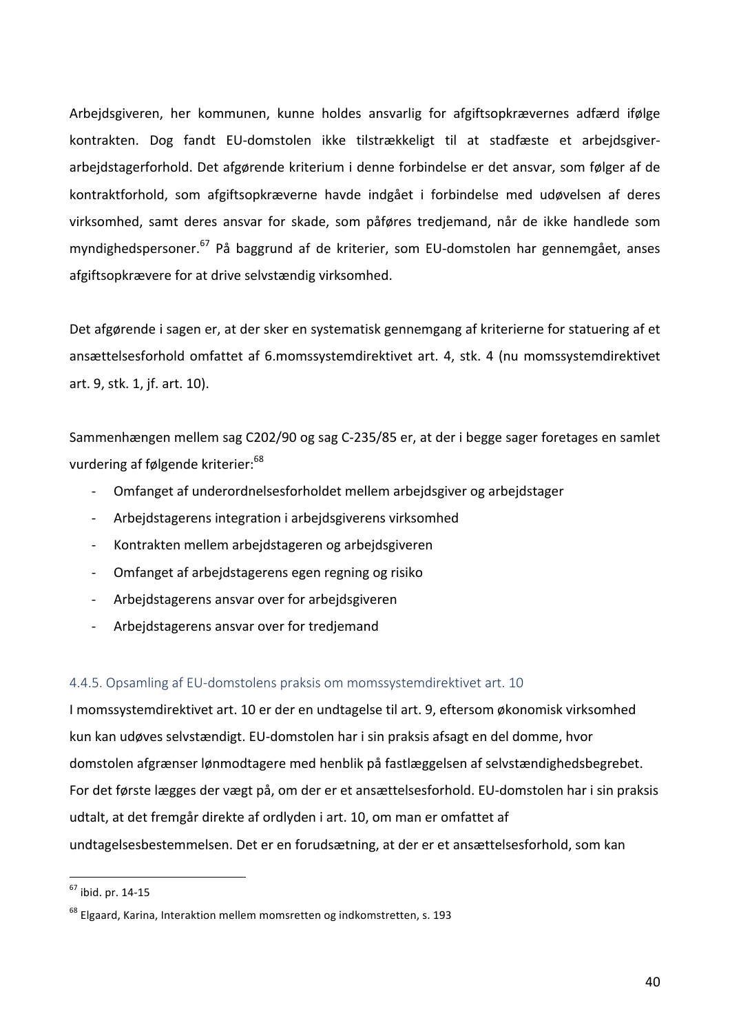Arbejdsgiveren, her kommunen, kunne holdes ansvarlig for afgiftsopkrævernes adfærd ifølge kontrakten. Dog fandt EU-domstolen ikke tilstrækkeligt til at stadfæste et arbejdsgiver-arbejdstagerforhold. Det afgørende kriterium i denne forbindelse er det ansvar, som følger af de kontraktforhold, som afgiftsopkræverne havde indgået i forbindelse med udøvelsen af deres virksomhed, samt deres ansvar for skade, som påføres tredjemand, når de ikke handlede som myndighedspersoner.[67] På baggrund af de kriterier, som EU-domstolen har gennemgået, anses afgiftsopkrævere for at drive selvstændig virksomhed.

Det afgørende i sagen er, at der sker en systematisk gennemgang af kriterierne for statuering af et ansættelsesforhold omfattet af 6.momssystemdirektivet art. 4, stk. 4 (nu momssystemdirektivet art. 9, stk. 1, jf. art. 10).

Sammenhængen mellem sag C202/90 og sag C-235/85 er, at der i begge sager foretages en samlet vurdering af følgende kriterier:[68]

- Omfanget af underordnelsesforholdet mellem arbejdsgiver og arbejdstager
- Arbejdstagerens integration i arbejdsgiverens virksomhed
- Kontrakten mellem arbejdstageren og arbejdsgiveren
- Omfanget af arbejdstagerens egen regning og risiko
- Arbejdstagerens ansvar over for arbejdsgiveren
- Arbejdstagerens ansvar over for tredjemand

#### 4.4.5. Opsamling af EU-domstolens praksis om momssystemdirektivet art. 10

I momssystemdirektivet art. 10 er der en undtagelse til art. 9, eftersom økonomisk virksomhed kun kan udøves selvstændigt. EU-domstolen har i sin praksis afsagt en del domme, hvor domstolen afgrænser lønmodtagere med henblik på fastlæggelsen af selvstændighedsbegrebet. For det første lægges der vægt på, om der er et ansættelsesforhold. EU-domstolen har i sin praksis udtalt, at det fremgår direkte af ordlyden i art. 10, om man er omfattet af undtagelsesbestemmelsen. Det er en forudsætning, at der er et ansættelsesforhold, som kan

[67] ibid. pr. 14-15

[68] Elgaard, Karina, Interaktion mellem momsretten og indkomstretten, s. 193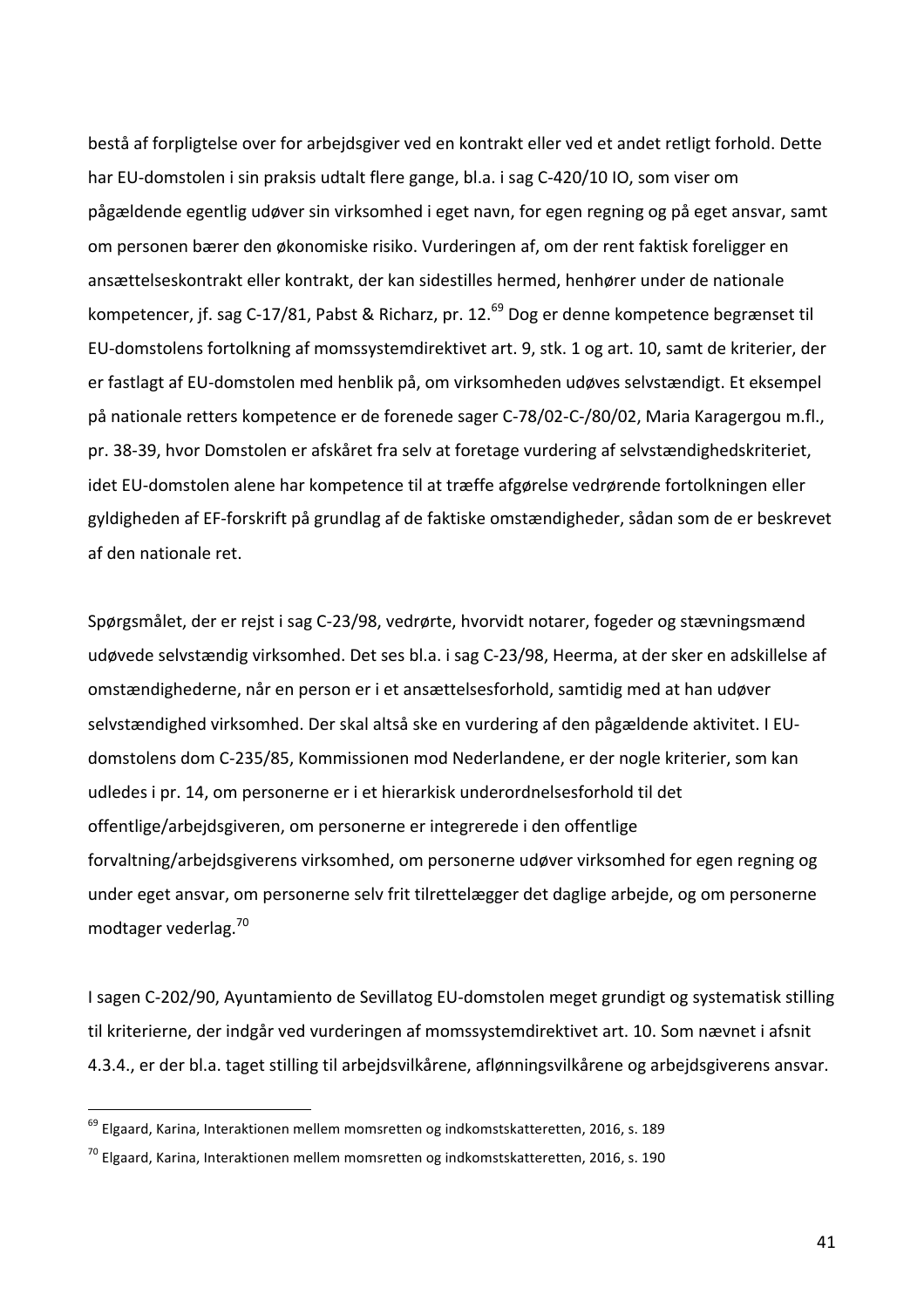bestå af forpligtelse over for arbejdsgiver ved en kontrakt eller ved et andet retligt forhold. Dette har EU-domstolen i sin praksis udtalt flere gange, bl.a. i sag C-420/10 IO, som viser om pågældende egentlig udøver sin virksomhed i eget navn, for egen regning og på eget ansvar, samt om personen bærer den økonomiske risiko. Vurderingen af, om der rent faktisk foreligger en ansættelseskontrakt eller kontrakt, der kan sidestilles hermed, henhører under de nationale kompetencer, jf. sag C-17/81, Pabst & Richarz, pr. 12.[69] Dog er denne kompetence begrænset til EU-domstolens fortolkning af momssystemdirektivet art. 9, stk. 1 og art. 10, samt de kriterier, der er fastlagt af EU-domstolen med henblik på, om virksomheden udøves selvstændigt. Et eksempel på nationale retters kompetence er de forenede sager C-78/02-C-/80/02, Maria Karagergou m.fl., pr. 38-39, hvor Domstolen er afskåret fra selv at foretage vurdering af selvstændighedskriteriet, idet EU-domstolen alene har kompetence til at træffe afgørelse vedrørende fortolkningen eller gyldigheden af EF-forskrift på grundlag af de faktiske omstændigheder, sådan som de er beskrevet af den nationale ret.

Spørgsmålet, der er rejst i sag C-23/98, vedrørte, hvorvidt notarer, fogeder og stævningsmænd udøvede selvstændig virksomhed. Det ses bl.a. i sag C-23/98, Heerma, at der sker en adskillelse af omstændighederne, når en person er i et ansættelsesforhold, samtidig med at han udøver selvstændighed virksomhed. Der skal altså ske en vurdering af den pågældende aktivitet. I EU-domstolens dom C-235/85, Kommissionen mod Nederlandene, er der nogle kriterier, som kan udledes i pr. 14, om personerne er i et hierarkisk underordnelsesforhold til det offentlige/arbejdsgiveren, om personerne er integrerede i den offentlige forvaltning/arbejdsgiverens virksomhed, om personerne udøver virksomhed for egen regning og under eget ansvar, om personerne selv frit tilrettelægger det daglige arbejde, og om personerne modtager vederlag.[70]

I sagen C-202/90, Ayuntamiento de Sevillatog EU-domstolen meget grundigt og systematisk stilling til kriterierne, der indgår ved vurderingen af momssystemdirektivet art. 10. Som nævnt i afsnit 4.3.4., er der bl.a. taget stilling til arbejdsvilkårene, aflønningsvilkårene og arbejdsgiverens ansvar.

---

[69] Elgaard, Karina, Interaktionen mellem momsretten og indkomstskatteretten, 2016, s. 189

[70] Elgaard, Karina, Interaktionen mellem momsretten og indkomstskatteretten, 2016, s. 190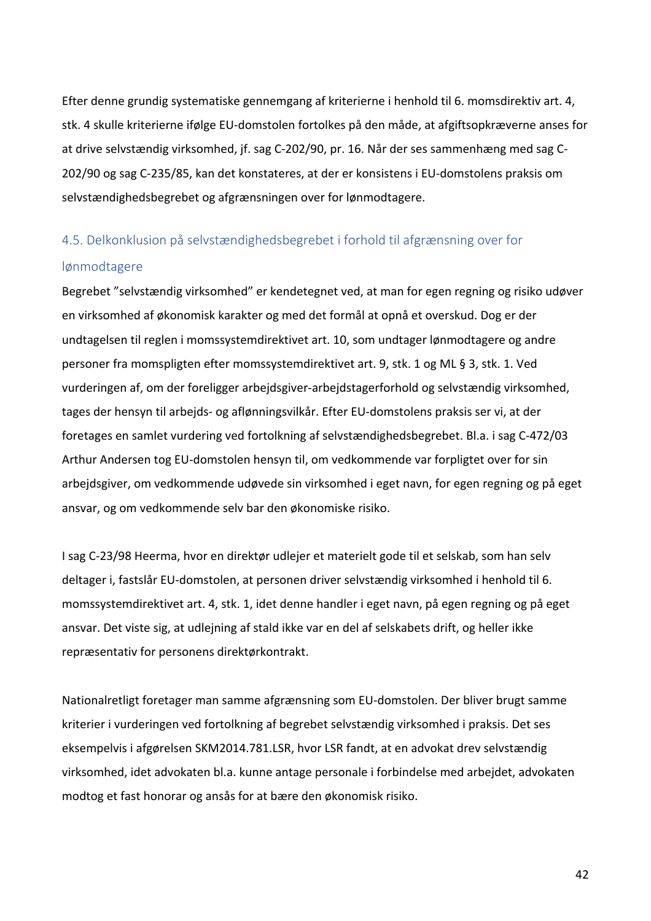Efter denne grundig systematiske gennemgang af kriterierne i henhold til 6. momsdirektiv art. 4, stk. 4 skulle kriterierne ifølge EU-domstolen fortolkes på den måde, at afgiftsopkræverne anses for at drive selvstændig virksomhed, jf. sag C-202/90, pr. 16. Når der ses sammenhæng med sag C-202/90 og sag C-235/85, kan det konstateres, at der er konsistens i EU-domstolens praksis om selvstændighedsbegrebet og afgrænsningen over for lønmodtagere.

## 4.5. Delkonklusion på selvstændighedsbegrebet i forhold til afgrænsning over for lønmodtagere

Begrebet "selvstændig virksomhed" er kendetegnet ved, at man for egen regning og risiko udøver en virksomhed af økonomisk karakter og med det formål at opnå et overskud. Dog er der undtagelsen til reglen i momssystemdirektivet art. 10, som undtager lønmodtagere og andre personer fra momspligten efter momssystemdirektivet art. 9, stk. 1 og ML § 3, stk. 1. Ved vurderingen af, om der foreligger arbejdsgiver-arbejdstagerforhold og selvstændig virksomhed, tages der hensyn til arbejds- og aflønningsvilkår. Efter EU-domstolens praksis ser vi, at der foretages en samlet vurdering ved fortolkning af selvstændighedsbegrebet. Bl.a. i sag C-472/03 Arthur Andersen tog EU-domstolen hensyn til, om vedkommende var forpligtet over for sin arbejdsgiver, om vedkommende udøvede sin virksomhed i eget navn, for egen regning og på eget ansvar, og om vedkommende selv bar den økonomiske risiko.

I sag C-23/98 Heerma, hvor en direktør udlejer et materielt gode til et selskab, som han selv deltager i, fastslår EU-domstolen, at personen driver selvstændig virksomhed i henhold til 6. momssystemdirektivet art. 4, stk. 1, idet denne handler i eget navn, på egen regning og på eget ansvar. Det viste sig, at udlejning af stald ikke var en del af selskabets drift, og heller ikke repræsentativ for personens direktørkontrakt.

Nationalretligt foretager man samme afgrænsning som EU-domstolen. Der bliver brugt samme kriterier i vurderingen ved fortolkning af begrebet selvstændig virksomhed i praksis. Det ses eksempelvis i afgørelsen SKM2014.781.LSR, hvor LSR fandt, at en advokat drev selvstændig virksomhed, idet advokaten bl.a. kunne antage personale i forbindelse med arbejdet, advokaten modtog et fast honorar og ansås for at bære den økonomisk risiko.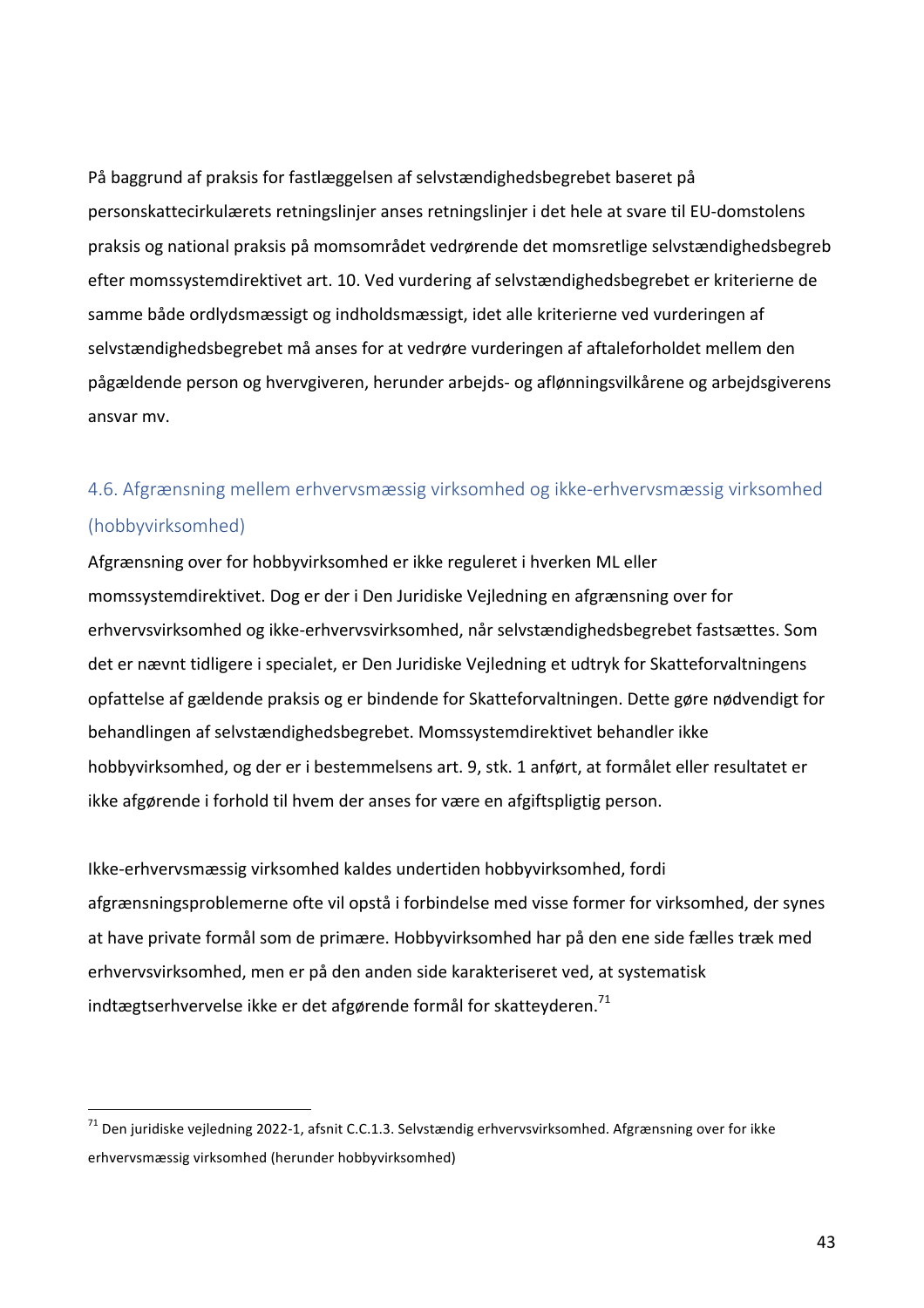På baggrund af praksis for fastlæggelsen af selvstændighedsbegrebet baseret på personskattecirkulærets retningslinjer anses retningslinjer i det hele at svare til EU-domstolens praksis og national praksis på momsområdet vedrørende det momsretlige selvstændighedsbegreb efter momssystemdirektivet art. 10. Ved vurdering af selvstændighedsbegrebet er kriterierne de samme både ordlydsmæssigt og indholdsmæssigt, idet alle kriterierne ved vurderingen af selvstændighedsbegrebet må anses for at vedrøre vurderingen af aftaleforholdet mellem den pågældende person og hvervgiveren, herunder arbejds- og aflønningsvilkårene og arbejdsgiverens ansvar mv.

## 4.6. Afgrænsning mellem erhvervsmæssig virksomhed og ikke-erhvervsmæssig virksomhed (hobbyvirksomhed)

Afgrænsning over for hobbyvirksomhed er ikke reguleret i hverken ML eller momssystemdirektivet. Dog er der i Den Juridiske Vejledning en afgrænsning over for erhvervsvirksomhed og ikke-erhvervsvirksomhed, når selvstændighedsbegrebet fastsættes. Som det er nævnt tidligere i specialet, er Den Juridiske Vejledning et udtryk for Skatteforvaltningens opfattelse af gældende praksis og er bindende for Skatteforvaltningen. Dette gøre nødvendigt for behandlingen af selvstændighedsbegrebet. Momssystemdirektivet behandler ikke hobbyvirksomhed, og der er i bestemmelsens art. 9, stk. 1 anført, at formålet eller resultatet er ikke afgørende i forhold til hvem der anses for være en afgiftspligtig person.

Ikke-erhvervsmæssig virksomhed kaldes undertiden hobbyvirksomhed, fordi afgrænsningsproblemerne ofte vil opstå i forbindelse med visse former for virksomhed, der synes at have private formål som de primære. Hobbyvirksomhed har på den ene side fælles træk med erhvervsvirksomhed, men er på den anden side karakteriseret ved, at systematisk indtægtserhvervelse ikke er det afgørende formål for skatteyderen.[71]

---

[71] Den juridiske vejledning 2022-1, afsnit C.C.1.3. Selvstændig erhvervsvirksomhed. Afgrænsning over for ikke erhvervsmæssig virksomhed (herunder hobbyvirksomhed)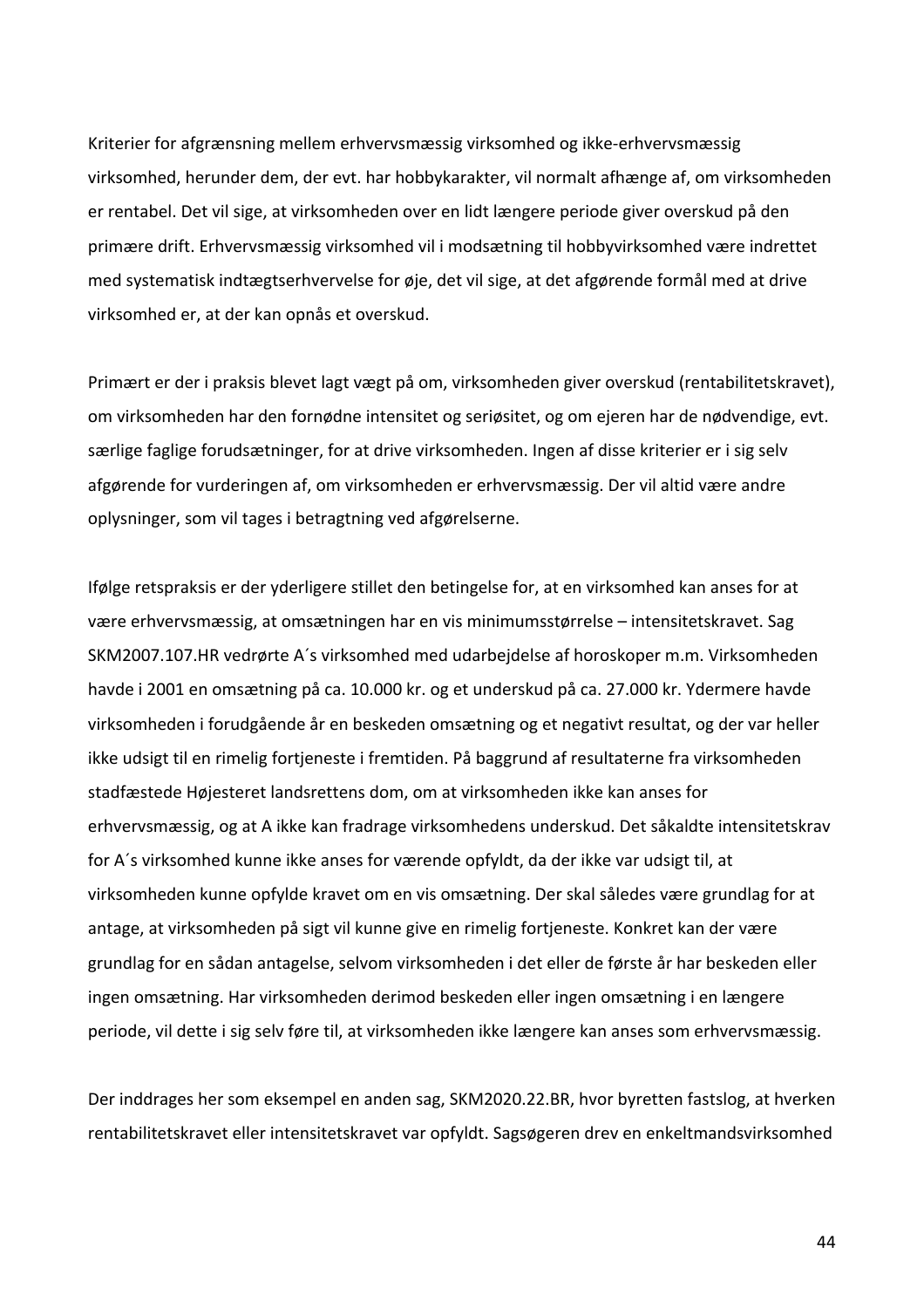Kriterier for afgrænsning mellem erhvervsmæssig virksomhed og ikke-erhvervsmæssig virksomhed, herunder dem, der evt. har hobbykarakter, vil normalt afhænge af, om virksomheden er rentabel. Det vil sige, at virksomheden over en lidt længere periode giver overskud på den primære drift. Erhvervsmæssig virksomhed vil i modsætning til hobbyvirksomhed være indrettet med systematisk indtægtserhvervelse for øje, det vil sige, at det afgørende formål med at drive virksomhed er, at der kan opnås et overskud.

Primært er der i praksis blevet lagt vægt på om, virksomheden giver overskud (rentabilitetskravet), om virksomheden har den fornødne intensitet og seriøsitet, og om ejeren har de nødvendige, evt. særlige faglige forudsætninger, for at drive virksomheden. Ingen af disse kriterier er i sig selv afgørende for vurderingen af, om virksomheden er erhvervsmæssig. Der vil altid være andre oplysninger, som vil tages i betragtning ved afgørelserne.

Ifølge retspraksis er der yderligere stillet den betingelse for, at en virksomhed kan anses for at være erhvervsmæssig, at omsætningen har en vis minimumsstørrelse – intensitetskravet. Sag SKM2007.107.HR vedrørte A´s virksomhed med udarbejdelse af horoskoper m.m. Virksomheden havde i 2001 en omsætning på ca. 10.000 kr. og et underskud på ca. 27.000 kr. Ydermere havde virksomheden i forudgående år en beskeden omsætning og et negativt resultat, og der var heller ikke udsigt til en rimelig fortjeneste i fremtiden. På baggrund af resultaterne fra virksomheden stadfæstede Højesteret landsrettens dom, om at virksomheden ikke kan anses for erhvervsmæssig, og at A ikke kan fradrage virksomhedens underskud. Det såkaldte intensitetskrav for A´s virksomhed kunne ikke anses for værende opfyldt, da der ikke var udsigt til, at virksomheden kunne opfylde kravet om en vis omsætning. Der skal således være grundlag for at antage, at virksomheden på sigt vil kunne give en rimelig fortjeneste. Konkret kan der være grundlag for en sådan antagelse, selvom virksomheden i det eller de første år har beskeden eller ingen omsætning. Har virksomheden derimod beskeden eller ingen omsætning i en længere periode, vil dette i sig selv føre til, at virksomheden ikke længere kan anses som erhvervsmæssig.

Der inddrages her som eksempel en anden sag, SKM2020.22.BR, hvor byretten fastslog, at hverken rentabilitetskravet eller intensitetskravet var opfyldt. Sagsøgeren drev en enkeltmandsvirksomhed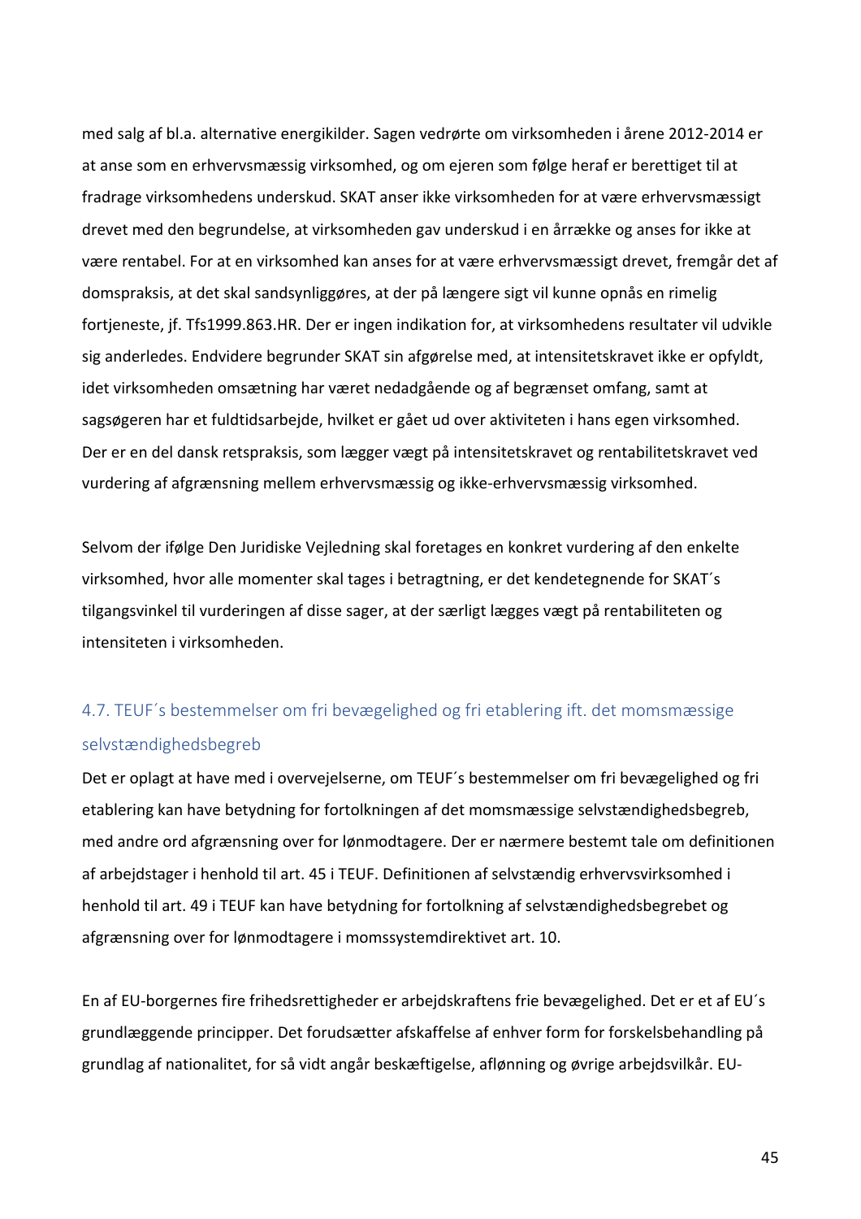med salg af bl.a. alternative energikilder. Sagen vedrørte om virksomheden i årene 2012-2014 er at anse som en erhvervsmæssig virksomhed, og om ejeren som følge heraf er berettiget til at fradrage virksomhedens underskud. SKAT anser ikke virksomheden for at være erhvervsmæssigt drevet med den begrundelse, at virksomheden gav underskud i en årrække og anses for ikke at være rentabel. For at en virksomhed kan anses for at være erhvervsmæssigt drevet, fremgår det af domspraksis, at det skal sandsynliggøres, at der på længere sigt vil kunne opnås en rimelig fortjeneste, jf. Tfs1999.863.HR. Der er ingen indikation for, at virksomhedens resultater vil udvikle sig anderledes. Endvidere begrunder SKAT sin afgørelse med, at intensitetskravet ikke er opfyldt, idet virksomheden omsætning har været nedadgående og af begrænset omfang, samt at sagsøgeren har et fuldtidsarbejde, hvilket er gået ud over aktiviteten i hans egen virksomhed. Der er en del dansk retspraksis, som lægger vægt på intensitetskravet og rentabilitetskravet ved vurdering af afgrænsning mellem erhvervsmæssig og ikke-erhvervsmæssig virksomhed.

Selvom der ifølge Den Juridiske Vejledning skal foretages en konkret vurdering af den enkelte virksomhed, hvor alle momenter skal tages i betragtning, er det kendetegnende for SKAT´s tilgangsvinkel til vurderingen af disse sager, at der særligt lægges vægt på rentabiliteten og intensiteten i virksomheden.

## 4.7. TEUF´s bestemmelser om fri bevægelighed og fri etablering ift. det momsmæssige selvstændighedsbegreb

Det er oplagt at have med i overvejelserne, om TEUF´s bestemmelser om fri bevægelighed og fri etablering kan have betydning for fortolkningen af det momsmæssige selvstændighedsbegreb, med andre ord afgrænsning over for lønmodtagere. Der er nærmere bestemt tale om definitionen af arbejdstager i henhold til art. 45 i TEUF. Definitionen af selvstændig erhvervsvirksomhed i henhold til art. 49 i TEUF kan have betydning for fortolkning af selvstændighedsbegrebet og afgrænsning over for lønmodtagere i momssystemdirektivet art. 10.

En af EU-borgernes fire frihedsrettigheder er arbejdskraftens frie bevægelighed. Det er et af EU´s grundlæggende principper. Det forudsætter afskaffelse af enhver form for forskelsbehandling på grundlag af nationalitet, for så vidt angår beskæftigelse, aflønning og øvrige arbejdsvilkår. EU-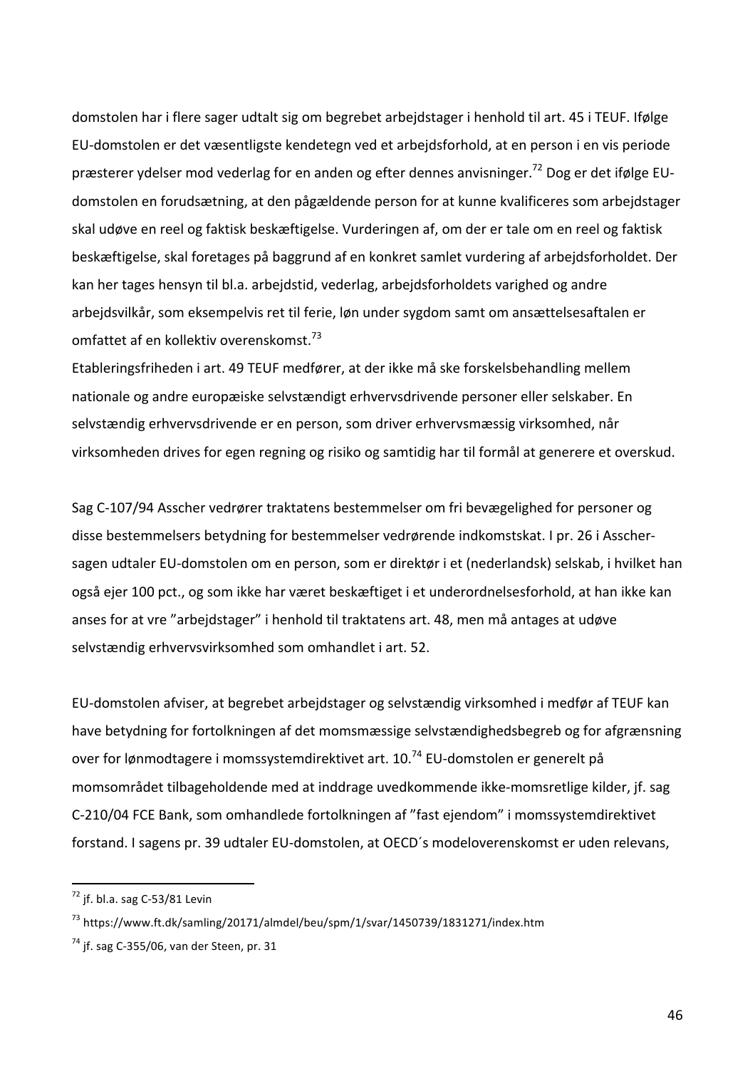domstolen har i flere sager udtalt sig om begrebet arbejdstager i henhold til art. 45 i TEUF. Ifølge EU-domstolen er det væsentligste kendetegn ved et arbejdsforhold, at en person i en vis periode præsterer ydelser mod vederlag for en anden og efter dennes anvisninger.[72] Dog er det ifølge EU-domstolen en forudsætning, at den pågældende person for at kunne kvalificeres som arbejdstager skal udøve en reel og faktisk beskæftigelse. Vurderingen af, om der er tale om en reel og faktisk beskæftigelse, skal foretages på baggrund af en konkret samlet vurdering af arbejdsforholdet. Der kan her tages hensyn til bl.a. arbejdstid, vederlag, arbejdsforholdets varighed og andre arbejdsvilkår, som eksempelvis ret til ferie, løn under sygdom samt om ansættelsesaftalen er omfattet af en kollektiv overenskomst.[73]

Etableringsfriheden i art. 49 TEUF medfører, at der ikke må ske forskelsbehandling mellem nationale og andre europæiske selvstændigt erhvervsdrivende personer eller selskaber. En selvstændig erhvervsdrivende er en person, som driver erhvervsmæssig virksomhed, når virksomheden drives for egen regning og risiko og samtidig har til formål at generere et overskud.

Sag C-107/94 Asscher vedrører traktatens bestemmelser om fri bevægelighed for personer og disse bestemmelsers betydning for bestemmelser vedrørende indkomstskat. I pr. 26 i Asscher-sagen udtaler EU-domstolen om en person, som er direktør i et (nederlandsk) selskab, i hvilket han også ejer 100 pct., og som ikke har været beskæftiget i et underordnelsesforhold, at han ikke kan anses for at vre "arbejdstager" i henhold til traktatens art. 48, men må antages at udøve selvstændig erhvervsvirksomhed som omhandlet i art. 52.

EU-domstolen afviser, at begrebet arbejdstager og selvstændig virksomhed i medfør af TEUF kan have betydning for fortolkningen af det momsmæssige selvstændighedsbegreb og for afgrænsning over for lønmodtagere i momssystemdirektivet art. 10.[74] EU-domstolen er generelt på momsområdet tilbageholdende med at inddrage uvedkommende ikke-momsretlige kilder, jf. sag C-210/04 FCE Bank, som omhandlede fortolkningen af "fast ejendom" i momssystemdirektivet forstand. I sagens pr. 39 udtaler EU-domstolen, at OECD´s modeloverenskomst er uden relevans,

---

[72] jf. bl.a. sag C-53/81 Levin

[73] https://www.ft.dk/samling/20171/almdel/beu/spm/1/svar/1450739/1831271/index.htm

[74] jf. sag C-355/06, van der Steen, pr. 31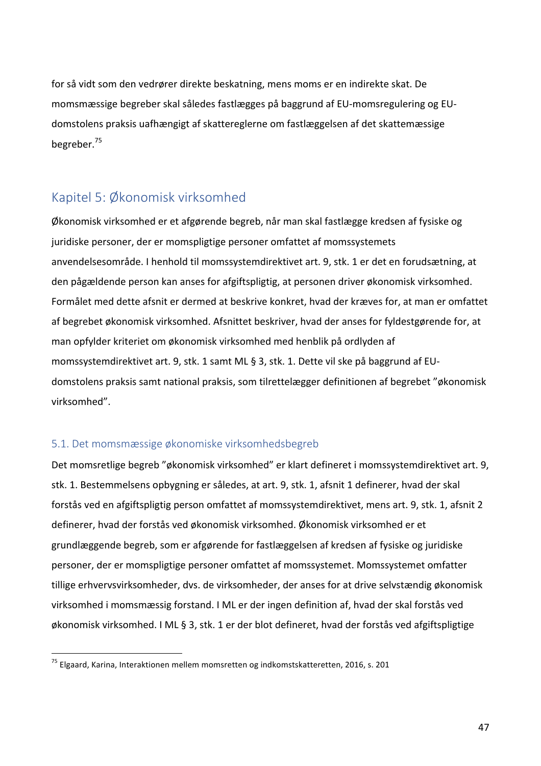for så vidt som den vedrører direkte beskatning, mens moms er en indirekte skat. De momsmæssige begreber skal således fastlægges på baggrund af EU-momsregulering og EU-domstolens praksis uafhængigt af skattereglerne om fastlæggelsen af det skattemæssige begreber.[75]

## Kapitel 5: Økonomisk virksomhed

Økonomisk virksomhed er et afgørende begreb, når man skal fastlægge kredsen af fysiske og juridiske personer, der er momspligtige personer omfattet af momssystemets anvendelsesområde. I henhold til momssystemdirektivet art. 9, stk. 1 er det en forudsætning, at den pågældende person kan anses for afgiftspligtig, at personen driver økonomisk virksomhed. Formålet med dette afsnit er dermed at beskrive konkret, hvad der kræves for, at man er omfattet af begrebet økonomisk virksomhed. Afsnittet beskriver, hvad der anses for fyldestgørende for, at man opfylder kriteriet om økonomisk virksomhed med henblik på ordlyden af momssystemdirektivet art. 9, stk. 1 samt ML § 3, stk. 1. Dette vil ske på baggrund af EU-domstolens praksis samt national praksis, som tilrettelægger definitionen af begrebet "økonomisk virksomhed".

### 5.1. Det momsmæssige økonomiske virksomhedsbegreb

Det momsretlige begreb "økonomisk virksomhed" er klart defineret i momssystemdirektivet art. 9, stk. 1. Bestemmelsens opbygning er således, at art. 9, stk. 1, afsnit 1 definerer, hvad der skal forstås ved en afgiftspligtig person omfattet af momssystemdirektivet, mens art. 9, stk. 1, afsnit 2 definerer, hvad der forstås ved økonomisk virksomhed. Økonomisk virksomhed er et grundlæggende begreb, som er afgørende for fastlæggelsen af kredsen af fysiske og juridiske personer, der er momspligtige personer omfattet af momssystemet. Momssystemet omfatter tillige erhvervsvirksomheder, dvs. de virksomheder, der anses for at drive selvstændig økonomisk virksomhed i momsmæssig forstand. I ML er der ingen definition af, hvad der skal forstås ved økonomisk virksomhed. I ML § 3, stk. 1 er der blot defineret, hvad der forstås ved afgiftspligtige

---

[75] Elgaard, Karina, Interaktionen mellem momsretten og indkomstskatteretten, 2016, s. 201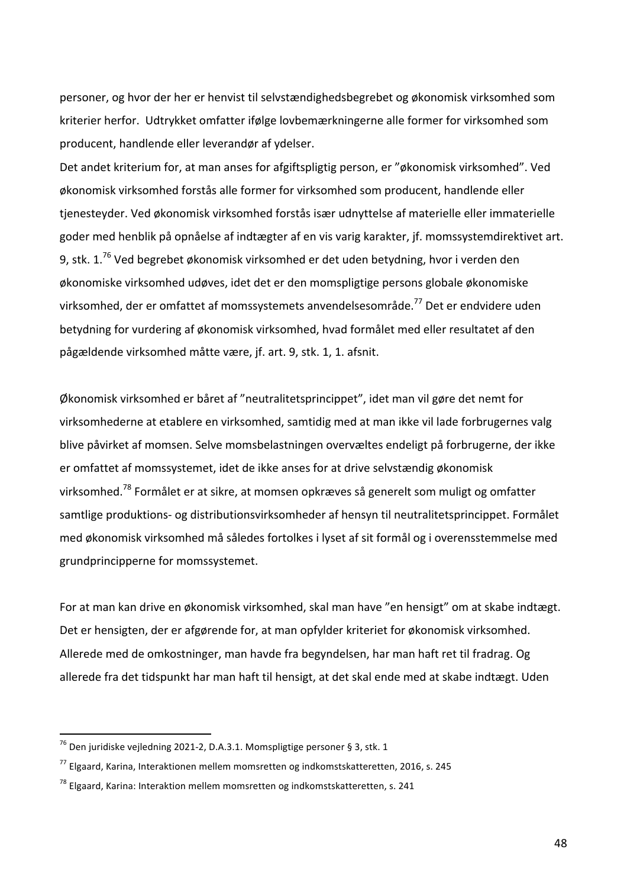personer, og hvor der her er henvist til selvstændighedsbegrebet og økonomisk virksomhed som kriterier herfor. Udtrykket omfatter ifølge lovbemærkningerne alle former for virksomhed som producent, handlende eller leverandør af ydelser.
Det andet kriterium for, at man anses for afgiftspligtig person, er "økonomisk virksomhed". Ved økonomisk virksomhed forstås alle former for virksomhed som producent, handlende eller tjenesteyder. Ved økonomisk virksomhed forstås især udnyttelse af materielle eller immaterielle goder med henblik på opnåelse af indtægter af en vis varig karakter, jf. momssystemdirektivet art. 9, stk. 1.[76] Ved begrebet økonomisk virksomhed er det uden betydning, hvor i verden den økonomiske virksomhed udøves, idet det er den momspligtige persons globale økonomiske virksomhed, der er omfattet af momssystemets anvendelsesområde.[77] Det er endvidere uden betydning for vurdering af økonomisk virksomhed, hvad formålet med eller resultatet af den pågældende virksomhed måtte være, jf. art. 9, stk. 1, 1. afsnit.

Økonomisk virksomhed er båret af "neutralitetsprincippet", idet man vil gøre det nemt for virksomhederne at etablere en virksomhed, samtidig med at man ikke vil lade forbrugernes valg blive påvirket af momsen. Selve momsbelastningen overvæltes endeligt på forbrugerne, der ikke er omfattet af momssystemet, idet de ikke anses for at drive selvstændig økonomisk virksomhed.[78] Formålet er at sikre, at momsen opkræves så generelt som muligt og omfatter samtlige produktions- og distributionsvirksomheder af hensyn til neutralitetsprincippet. Formålet med økonomisk virksomhed må således fortolkes i lyset af sit formål og i overensstemmelse med grundprincipperne for momssystemet.

For at man kan drive en økonomisk virksomhed, skal man have "en hensigt" om at skabe indtægt. Det er hensigten, der er afgørende for, at man opfylder kriteriet for økonomisk virksomhed. Allerede med de omkostninger, man havde fra begyndelsen, har man haft ret til fradrag. Og allerede fra det tidspunkt har man haft til hensigt, at det skal ende med at skabe indtægt. Uden

---

[76] Den juridiske vejledning 2021-2, D.A.3.1. Momspligtige personer § 3, stk. 1

[77] Elgaard, Karina, Interaktionen mellem momsretten og indkomstskatteretten, 2016, s. 245

[78] Elgaard, Karina: Interaktion mellem momsretten og indkomstskatteretten, s. 241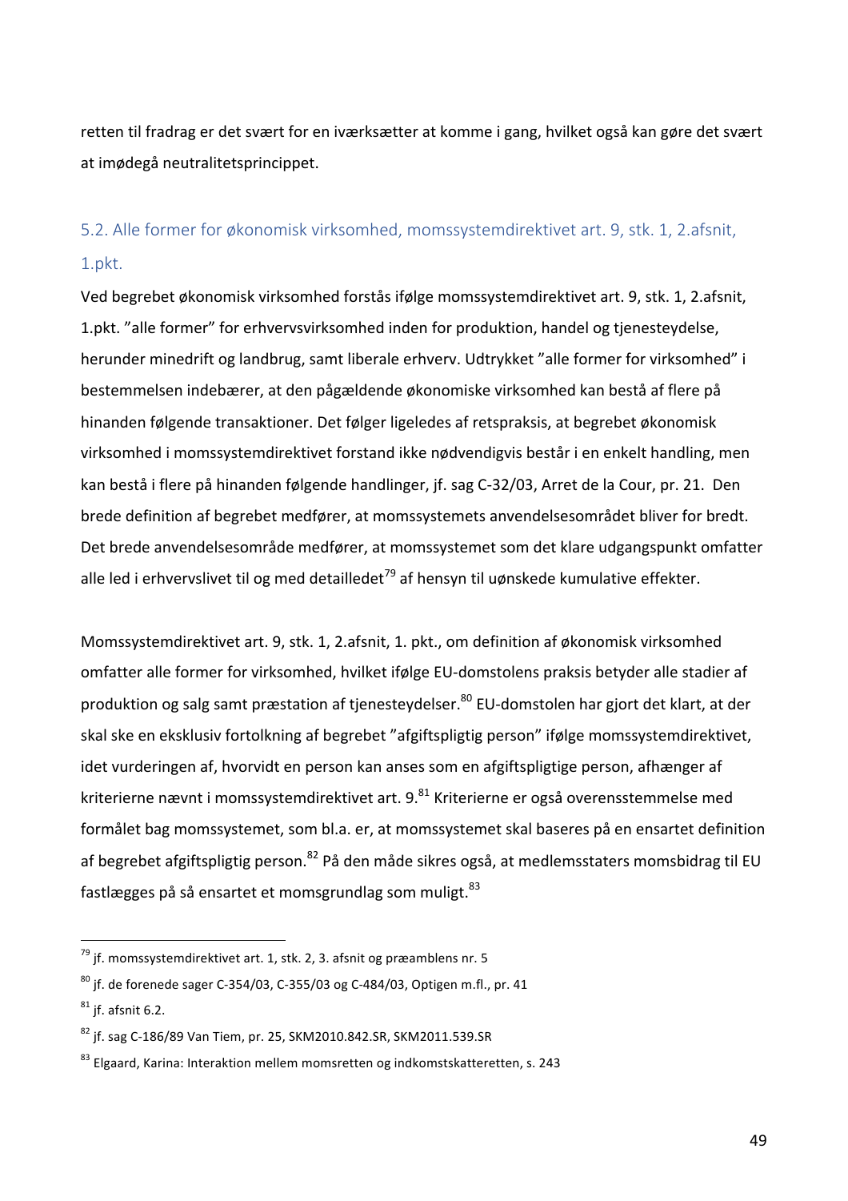retten til fradrag er det svært for en iværksætter at komme i gang, hvilket også kan gøre det svært at imødegå neutralitetsprincippet.

## 5.2. Alle former for økonomisk virksomhed, momssystemdirektivet art. 9, stk. 1, 2.afsnit, 1.pkt.

Ved begrebet økonomisk virksomhed forstås ifølge momssystemdirektivet art. 9, stk. 1, 2.afsnit, 1.pkt. "alle former" for erhvervsvirksomhed inden for produktion, handel og tjenesteydelse, herunder minedrift og landbrug, samt liberale erhverv. Udtrykket "alle former for virksomhed" i bestemmelsen indebærer, at den pågældende økonomiske virksomhed kan bestå af flere på hinanden følgende transaktioner. Det følger ligeledes af retspraksis, at begrebet økonomisk virksomhed i momssystemdirektivet forstand ikke nødvendigvis består i en enkelt handling, men kan bestå i flere på hinanden følgende handlinger, jf. sag C-32/03, Arret de la Cour, pr. 21. Den brede definition af begrebet medfører, at momssystemets anvendelsesområdet bliver for bredt. Det brede anvendelsesområde medfører, at momssystemet som det klare udgangspunkt omfatter alle led i erhvervslivet til og med detailledet[79] af hensyn til uønskede kumulative effekter.

Momssystemdirektivet art. 9, stk. 1, 2.afsnit, 1. pkt., om definition af økonomisk virksomhed omfatter alle former for virksomhed, hvilket ifølge EU-domstolens praksis betyder alle stadier af produktion og salg samt præstation af tjenesteydelser.[80] EU-domstolen har gjort det klart, at der skal ske en eksklusiv fortolkning af begrebet "afgiftspligtig person" ifølge momssystemdirektivet, idet vurderingen af, hvorvidt en person kan anses som en afgiftspligtige person, afhænger af kriterierne nævnt i momssystemdirektivet art. 9.[81] Kriterierne er også overensstemmelse med formålet bag momssystemet, som bl.a. er, at momssystemet skal baseres på en ensartet definition af begrebet afgiftspligtig person.[82] På den måde sikres også, at medlemsstaters momsbidrag til EU fastlægges på så ensartet et momsgrundlag som muligt.[83]

---

[79] jf. momssystemdirektivet art. 1, stk. 2, 3. afsnit og præamblens nr. 5

[80] jf. de forenede sager C-354/03, C-355/03 og C-484/03, Optigen m.fl., pr. 41

[81] jf. afsnit 6.2.

[82] jf. sag C-186/89 Van Tiem, pr. 25, SKM2010.842.SR, SKM2011.539.SR

[83] Elgaard, Karina: Interaktion mellem momsretten og indkomstskatteretten, s. 243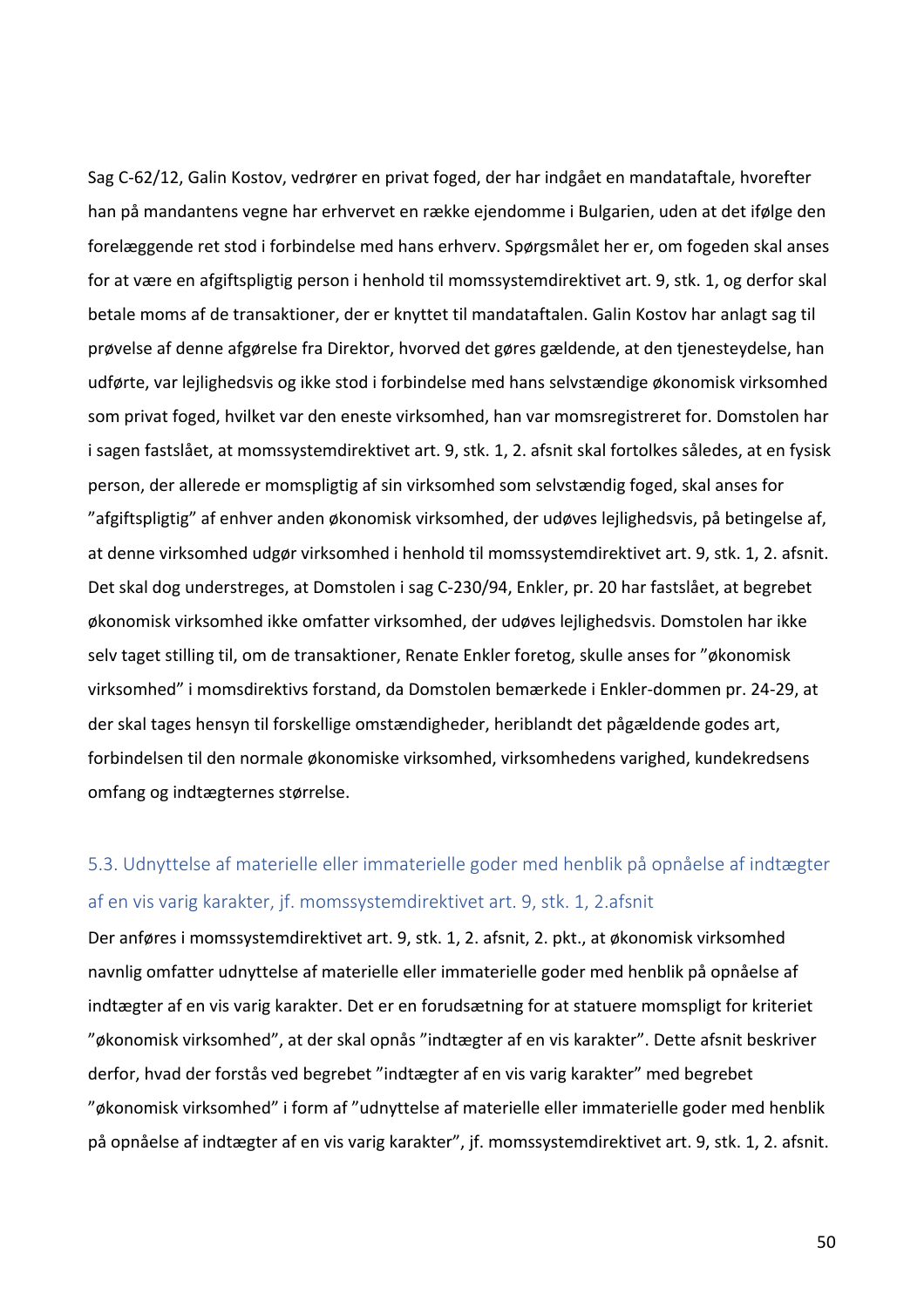Sag C-62/12, Galin Kostov, vedrører en privat foged, der har indgået en mandataftale, hvorefter han på mandantens vegne har erhvervet en række ejendomme i Bulgarien, uden at det ifølge den forelæggende ret stod i forbindelse med hans erhverv. Spørgsmålet her er, om fogeden skal anses for at være en afgiftspligtig person i henhold til momssystemdirektivet art. 9, stk. 1, og derfor skal betale moms af de transaktioner, der er knyttet til mandataftalen. Galin Kostov har anlagt sag til prøvelse af denne afgørelse fra Direktor, hvorved det gøres gældende, at den tjenesteydelse, han udførte, var lejlighedsvis og ikke stod i forbindelse med hans selvstændige økonomisk virksomhed som privat foged, hvilket var den eneste virksomhed, han var momsregistreret for. Domstolen har i sagen fastslået, at momssystemdirektivet art. 9, stk. 1, 2. afsnit skal fortolkes således, at en fysisk person, der allerede er momspligtig af sin virksomhed som selvstændig foged, skal anses for "afgiftspligtig" af enhver anden økonomisk virksomhed, der udøves lejlighedsvis, på betingelse af, at denne virksomhed udgør virksomhed i henhold til momssystemdirektivet art. 9, stk. 1, 2. afsnit. Det skal dog understreges, at Domstolen i sag C-230/94, Enkler, pr. 20 har fastslået, at begrebet økonomisk virksomhed ikke omfatter virksomhed, der udøves lejlighedsvis. Domstolen har ikke selv taget stilling til, om de transaktioner, Renate Enkler foretog, skulle anses for "økonomisk virksomhed" i momsdirektivs forstand, da Domstolen bemærkede i Enkler-dommen pr. 24-29, at der skal tages hensyn til forskellige omstændigheder, heriblandt det pågældende godes art, forbindelsen til den normale økonomiske virksomhed, virksomhedens varighed, kundekredsens omfang og indtægternes størrelse.

### 5.3. Udnyttelse af materielle eller immaterielle goder med henblik på opnåelse af indtægter af en vis varig karakter, jf. momssystemdirektivet art. 9, stk. 1, 2.afsnit

Der anføres i momssystemdirektivet art. 9, stk. 1, 2. afsnit, 2. pkt., at økonomisk virksomhed navnlig omfatter udnyttelse af materielle eller immaterielle goder med henblik på opnåelse af indtægter af en vis varig karakter. Det er en forudsætning for at statuere momspligt for kriteriet "økonomisk virksomhed", at der skal opnås "indtægter af en vis karakter". Dette afsnit beskriver derfor, hvad der forstås ved begrebet "indtægter af en vis varig karakter" med begrebet "økonomisk virksomhed" i form af "udnyttelse af materielle eller immaterielle goder med henblik på opnåelse af indtægter af en vis varig karakter", jf. momssystemdirektivet art. 9, stk. 1, 2. afsnit.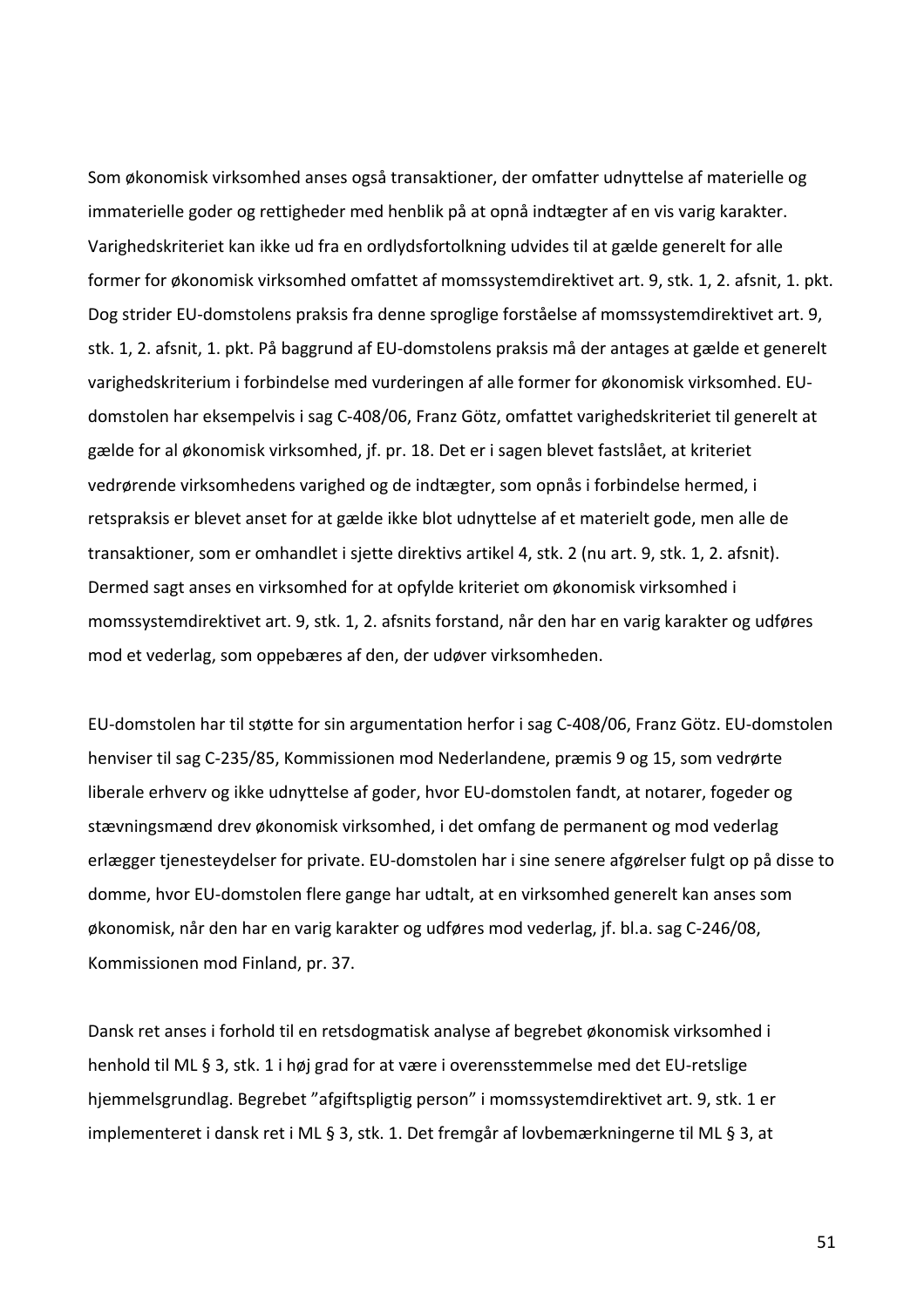Som økonomisk virksomhed anses også transaktioner, der omfatter udnyttelse af materielle og immaterielle goder og rettigheder med henblik på at opnå indtægter af en vis varig karakter. Varighedskriteriet kan ikke ud fra en ordlydsfortolkning udvides til at gælde generelt for alle former for økonomisk virksomhed omfattet af momssystemdirektivet art. 9, stk. 1, 2. afsnit, 1. pkt. Dog strider EU-domstolens praksis fra denne sproglige forståelse af momssystemdirektivet art. 9, stk. 1, 2. afsnit, 1. pkt. På baggrund af EU-domstolens praksis må der antages at gælde et generelt varighedskriterium i forbindelse med vurderingen af alle former for økonomisk virksomhed. EU-domstolen har eksempelvis i sag C-408/06, Franz Götz, omfattet varighedskriteriet til generelt at gælde for al økonomisk virksomhed, jf. pr. 18. Det er i sagen blevet fastslået, at kriteriet vedrørende virksomhedens varighed og de indtægter, som opnås i forbindelse hermed, i retspraksis er blevet anset for at gælde ikke blot udnyttelse af et materielt gode, men alle de transaktioner, som er omhandlet i sjette direktivs artikel 4, stk. 2 (nu art. 9, stk. 1, 2. afsnit). Dermed sagt anses en virksomhed for at opfylde kriteriet om økonomisk virksomhed i momssystemdirektivet art. 9, stk. 1, 2. afsnits forstand, når den har en varig karakter og udføres mod et vederlag, som oppebæres af den, der udøver virksomheden.

EU-domstolen har til støtte for sin argumentation herfor i sag C-408/06, Franz Götz. EU-domstolen henviser til sag C-235/85, Kommissionen mod Nederlandene, præmis 9 og 15, som vedrørte liberale erhverv og ikke udnyttelse af goder, hvor EU-domstolen fandt, at notarer, fogeder og stævningsmænd drev økonomisk virksomhed, i det omfang de permanent og mod vederlag erlægger tjenesteydelser for private. EU-domstolen har i sine senere afgørelser fulgt op på disse to domme, hvor EU-domstolen flere gange har udtalt, at en virksomhed generelt kan anses som økonomisk, når den har en varig karakter og udføres mod vederlag, jf. bl.a. sag C-246/08, Kommissionen mod Finland, pr. 37.

Dansk ret anses i forhold til en retsdogmatisk analyse af begrebet økonomisk virksomhed i henhold til ML § 3, stk. 1 i høj grad for at være i overensstemmelse med det EU-retslige hjemmelsgrundlag. Begrebet "afgiftspligtig person" i momssystemdirektivet art. 9, stk. 1 er implementeret i dansk ret i ML § 3, stk. 1. Det fremgår af lovbemærkningerne til ML § 3, at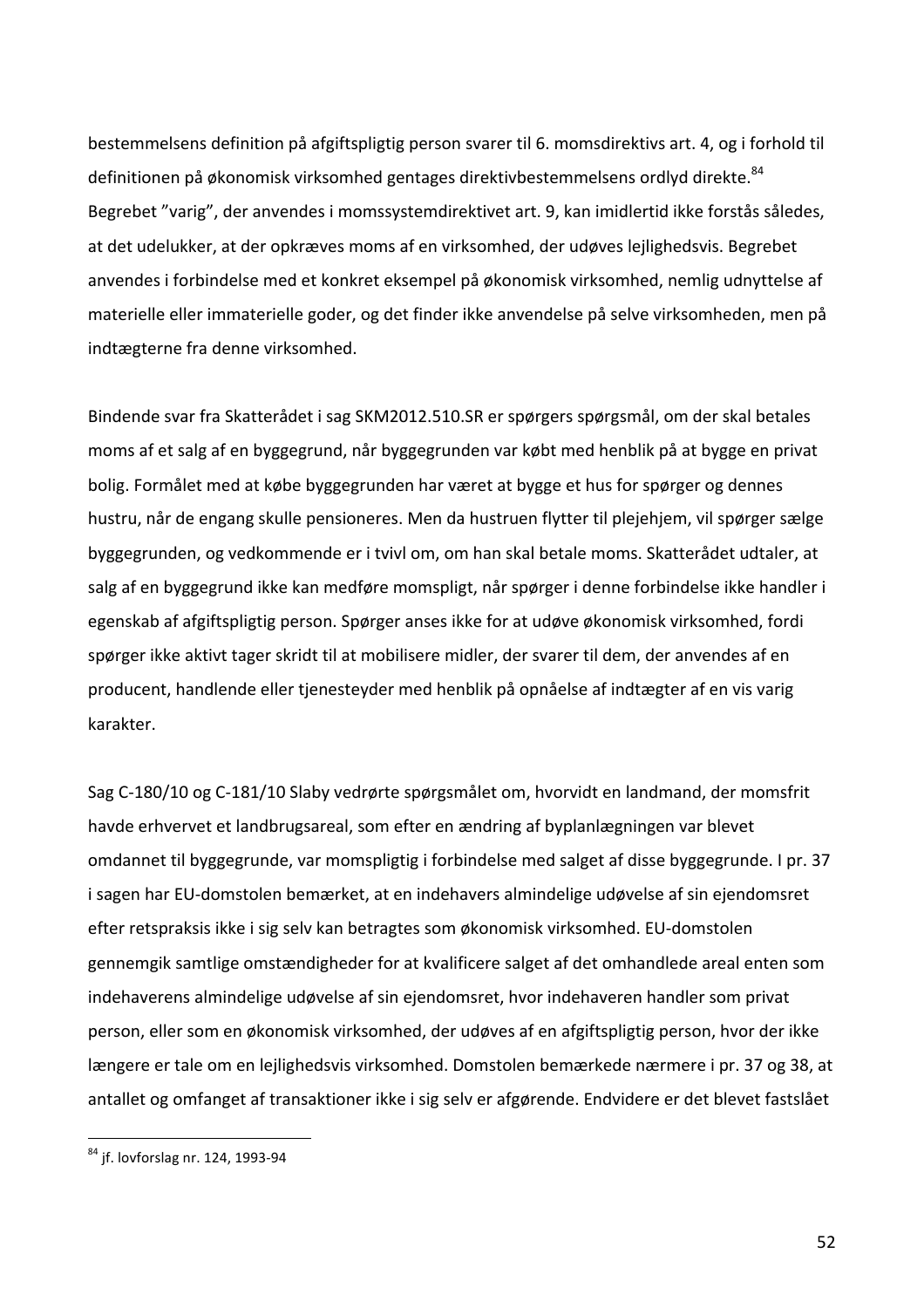bestemmelsens definition på afgiftspligtig person svarer til 6. momsdirektivs art. 4, og i forhold til definitionen på økonomisk virksomhed gentages direktivbestemmelsens ordlyd direkte.[84] Begrebet "varig", der anvendes i momssystemdirektivet art. 9, kan imidlertid ikke forstås således, at det udelukker, at der opkræves moms af en virksomhed, der udøves lejlighedsvis. Begrebet anvendes i forbindelse med et konkret eksempel på økonomisk virksomhed, nemlig udnyttelse af materielle eller immaterielle goder, og det finder ikke anvendelse på selve virksomheden, men på indtægterne fra denne virksomhed.

Bindende svar fra Skatterådet i sag SKM2012.510.SR er spørgers spørgsmål, om der skal betales moms af et salg af en byggegrund, når byggegrunden var købt med henblik på at bygge en privat bolig. Formålet med at købe byggegrunden har været at bygge et hus for spørger og dennes hustru, når de engang skulle pensioneres. Men da hustruen flytter til plejehjem, vil spørger sælge byggegrunden, og vedkommende er i tvivl om, om han skal betale moms. Skatterådet udtaler, at salg af en byggegrund ikke kan medføre momspligt, når spørger i denne forbindelse ikke handler i egenskab af afgiftspligtig person. Spørger anses ikke for at udøve økonomisk virksomhed, fordi spørger ikke aktivt tager skridt til at mobilisere midler, der svarer til dem, der anvendes af en producent, handlende eller tjenesteyder med henblik på opnåelse af indtægter af en vis varig karakter.

Sag C-180/10 og C-181/10 Slaby vedrørte spørgsmålet om, hvorvidt en landmand, der momsfrit havde erhvervet et landbrugsareal, som efter en ændring af byplanlægningen var blevet omdannet til byggegrunde, var momspligtig i forbindelse med salget af disse byggegrunde. I pr. 37 i sagen har EU-domstolen bemærket, at en indehavers almindelige udøvelse af sin ejendomsret efter retspraksis ikke i sig selv kan betragtes som økonomisk virksomhed. EU-domstolen gennemgik samtlige omstændigheder for at kvalificere salget af det omhandlede areal enten som indehaverens almindelige udøvelse af sin ejendomsret, hvor indehaveren handler som privat person, eller som en økonomisk virksomhed, der udøves af en afgiftspligtig person, hvor der ikke længere er tale om en lejlighedsvis virksomhed. Domstolen bemærkede nærmere i pr. 37 og 38, at antallet og omfanget af transaktioner ikke i sig selv er afgørende. Endvidere er det blevet fastslået

[84] jf. lovforslag nr. 124, 1993-94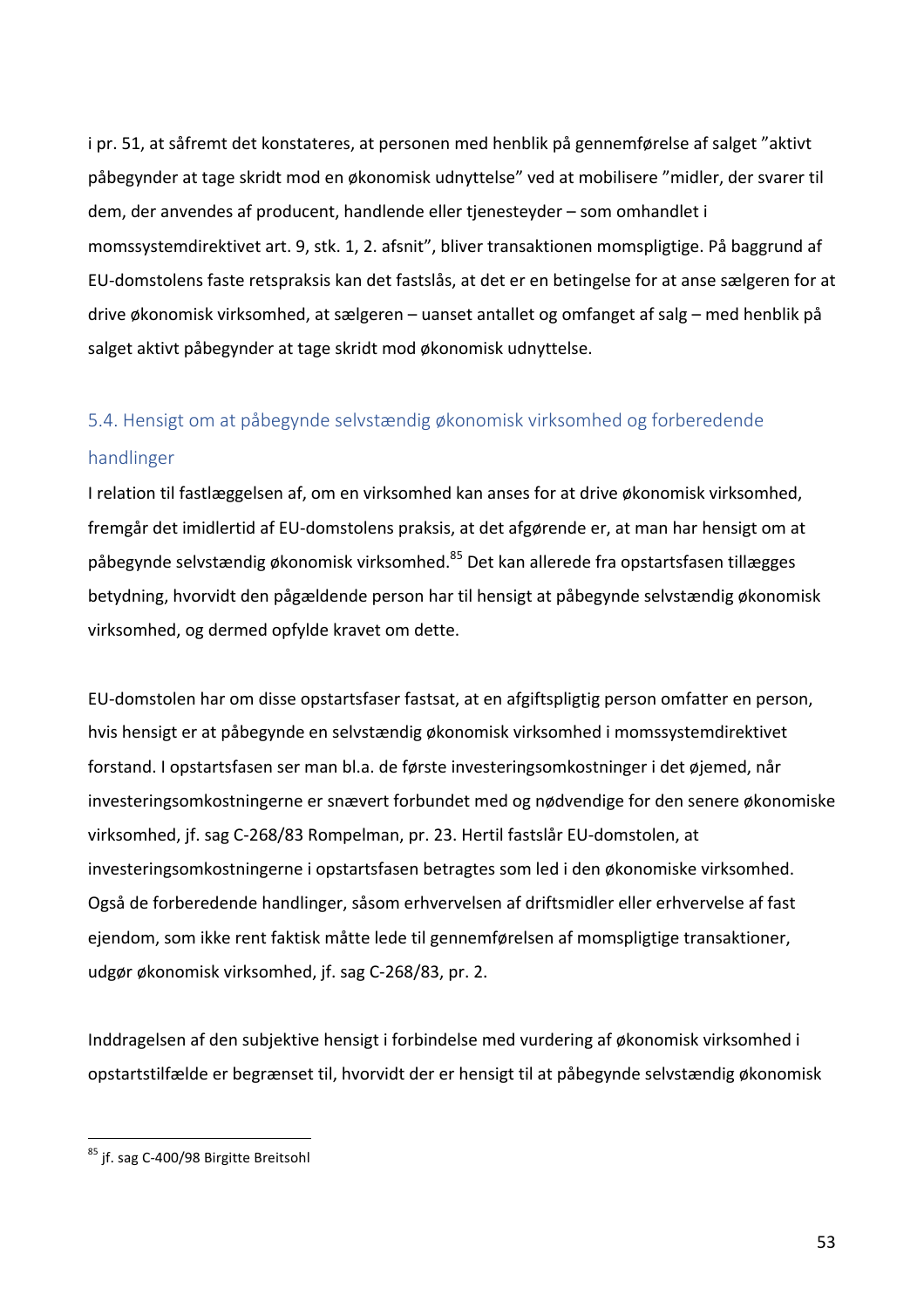i pr. 51, at såfremt det konstateres, at personen med henblik på gennemførelse af salget "aktivt påbegynder at tage skridt mod en økonomisk udnyttelse" ved at mobilisere "midler, der svarer til dem, der anvendes af producent, handlende eller tjenesteyder – som omhandlet i momssystemdirektivet art. 9, stk. 1, 2. afsnit", bliver transaktionen momspligtige. På baggrund af EU-domstolens faste retspraksis kan det fastslås, at det er en betingelse for at anse sælgeren for at drive økonomisk virksomhed, at sælgeren – uanset antallet og omfanget af salg – med henblik på salget aktivt påbegynder at tage skridt mod økonomisk udnyttelse.

## 5.4. Hensigt om at påbegynde selvstændig økonomisk virksomhed og forberedende handlinger

I relation til fastlæggelsen af, om en virksomhed kan anses for at drive økonomisk virksomhed, fremgår det imidlertid af EU-domstolens praksis, at det afgørende er, at man har hensigt om at påbegynde selvstændig økonomisk virksomhed.[85] Det kan allerede fra opstartsfasen tillægges betydning, hvorvidt den pågældende person har til hensigt at påbegynde selvstændig økonomisk virksomhed, og dermed opfylde kravet om dette.

EU-domstolen har om disse opstartsfaser fastsat, at en afgiftspligtig person omfatter en person, hvis hensigt er at påbegynde en selvstændig økonomisk virksomhed i momssystemdirektivet forstand. I opstartsfasen ser man bl.a. de første investeringsomkostninger i det øjemed, når investeringsomkostningerne er snævert forbundet med og nødvendige for den senere økonomiske virksomhed, jf. sag C-268/83 Rompelman, pr. 23. Hertil fastslår EU-domstolen, at investeringsomkostningerne i opstartsfasen betragtes som led i den økonomiske virksomhed. Også de forberedende handlinger, såsom erhvervelsen af driftsmidler eller erhvervelse af fast ejendom, som ikke rent faktisk måtte lede til gennemførelsen af momspligtige transaktioner, udgør økonomisk virksomhed, jf. sag C-268/83, pr. 2.

Inddragelsen af den subjektive hensigt i forbindelse med vurdering af økonomisk virksomhed i opstartstilfælde er begrænset til, hvorvidt der er hensigt til at påbegynde selvstændig økonomisk

---

[85] jf. sag C-400/98 Birgitte Breitsohl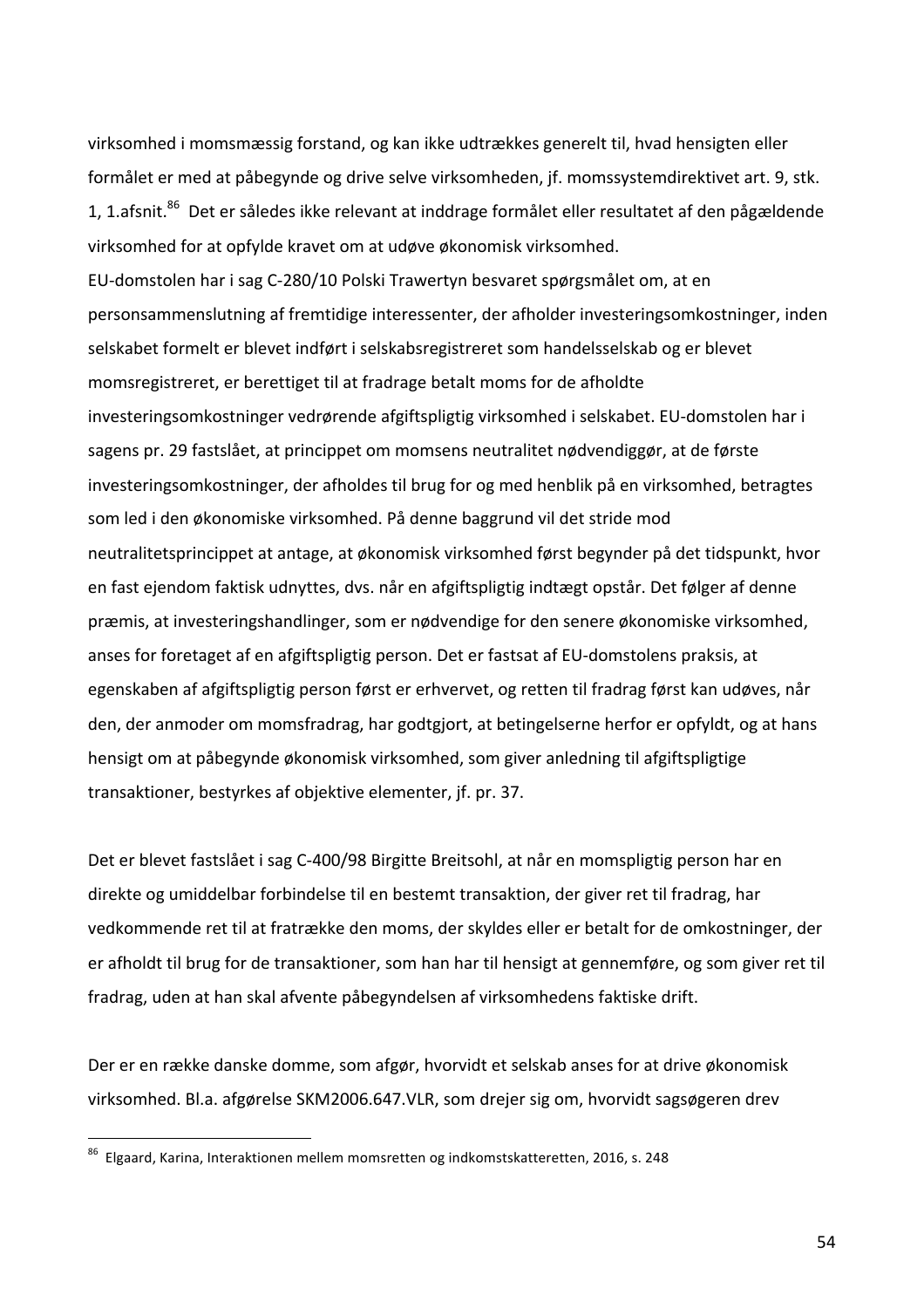virksomhed i momsmæssig forstand, og kan ikke udtrækkes generelt til, hvad hensigten eller formålet er med at påbegynde og drive selve virksomheden, jf. momssystemdirektivet art. 9, stk. 1, 1.afsnit.[86] Det er således ikke relevant at inddrage formålet eller resultatet af den pågældende virksomhed for at opfylde kravet om at udøve økonomisk virksomhed.

EU-domstolen har i sag C-280/10 Polski Trawertyn besvaret spørgsmålet om, at en personsammenslutning af fremtidige interessenter, der afholder investeringsomkostninger, inden selskabet formelt er blevet indført i selskabsregistreret som handelsselskab og er blevet momsregistreret, er berettiget til at fradrage betalt moms for de afholdte investeringsomkostninger vedrørende afgiftspligtig virksomhed i selskabet. EU-domstolen har i sagens pr. 29 fastslået, at princippet om momsens neutralitet nødvendiggør, at de første investeringsomkostninger, der afholdes til brug for og med henblik på en virksomhed, betragtes som led i den økonomiske virksomhed. På denne baggrund vil det stride mod neutralitetsprincippet at antage, at økonomisk virksomhed først begynder på det tidspunkt, hvor en fast ejendom faktisk udnyttes, dvs. når en afgiftspligtig indtægt opstår. Det følger af denne præmis, at investeringshandlinger, som er nødvendige for den senere økonomiske virksomhed, anses for foretaget af en afgiftspligtig person. Det er fastsat af EU-domstolens praksis, at egenskaben af afgiftspligtig person først er erhvervet, og retten til fradrag først kan udøves, når den, der anmoder om momsfradrag, har godtgjort, at betingelserne herfor er opfyldt, og at hans hensigt om at påbegynde økonomisk virksomhed, som giver anledning til afgiftspligtige transaktioner, bestyrkes af objektive elementer, jf. pr. 37.

Det er blevet fastslået i sag C-400/98 Birgitte Breitsohl, at når en momspligtig person har en direkte og umiddelbar forbindelse til en bestemt transaktion, der giver ret til fradrag, har vedkommende ret til at fratrække den moms, der skyldes eller er betalt for de omkostninger, der er afholdt til brug for de transaktioner, som han har til hensigt at gennemføre, og som giver ret til fradrag, uden at han skal afvente påbegyndelsen af virksomhedens faktiske drift.

Der er en række danske domme, som afgør, hvorvidt et selskab anses for at drive økonomisk virksomhed. Bl.a. afgørelse SKM2006.647.VLR, som drejer sig om, hvorvidt sagsøgeren drev

[86] Elgaard, Karina, Interaktionen mellem momsretten og indkomstskatteretten, 2016, s. 248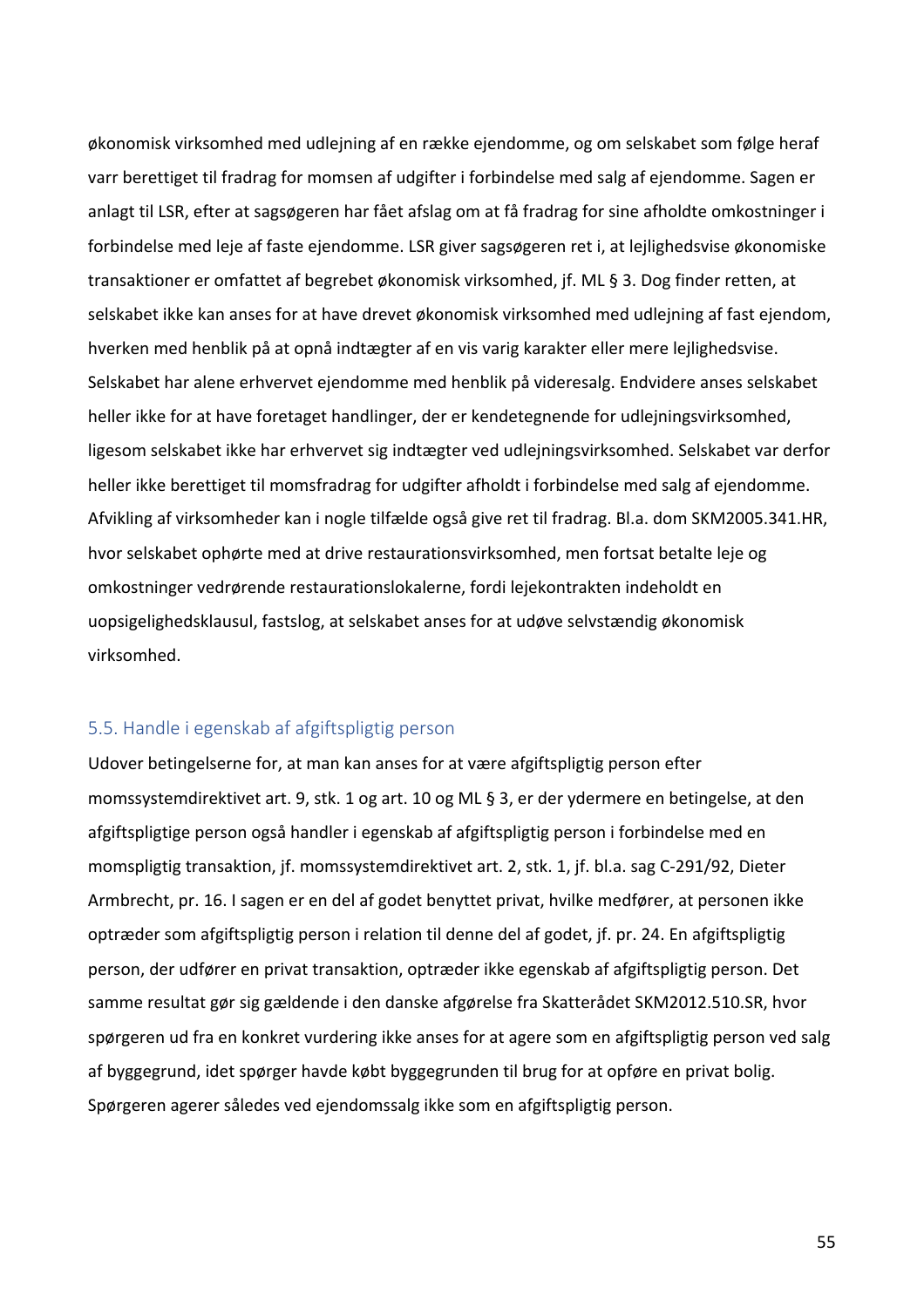økonomisk virksomhed med udlejning af en række ejendomme, og om selskabet som følge heraf varr berettiget til fradrag for momsen af udgifter i forbindelse med salg af ejendomme. Sagen er anlagt til LSR, efter at sagsøgeren har fået afslag om at få fradrag for sine afholdte omkostninger i forbindelse med leje af faste ejendomme. LSR giver sagsøgeren ret i, at lejlighedsvise økonomiske transaktioner er omfattet af begrebet økonomisk virksomhed, jf. ML § 3. Dog finder retten, at selskabet ikke kan anses for at have drevet økonomisk virksomhed med udlejning af fast ejendom, hverken med henblik på at opnå indtægter af en vis varig karakter eller mere lejlighedsvise. Selskabet har alene erhvervet ejendomme med henblik på videresalg. Endvidere anses selskabet heller ikke for at have foretaget handlinger, der er kendetegnende for udlejningsvirksomhed, ligesom selskabet ikke har erhvervet sig indtægter ved udlejningsvirksomhed. Selskabet var derfor heller ikke berettiget til momsfradrag for udgifter afholdt i forbindelse med salg af ejendomme. Afvikling af virksomheder kan i nogle tilfælde også give ret til fradrag. Bl.a. dom SKM2005.341.HR, hvor selskabet ophørte med at drive restaurationsvirksomhed, men fortsat betalte leje og omkostninger vedrørende restaurationslokalerne, fordi lejekontrakten indeholdt en uopsigelighedsklausul, fastslog, at selskabet anses for at udøve selvstændig økonomisk virksomhed.

## 5.5. Handle i egenskab af afgiftspligtig person

Udover betingelserne for, at man kan anses for at være afgiftspligtig person efter momssystemdirektivet art. 9, stk. 1 og art. 10 og ML § 3, er der ydermere en betingelse, at den afgiftspligtige person også handler i egenskab af afgiftspligtig person i forbindelse med en momspligtig transaktion, jf. momssystemdirektivet art. 2, stk. 1, jf. bl.a. sag C-291/92, Dieter Armbrecht, pr. 16. I sagen er en del af godet benyttet privat, hvilke medfører, at personen ikke optræder som afgiftspligtig person i relation til denne del af godet, jf. pr. 24. En afgiftspligtig person, der udfører en privat transaktion, optræder ikke egenskab af afgiftspligtig person. Det samme resultat gør sig gældende i den danske afgørelse fra Skatterådet SKM2012.510.SR, hvor spørgeren ud fra en konkret vurdering ikke anses for at agere som en afgiftspligtig person ved salg af byggegrund, idet spørger havde købt byggegrunden til brug for at opføre en privat bolig. Spørgeren agerer således ved ejendomssalg ikke som en afgiftspligtig person.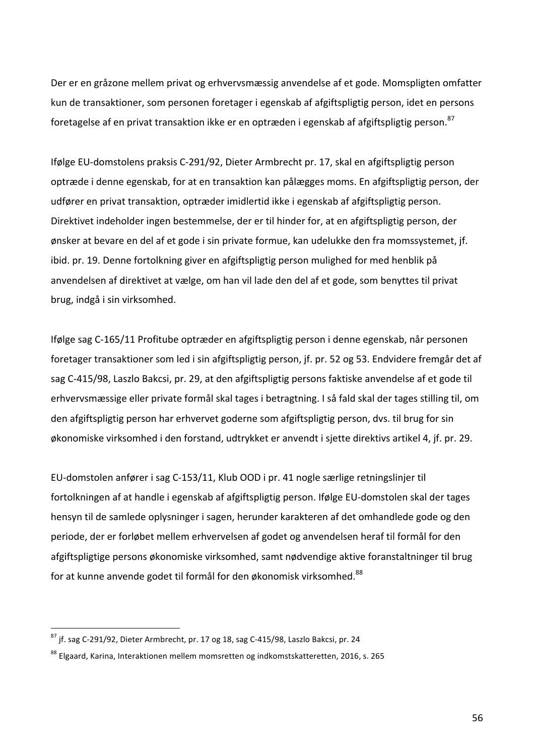Der er en gråzone mellem privat og erhvervsmæssig anvendelse af et gode. Momspligten omfatter kun de transaktioner, som personen foretager i egenskab af afgiftspligtig person, idet en persons foretagelse af en privat transaktion ikke er en optræden i egenskab af afgiftspligtig person.[87]

Ifølge EU-domstolens praksis C-291/92, Dieter Armbrecht pr. 17, skal en afgiftspligtig person optræde i denne egenskab, for at en transaktion kan pålægges moms. En afgiftspligtig person, der udfører en privat transaktion, optræder imidlertid ikke i egenskab af afgiftspligtig person. Direktivet indeholder ingen bestemmelse, der er til hinder for, at en afgiftspligtig person, der ønsker at bevare en del af et gode i sin private formue, kan udelukke den fra momssystemet, jf. ibid. pr. 19. Denne fortolkning giver en afgiftspligtig person mulighed for med henblik på anvendelsen af direktivet at vælge, om han vil lade den del af et gode, som benyttes til privat brug, indgå i sin virksomhed.

Ifølge sag C-165/11 Profitube optræder en afgiftspligtig person i denne egenskab, når personen foretager transaktioner som led i sin afgiftspligtig person, jf. pr. 52 og 53. Endvidere fremgår det af sag C-415/98, Laszlo Bakcsi, pr. 29, at den afgiftspligtig persons faktiske anvendelse af et gode til erhvervsmæssige eller private formål skal tages i betragtning. I så fald skal der tages stilling til, om den afgiftspligtig person har erhvervet goderne som afgiftspligtig person, dvs. til brug for sin økonomiske virksomhed i den forstand, udtrykket er anvendt i sjette direktivs artikel 4, jf. pr. 29.

EU-domstolen anfører i sag C-153/11, Klub OOD i pr. 41 nogle særlige retningslinjer til fortolkningen af at handle i egenskab af afgiftspligtig person. Ifølge EU-domstolen skal der tages hensyn til de samlede oplysninger i sagen, herunder karakteren af det omhandlede gode og den periode, der er forløbet mellem erhvervelsen af godet og anvendelsen heraf til formål for den afgiftspligtige persons økonomiske virksomhed, samt nødvendige aktive foranstaltninger til brug for at kunne anvende godet til formål for den økonomisk virksomhed.[88]

---

[87] jf. sag C-291/92, Dieter Armbrecht, pr. 17 og 18, sag C-415/98, Laszlo Bakcsi, pr. 24

[88] Elgaard, Karina, Interaktionen mellem momsretten og indkomstskatteretten, 2016, s. 265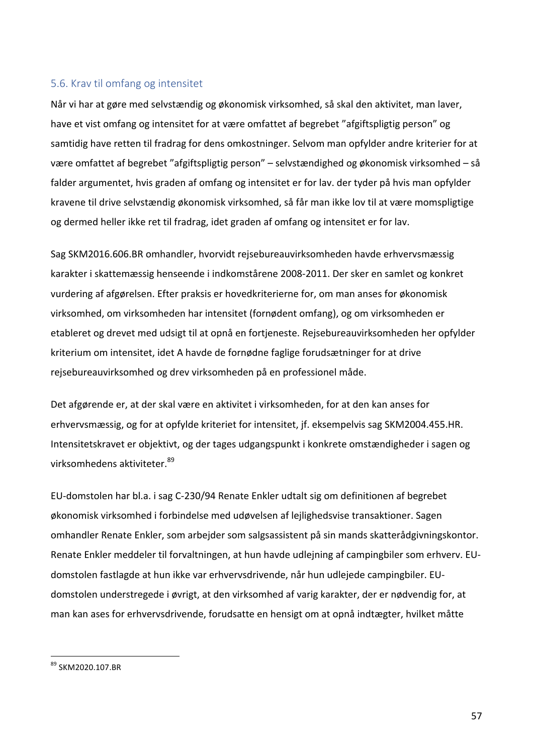## 5.6. Krav til omfang og intensitet

Når vi har at gøre med selvstændig og økonomisk virksomhed, så skal den aktivitet, man laver, have et vist omfang og intensitet for at være omfattet af begrebet "afgiftspligtig person" og samtidig have retten til fradrag for dens omkostninger. Selvom man opfylder andre kriterier for at være omfattet af begrebet "afgiftspligtig person" – selvstændighed og økonomisk virksomhed – så falder argumentet, hvis graden af omfang og intensitet er for lav. der tyder på hvis man opfylder kravene til drive selvstændig økonomisk virksomhed, så får man ikke lov til at være momspligtige og dermed heller ikke ret til fradrag, idet graden af omfang og intensitet er for lav.

Sag SKM2016.606.BR omhandler, hvorvidt rejsebureauvirksomheden havde erhvervsmæssig karakter i skattemæssig henseende i indkomstårene 2008-2011. Der sker en samlet og konkret vurdering af afgørelsen. Efter praksis er hovedkriterierne for, om man anses for økonomisk virksomhed, om virksomheden har intensitet (fornødent omfang), og om virksomheden er etableret og drevet med udsigt til at opnå en fortjeneste. Rejsebureauvirksomheden her opfylder kriterium om intensitet, idet A havde de fornødne faglige forudsætninger for at drive rejsebureauvirksomhed og drev virksomheden på en professionel måde.

Det afgørende er, at der skal være en aktivitet i virksomheden, for at den kan anses for erhvervsmæssig, og for at opfylde kriteriet for intensitet, jf. eksempelvis sag SKM2004.455.HR. Intensitetskravet er objektivt, og der tages udgangspunkt i konkrete omstændigheder i sagen og virksomhedens aktiviteter.[89]

EU-domstolen har bl.a. i sag C-230/94 Renate Enkler udtalt sig om definitionen af begrebet økonomisk virksomhed i forbindelse med udøvelsen af lejlighedsvise transaktioner. Sagen omhandler Renate Enkler, som arbejder som salgsassistent på sin mands skatterådgivningskontor. Renate Enkler meddeler til forvaltningen, at hun havde udlejning af campingbiler som erhverv. EU-domstolen fastlagde at hun ikke var erhvervsdrivende, når hun udlejede campingbiler. EU-domstolen understregede i øvrigt, at den virksomhed af varig karakter, der er nødvendig for, at man kan ases for erhvervsdrivende, forudsatte en hensigt om at opnå indtægter, hvilket måtte

[89] SKM2020.107.BR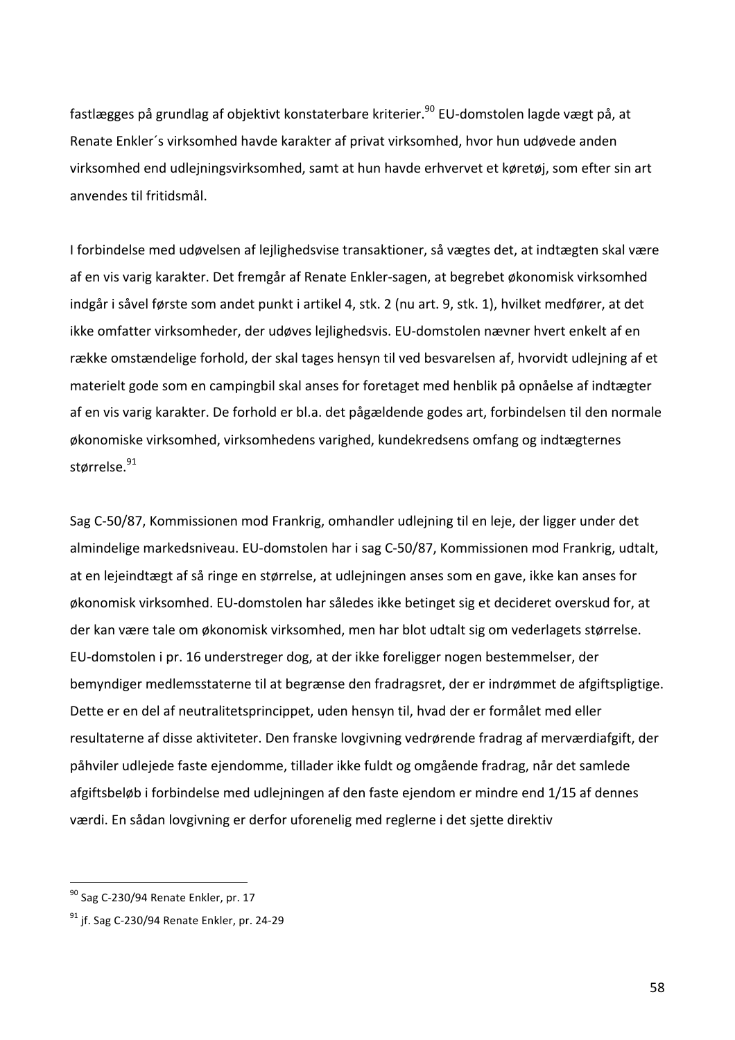fastlægges på grundlag af objektivt konstaterbare kriterier.[90] EU-domstolen lagde vægt på, at Renate Enkler´s virksomhed havde karakter af privat virksomhed, hvor hun udøvede anden virksomhed end udlejningsvirksomhed, samt at hun havde erhvervet et køretøj, som efter sin art anvendes til fritidsmål.

I forbindelse med udøvelsen af lejlighedsvise transaktioner, så vægtes det, at indtægten skal være af en vis varig karakter. Det fremgår af Renate Enkler-sagen, at begrebet økonomisk virksomhed indgår i såvel første som andet punkt i artikel 4, stk. 2 (nu art. 9, stk. 1), hvilket medfører, at det ikke omfatter virksomheder, der udøves lejlighedsvis. EU-domstolen nævner hvert enkelt af en række omstændelige forhold, der skal tages hensyn til ved besvarelsen af, hvorvidt udlejning af et materielt gode som en campingbil skal anses for foretaget med henblik på opnåelse af indtægter af en vis varig karakter. De forhold er bl.a. det pågældende godes art, forbindelsen til den normale økonomiske virksomhed, virksomhedens varighed, kundekredsens omfang og indtægternes størrelse.[91]

Sag C-50/87, Kommissionen mod Frankrig, omhandler udlejning til en leje, der ligger under det almindelige markedsniveau. EU-domstolen har i sag C-50/87, Kommissionen mod Frankrig, udtalt, at en lejeindtægt af så ringe en størrelse, at udlejningen anses som en gave, ikke kan anses for økonomisk virksomhed. EU-domstolen har således ikke betinget sig et decideret overskud for, at der kan være tale om økonomisk virksomhed, men har blot udtalt sig om vederlagets størrelse. EU-domstolen i pr. 16 understreger dog, at der ikke foreligger nogen bestemmelser, der bemyndiger medlemsstaterne til at begrænse den fradragsret, der er indrømmet de afgiftspligtige. Dette er en del af neutralitetsprincippet, uden hensyn til, hvad der er formålet med eller resultaterne af disse aktiviteter. Den franske lovgivning vedrørende fradrag af merværdiafgift, der påhviler udlejede faste ejendomme, tillader ikke fuldt og omgående fradrag, når det samlede afgiftsbeløb i forbindelse med udlejningen af den faste ejendom er mindre end 1/15 af dennes værdi. En sådan lovgivning er derfor uforenelig med reglerne i det sjette direktiv

---

[90] Sag C-230/94 Renate Enkler, pr. 17

[91] jf. Sag C-230/94 Renate Enkler, pr. 24-29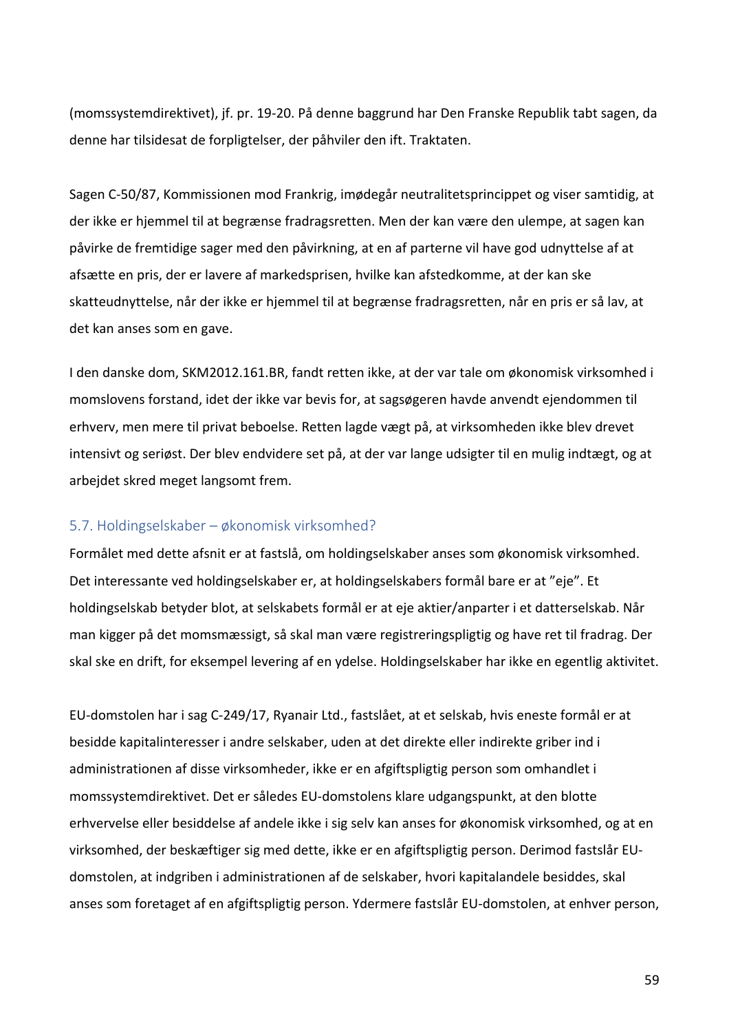(momssystemdirektivet), jf. pr. 19-20. På denne baggrund har Den Franske Republik tabt sagen, da denne har tilsidesat de forpligtelser, der påhviler den ift. Traktaten.

Sagen C-50/87, Kommissionen mod Frankrig, imødegår neutralitetsprincippet og viser samtidig, at der ikke er hjemmel til at begrænse fradragsretten. Men der kan være den ulempe, at sagen kan påvirke de fremtidige sager med den påvirkning, at en af parterne vil have god udnyttelse af at afsætte en pris, der er lavere af markedsprisen, hvilke kan afstedkomme, at der kan ske skatteudnyttelse, når der ikke er hjemmel til at begrænse fradragsretten, når en pris er så lav, at det kan anses som en gave.

I den danske dom, SKM2012.161.BR, fandt retten ikke, at der var tale om økonomisk virksomhed i momslovens forstand, idet der ikke var bevis for, at sagsøgeren havde anvendt ejendommen til erhverv, men mere til privat beboelse. Retten lagde vægt på, at virksomheden ikke blev drevet intensivt og seriøst. Der blev endvidere set på, at der var lange udsigter til en mulig indtægt, og at arbejdet skred meget langsomt frem.

## 5.7. Holdingselskaber – økonomisk virksomhed?

Formålet med dette afsnit er at fastslå, om holdingselskaber anses som økonomisk virksomhed. Det interessante ved holdingselskaber er, at holdingselskabers formål bare er at "eje". Et holdingselskab betyder blot, at selskabets formål er at eje aktier/anparter i et datterselskab. Når man kigger på det momsmæssigt, så skal man være registreringspligtig og have ret til fradrag. Der skal ske en drift, for eksempel levering af en ydelse. Holdingselskaber har ikke en egentlig aktivitet.

EU-domstolen har i sag C-249/17, Ryanair Ltd., fastslået, at et selskab, hvis eneste formål er at besidde kapitalinteresser i andre selskaber, uden at det direkte eller indirekte griber ind i administrationen af disse virksomheder, ikke er en afgiftspligtig person som omhandlet i momssystemdirektivet. Det er således EU-domstolens klare udgangspunkt, at den blotte erhvervelse eller besiddelse af andele ikke i sig selv kan anses for økonomisk virksomhed, og at en virksomhed, der beskæftiger sig med dette, ikke er en afgiftspligtig person. Derimod fastslår EU-domstolen, at indgriben i administrationen af de selskaber, hvori kapitalandele besiddes, skal anses som foretaget af en afgiftspligtig person. Ydermere fastslår EU-domstolen, at enhver person,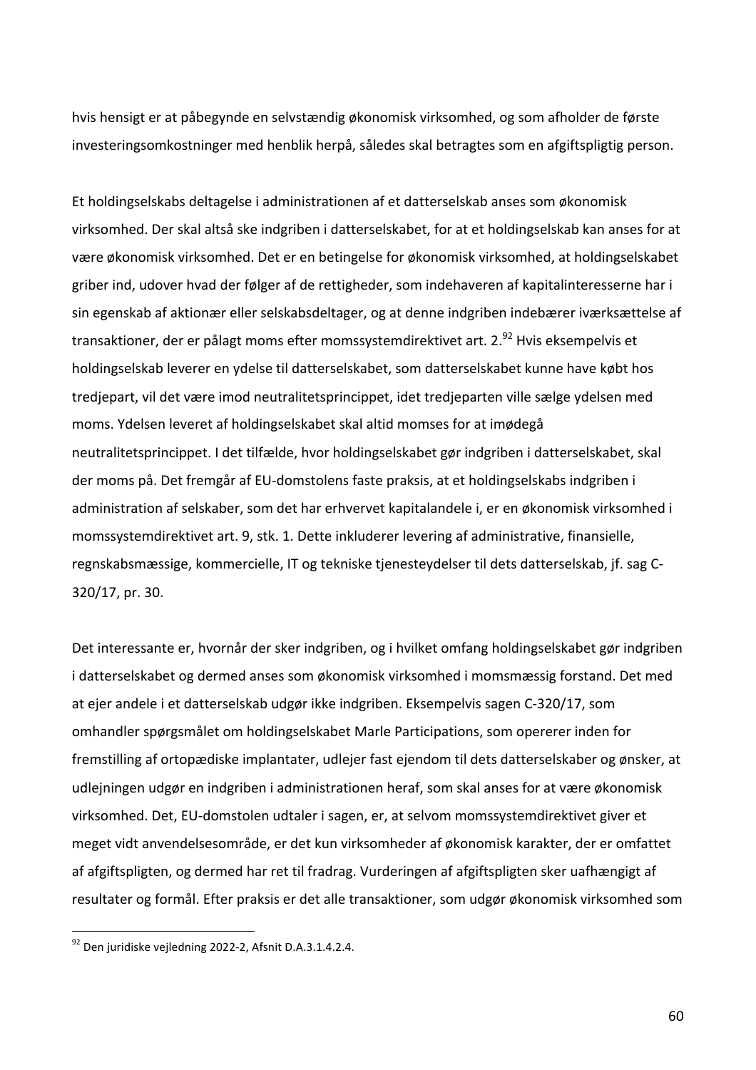hvis hensigt er at påbegynde en selvstændig økonomisk virksomhed, og som afholder de første investeringsomkostninger med henblik herpå, således skal betragtes som en afgiftspligtig person.

Et holdingselskabs deltagelse i administrationen af et datterselskab anses som økonomisk virksomhed. Der skal altså ske indgriben i datterselskabet, for at et holdingselskab kan anses for at være økonomisk virksomhed. Det er en betingelse for økonomisk virksomhed, at holdingselskabet griber ind, udover hvad der følger af de rettigheder, som indehaveren af kapitalinteresserne har i sin egenskab af aktionær eller selskabsdeltager, og at denne indgriben indebærer iværksættelse af transaktioner, der er pålagt moms efter momssystemdirektivet art. 2.[92] Hvis eksempelvis et holdingselskab leverer en ydelse til datterselskabet, som datterselskabet kunne have købt hos tredjepart, vil det være imod neutralitetsprincippet, idet tredjeparten ville sælge ydelsen med moms. Ydelsen leveret af holdingselskabet skal altid momses for at imødegå neutralitetsprincippet. I det tilfælde, hvor holdingselskabet gør indgriben i datterselskabet, skal der moms på. Det fremgår af EU-domstolens faste praksis, at et holdingselskabs indgriben i administration af selskaber, som det har erhvervet kapitalandele i, er en økonomisk virksomhed i momssystemdirektivet art. 9, stk. 1. Dette inkluderer levering af administrative, finansielle, regnskabsmæssige, kommercielle, IT og tekniske tjenesteydelser til dets datterselskab, jf. sag C-320/17, pr. 30.

Det interessante er, hvornår der sker indgriben, og i hvilket omfang holdingselskabet gør indgriben i datterselskabet og dermed anses som økonomisk virksomhed i momsmæssig forstand. Det med at ejer andele i et datterselskab udgør ikke indgriben. Eksempelvis sagen C-320/17, som omhandler spørgsmålet om holdingselskabet Marle Participations, som opererer inden for fremstilling af ortopædiske implantater, udlejer fast ejendom til dets datterselskaber og ønsker, at udlejningen udgør en indgriben i administrationen heraf, som skal anses for at være økonomisk virksomhed. Det, EU-domstolen udtaler i sagen, er, at selvom momssystemdirektivet giver et meget vidt anvendelsesområde, er det kun virksomheder af økonomisk karakter, der er omfattet af afgiftspligten, og dermed har ret til fradrag. Vurderingen af afgiftspligten sker uafhængigt af resultater og formål. Efter praksis er det alle transaktioner, som udgør økonomisk virksomhed som

---

[92] Den juridiske vejledning 2022-2, Afsnit D.A.3.1.4.2.4.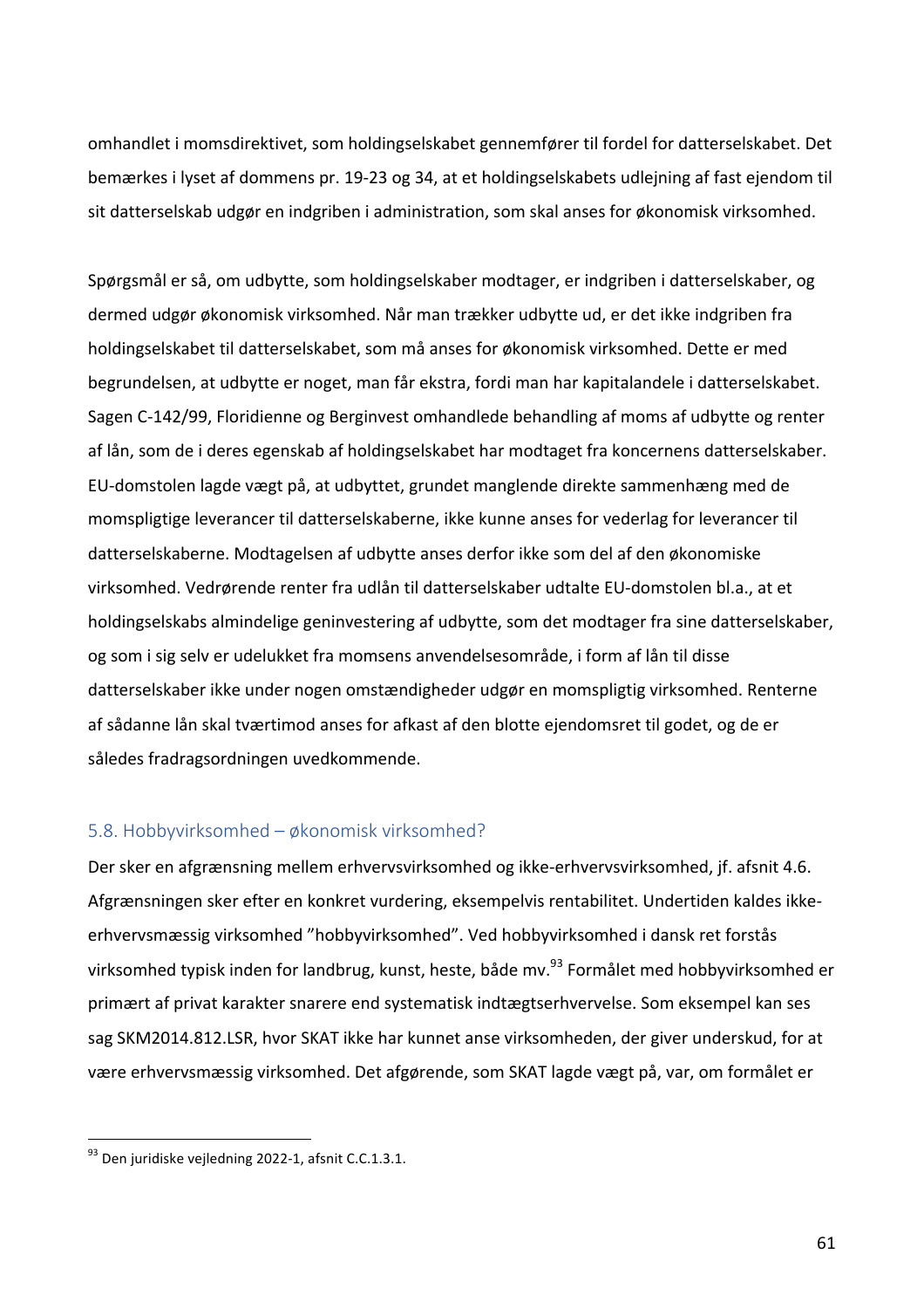omhandlet i momsdirektivet, som holdingselskabet gennemfører til fordel for datterselskabet. Det bemærkes i lyset af dommens pr. 19-23 og 34, at et holdingselskabets udlejning af fast ejendom til sit datterselskab udgør en indgriben i administration, som skal anses for økonomisk virksomhed.

Spørgsmål er så, om udbytte, som holdingselskaber modtager, er indgriben i datterselskaber, og dermed udgør økonomisk virksomhed. Når man trækker udbytte ud, er det ikke indgriben fra holdingselskabet til datterselskabet, som må anses for økonomisk virksomhed. Dette er med begrundelsen, at udbytte er noget, man får ekstra, fordi man har kapitalandele i datterselskabet. Sagen C-142/99, Floridienne og Berginvest omhandlede behandling af moms af udbytte og renter af lån, som de i deres egenskab af holdingselskabet har modtaget fra koncernens datterselskaber. EU-domstolen lagde vægt på, at udbyttet, grundet manglende direkte sammenhæng med de momspligtige leverancer til datterselskaberne, ikke kunne anses for vederlag for leverancer til datterselskaberne. Modtagelsen af udbytte anses derfor ikke som del af den økonomiske virksomhed. Vedrørende renter fra udlån til datterselskaber udtalte EU-domstolen bl.a., at et holdingselskabs almindelige geninvestering af udbytte, som det modtager fra sine datterselskaber, og som i sig selv er udelukket fra momsens anvendelsesområde, i form af lån til disse datterselskaber ikke under nogen omstændigheder udgør en momspligtig virksomhed. Renterne af sådanne lån skal tværtimod anses for afkast af den blotte ejendomsret til godet, og de er således fradragsordningen uvedkommende.

## 5.8. Hobbyvirksomhed – økonomisk virksomhed?

Der sker en afgrænsning mellem erhvervsvirksomhed og ikke-erhvervsvirksomhed, jf. afsnit 4.6. Afgrænsningen sker efter en konkret vurdering, eksempelvis rentabilitet. Undertiden kaldes ikke-erhvervsmæssig virksomhed "hobbyvirksomhed". Ved hobbyvirksomhed i dansk ret forstås virksomhed typisk inden for landbrug, kunst, heste, både mv.[93] Formålet med hobbyvirksomhed er primært af privat karakter snarere end systematisk indtægtserhvervelse. Som eksempel kan ses sag SKM2014.812.LSR, hvor SKAT ikke har kunnet anse virksomheden, der giver underskud, for at være erhvervsmæssig virksomhed. Det afgørende, som SKAT lagde vægt på, var, om formålet er

[93] Den juridiske vejledning 2022-1, afsnit C.C.1.3.1.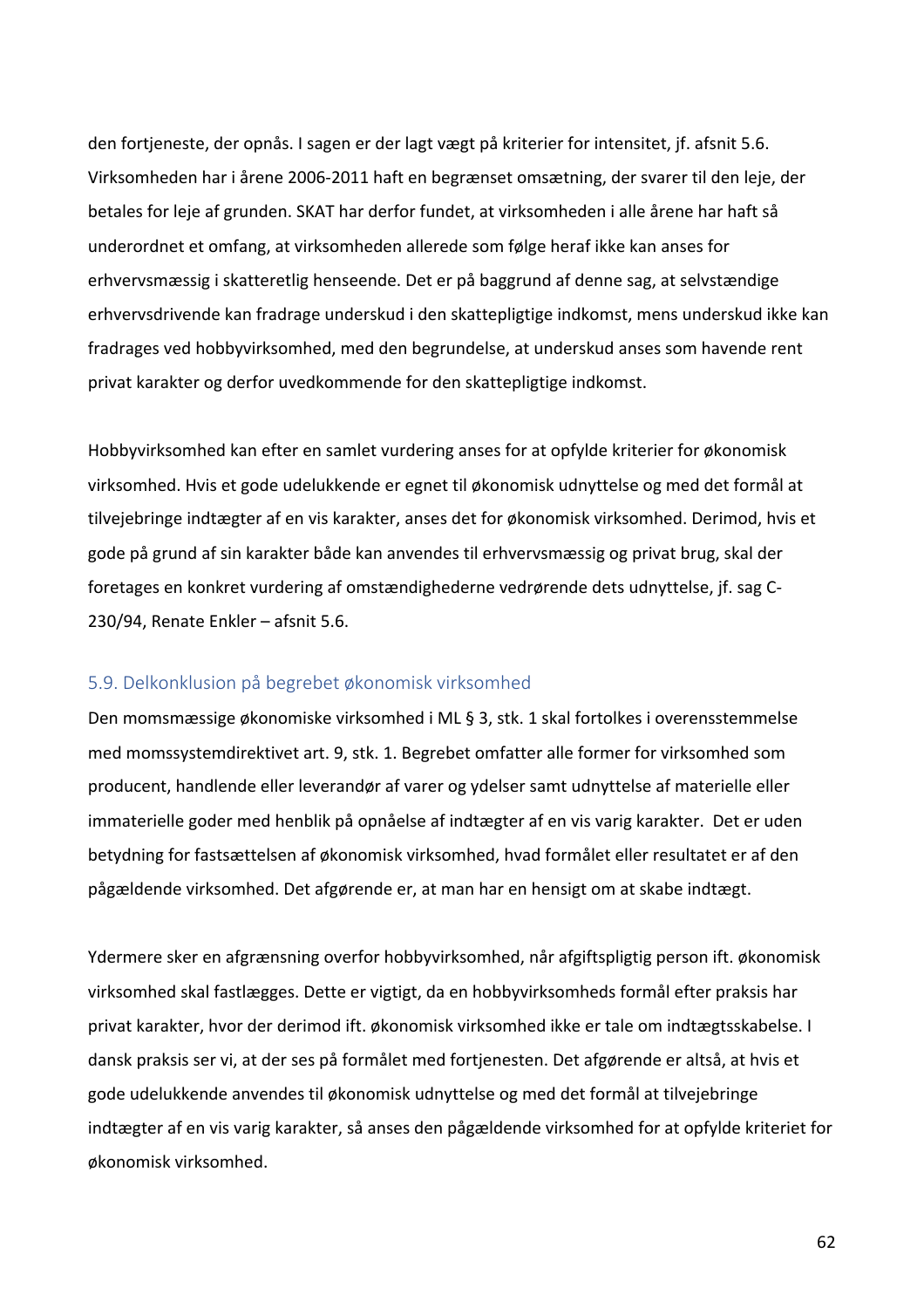den fortjeneste, der opnås. I sagen er der lagt vægt på kriterier for intensitet, jf. afsnit 5.6. Virksomheden har i årene 2006-2011 haft en begrænset omsætning, der svarer til den leje, der betales for leje af grunden. SKAT har derfor fundet, at virksomheden i alle årene har haft så underordnet et omfang, at virksomheden allerede som følge heraf ikke kan anses for erhvervsmæssig i skatteretlig henseende. Det er på baggrund af denne sag, at selvstændige erhvervsdrivende kan fradrage underskud i den skattepligtige indkomst, mens underskud ikke kan fradrages ved hobbyvirksomhed, med den begrundelse, at underskud anses som havende rent privat karakter og derfor uvedkommende for den skattepligtige indkomst.

Hobbyvirksomhed kan efter en samlet vurdering anses for at opfylde kriterier for økonomisk virksomhed. Hvis et gode udelukkende er egnet til økonomisk udnyttelse og med det formål at tilvejebringe indtægter af en vis karakter, anses det for økonomisk virksomhed. Derimod, hvis et gode på grund af sin karakter både kan anvendes til erhvervsmæssig og privat brug, skal der foretages en konkret vurdering af omstændighederne vedrørende dets udnyttelse, jf. sag C-230/94, Renate Enkler – afsnit 5.6.

### 5.9. Delkonklusion på begrebet økonomisk virksomhed

Den momsmæssige økonomiske virksomhed i ML § 3, stk. 1 skal fortolkes i overensstemmelse med momssystemdirektivet art. 9, stk. 1. Begrebet omfatter alle former for virksomhed som producent, handlende eller leverandør af varer og ydelser samt udnyttelse af materielle eller immaterielle goder med henblik på opnåelse af indtægter af en vis varig karakter. Det er uden betydning for fastsættelsen af økonomisk virksomhed, hvad formålet eller resultatet er af den pågældende virksomhed. Det afgørende er, at man har en hensigt om at skabe indtægt.

Ydermere sker en afgrænsning overfor hobbyvirksomhed, når afgiftspligtig person ift. økonomisk virksomhed skal fastlægges. Dette er vigtigt, da en hobbyvirksomheds formål efter praksis har privat karakter, hvor der derimod ift. økonomisk virksomhed ikke er tale om indtægtsskabelse. I dansk praksis ser vi, at der ses på formålet med fortjenesten. Det afgørende er altså, at hvis et gode udelukkende anvendes til økonomisk udnyttelse og med det formål at tilvejebringe indtægter af en vis varig karakter, så anses den pågældende virksomhed for at opfylde kriteriet for økonomisk virksomhed.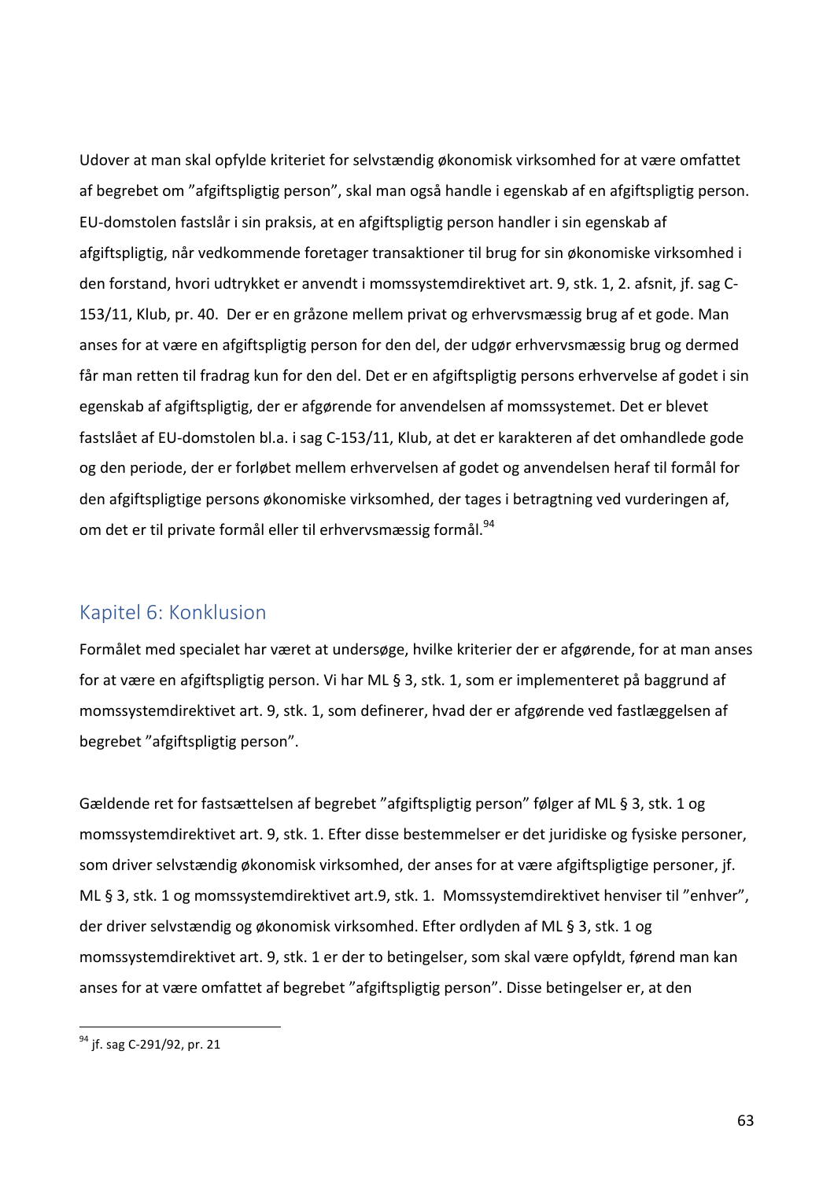Udover at man skal opfylde kriteriet for selvstændig økonomisk virksomhed for at være omfattet af begrebet om "afgiftspligtig person", skal man også handle i egenskab af en afgiftspligtig person. EU-domstolen fastslår i sin praksis, at en afgiftspligtig person handler i sin egenskab af afgiftspligtig, når vedkommende foretager transaktioner til brug for sin økonomiske virksomhed i den forstand, hvori udtrykket er anvendt i momssystemdirektivet art. 9, stk. 1, 2. afsnit, jf. sag C-153/11, Klub, pr. 40. Der er en gråzone mellem privat og erhvervsmæssig brug af et gode. Man anses for at være en afgiftspligtig person for den del, der udgør erhvervsmæssig brug og dermed får man retten til fradrag kun for den del. Det er en afgiftspligtig persons erhvervelse af godet i sin egenskab af afgiftspligtig, der er afgørende for anvendelsen af momssystemet. Det er blevet fastslået af EU-domstolen bl.a. i sag C-153/11, Klub, at det er karakteren af det omhandlede gode og den periode, der er forløbet mellem erhvervelsen af godet og anvendelsen heraf til formål for den afgiftspligtige persons økonomiske virksomhed, der tages i betragtning ved vurderingen af, om det er til private formål eller til erhvervsmæssig formål.[94]

## Kapitel 6: Konklusion

Formålet med specialet har været at undersøge, hvilke kriterier der er afgørende, for at man anses for at være en afgiftspligtig person. Vi har ML § 3, stk. 1, som er implementeret på baggrund af momssystemdirektivet art. 9, stk. 1, som definerer, hvad der er afgørende ved fastlæggelsen af begrebet "afgiftspligtig person".

Gældende ret for fastsættelsen af begrebet "afgiftspligtig person" følger af ML § 3, stk. 1 og momssystemdirektivet art. 9, stk. 1. Efter disse bestemmelser er det juridiske og fysiske personer, som driver selvstændig økonomisk virksomhed, der anses for at være afgiftspligtige personer, jf. ML § 3, stk. 1 og momssystemdirektivet art.9, stk. 1. Momssystemdirektivet henviser til "enhver", der driver selvstændig og økonomisk virksomhed. Efter ordlyden af ML § 3, stk. 1 og momssystemdirektivet art. 9, stk. 1 er der to betingelser, som skal være opfyldt, førend man kan anses for at være omfattet af begrebet "afgiftspligtig person". Disse betingelser er, at den

[94] jf. sag C-291/92, pr. 21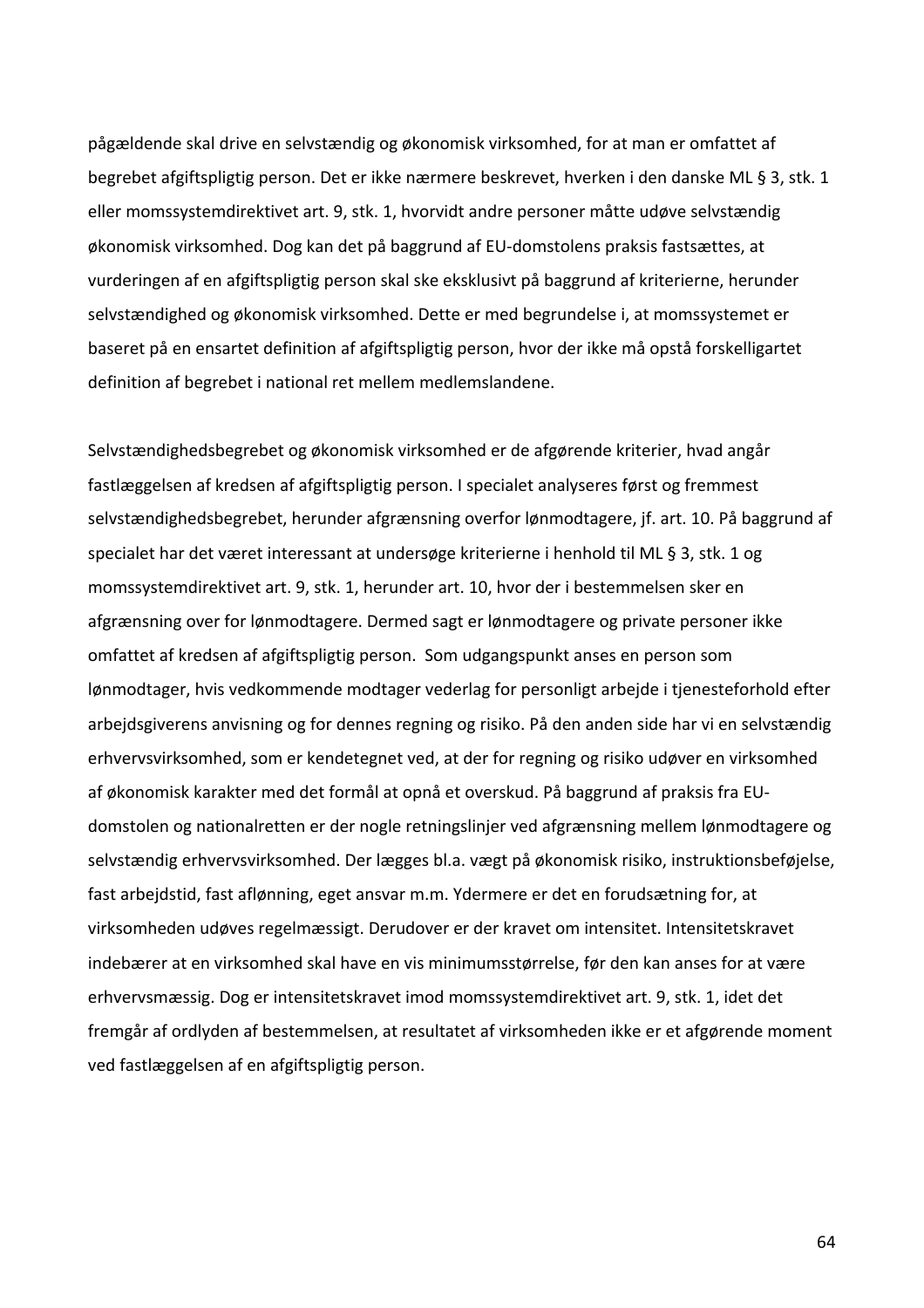pågældende skal drive en selvstændig og økonomisk virksomhed, for at man er omfattet af begrebet afgiftspligtig person. Det er ikke nærmere beskrevet, hverken i den danske ML § 3, stk. 1 eller momssystemdirektivet art. 9, stk. 1, hvorvidt andre personer måtte udøve selvstændig økonomisk virksomhed. Dog kan det på baggrund af EU-domstolens praksis fastsættes, at vurderingen af en afgiftspligtig person skal ske eksklusivt på baggrund af kriterierne, herunder selvstændighed og økonomisk virksomhed. Dette er med begrundelse i, at momssystemet er baseret på en ensartet definition af afgiftspligtig person, hvor der ikke må opstå forskelligartet definition af begrebet i national ret mellem medlemslandene.

Selvstændighedsbegrebet og økonomisk virksomhed er de afgørende kriterier, hvad angår fastlæggelsen af kredsen af afgiftspligtig person. I specialet analyseres først og fremmest selvstændighedsbegrebet, herunder afgrænsning overfor lønmodtagere, jf. art. 10. På baggrund af specialet har det været interessant at undersøge kriterierne i henhold til ML § 3, stk. 1 og momssystemdirektivet art. 9, stk. 1, herunder art. 10, hvor der i bestemmelsen sker en afgrænsning over for lønmodtagere. Dermed sagt er lønmodtagere og private personer ikke omfattet af kredsen af afgiftspligtig person.  Som udgangspunkt anses en person som lønmodtager, hvis vedkommende modtager vederlag for personligt arbejde i tjenesteforhold efter arbejdsgiverens anvisning og for dennes regning og risiko. På den anden side har vi en selvstændig erhvervsvirksomhed, som er kendetegnet ved, at der for regning og risiko udøver en virksomhed af økonomisk karakter med det formål at opnå et overskud. På baggrund af praksis fra EU-domstolen og nationalretten er der nogle retningslinjer ved afgrænsning mellem lønmodtagere og selvstændig erhvervsvirksomhed. Der lægges bl.a. vægt på økonomisk risiko, instruktionsbeføjelse, fast arbejdstid, fast aflønning, eget ansvar m.m. Ydermere er det en forudsætning for, at virksomheden udøves regelmæssigt. Derudover er der kravet om intensitet. Intensitetskravet indebærer at en virksomhed skal have en vis minimumsstørrelse, før den kan anses for at være erhvervsmæssig. Dog er intensitetskravet imod momssystemdirektivet art. 9, stk. 1, idet det fremgår af ordlyden af bestemmelsen, at resultatet af virksomheden ikke er et afgørende moment ved fastlæggelsen af en afgiftspligtig person.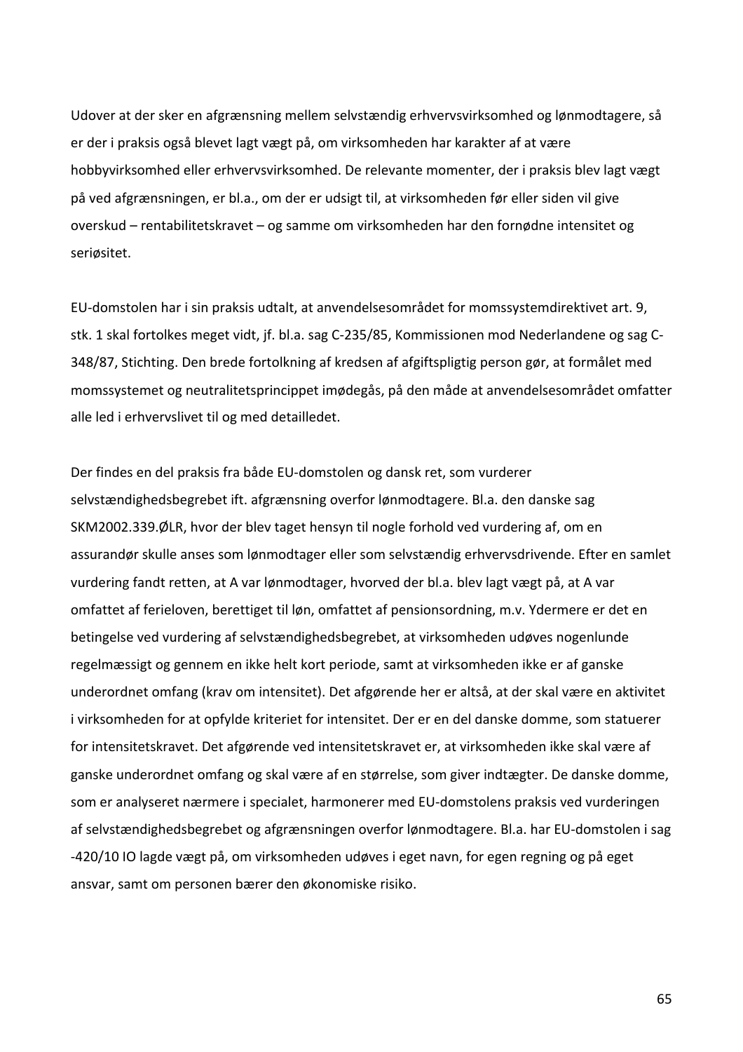Udover at der sker en afgrænsning mellem selvstændig erhvervsvirksomhed og lønmodtagere, så er der i praksis også blevet lagt vægt på, om virksomheden har karakter af at være hobbyvirksomhed eller erhvervsvirksomhed. De relevante momenter, der i praksis blev lagt vægt på ved afgrænsningen, er bl.a., om der er udsigt til, at virksomheden før eller siden vil give overskud – rentabilitetskravet – og samme om virksomheden har den fornødne intensitet og seriøsitet.

EU-domstolen har i sin praksis udtalt, at anvendelsesområdet for momssystemdirektivet art. 9, stk. 1 skal fortolkes meget vidt, jf. bl.a. sag C-235/85, Kommissionen mod Nederlandene og sag C-348/87, Stichting. Den brede fortolkning af kredsen af afgiftspligtig person gør, at formålet med momssystemet og neutralitetsprincippet imødegås, på den måde at anvendelsesområdet omfatter alle led i erhvervslivet til og med detailledet.

Der findes en del praksis fra både EU-domstolen og dansk ret, som vurderer selvstændighedsbegrebet ift. afgrænsning overfor lønmodtagere. Bl.a. den danske sag SKM2002.339.ØLR, hvor der blev taget hensyn til nogle forhold ved vurdering af, om en assurandør skulle anses som lønmodtager eller som selvstændig erhvervsdrivende. Efter en samlet vurdering fandt retten, at A var lønmodtager, hvorved der bl.a. blev lagt vægt på, at A var omfattet af ferieloven, berettiget til løn, omfattet af pensionsordning, m.v. Ydermere er det en betingelse ved vurdering af selvstændighedsbegrebet, at virksomheden udøves nogenlunde regelmæssigt og gennem en ikke helt kort periode, samt at virksomheden ikke er af ganske underordnet omfang (krav om intensitet). Det afgørende her er altså, at der skal være en aktivitet i virksomheden for at opfylde kriteriet for intensitet. Der er en del danske domme, som statuerer for intensitetskravet. Det afgørende ved intensitetskravet er, at virksomheden ikke skal være af ganske underordnet omfang og skal være af en størrelse, som giver indtægter. De danske domme, som er analyseret nærmere i specialet, harmonerer med EU-domstolens praksis ved vurderingen af selvstændighedsbegrebet og afgrænsningen overfor lønmodtagere. Bl.a. har EU-domstolen i sag -420/10 IO lagde vægt på, om virksomheden udøves i eget navn, for egen regning og på eget ansvar, samt om personen bærer den økonomiske risiko.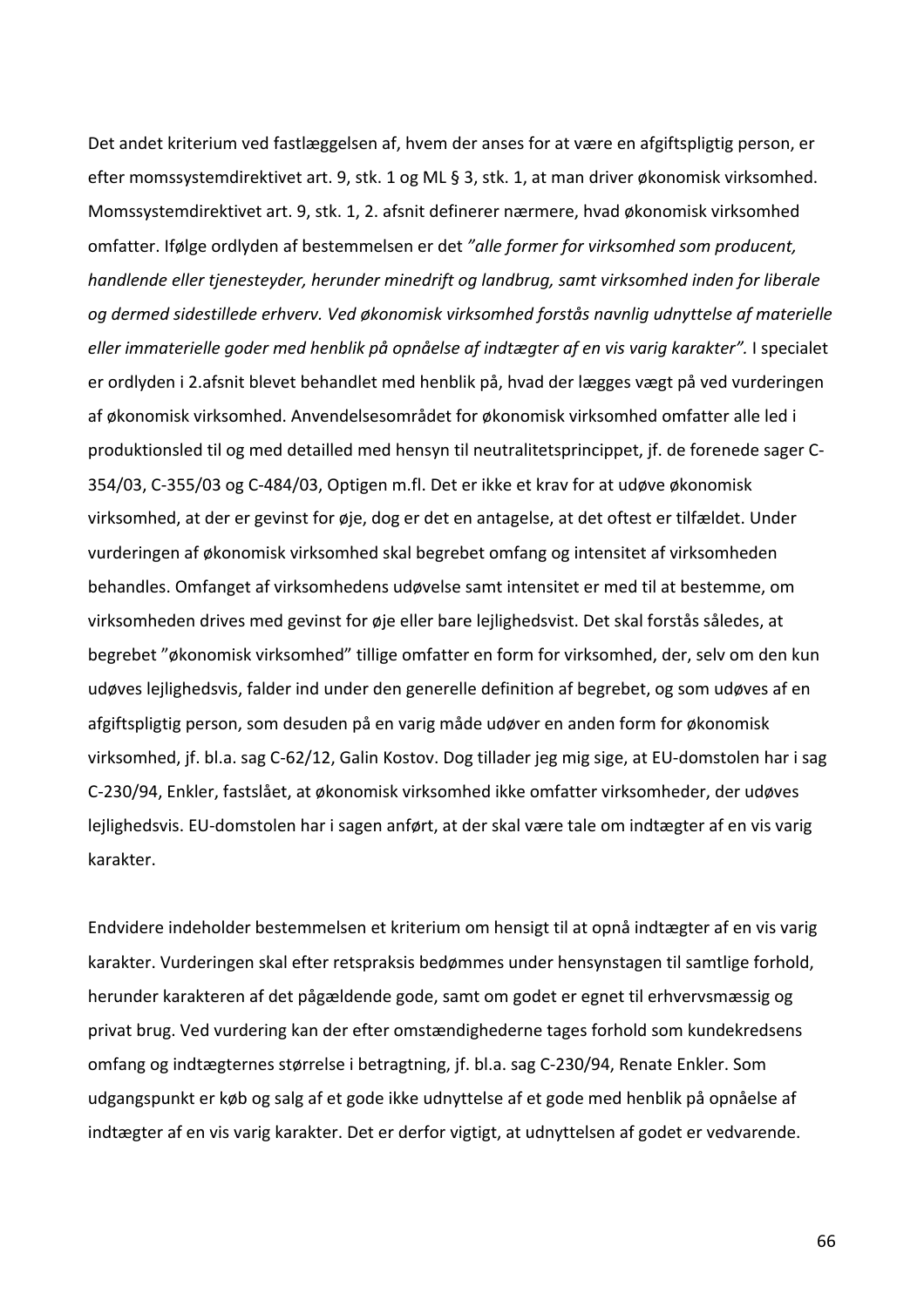Det andet kriterium ved fastlæggelsen af, hvem der anses for at være en afgiftspligtig person, er efter momssystemdirektivet art. 9, stk. 1 og ML § 3, stk. 1, at man driver økonomisk virksomhed. Momssystemdirektivet art. 9, stk. 1, 2. afsnit definerer nærmere, hvad økonomisk virksomhed omfatter. Ifølge ordlyden af bestemmelsen er det *"alle former for virksomhed som producent, handlende eller tjenesteyder, herunder minedrift og landbrug, samt virksomhed inden for liberale og dermed sidestillede erhverv. Ved økonomisk virksomhed forstås navnlig udnyttelse af materielle eller immaterielle goder med henblik på opnåelse af indtægter af en vis varig karakter".* I specialet er ordlyden i 2.afsnit blevet behandlet med henblik på, hvad der lægges vægt på ved vurderingen af økonomisk virksomhed. Anvendelsesområdet for økonomisk virksomhed omfatter alle led i produktionsled til og med detailled med hensyn til neutralitetsprincippet, jf. de forenede sager C-354/03, C-355/03 og C-484/03, Optigen m.fl. Det er ikke et krav for at udøve økonomisk virksomhed, at der er gevinst for øje, dog er det en antagelse, at det oftest er tilfældet. Under vurderingen af økonomisk virksomhed skal begrebet omfang og intensitet af virksomheden behandles. Omfanget af virksomhedens udøvelse samt intensitet er med til at bestemme, om virksomheden drives med gevinst for øje eller bare lejlighedsvist. Det skal forstås således, at begrebet "økonomisk virksomhed" tillige omfatter en form for virksomhed, der, selv om den kun udøves lejlighedsvis, falder ind under den generelle definition af begrebet, og som udøves af en afgiftspligtig person, som desuden på en varig måde udøver en anden form for økonomisk virksomhed, jf. bl.a. sag C-62/12, Galin Kostov. Dog tillader jeg mig sige, at EU-domstolen har i sag C-230/94, Enkler, fastslået, at økonomisk virksomhed ikke omfatter virksomheder, der udøves lejlighedsvis. EU-domstolen har i sagen anført, at der skal være tale om indtægter af en vis varig karakter.

Endvidere indeholder bestemmelsen et kriterium om hensigt til at opnå indtægter af en vis varig karakter. Vurderingen skal efter retspraksis bedømmes under hensynstagen til samtlige forhold, herunder karakteren af det pågældende gode, samt om godet er egnet til erhvervsmæssig og privat brug. Ved vurdering kan der efter omstændighederne tages forhold som kundekredsens omfang og indtægternes størrelse i betragtning, jf. bl.a. sag C-230/94, Renate Enkler. Som udgangspunkt er køb og salg af et gode ikke udnyttelse af et gode med henblik på opnåelse af indtægter af en vis varig karakter. Det er derfor vigtigt, at udnyttelsen af godet er vedvarende.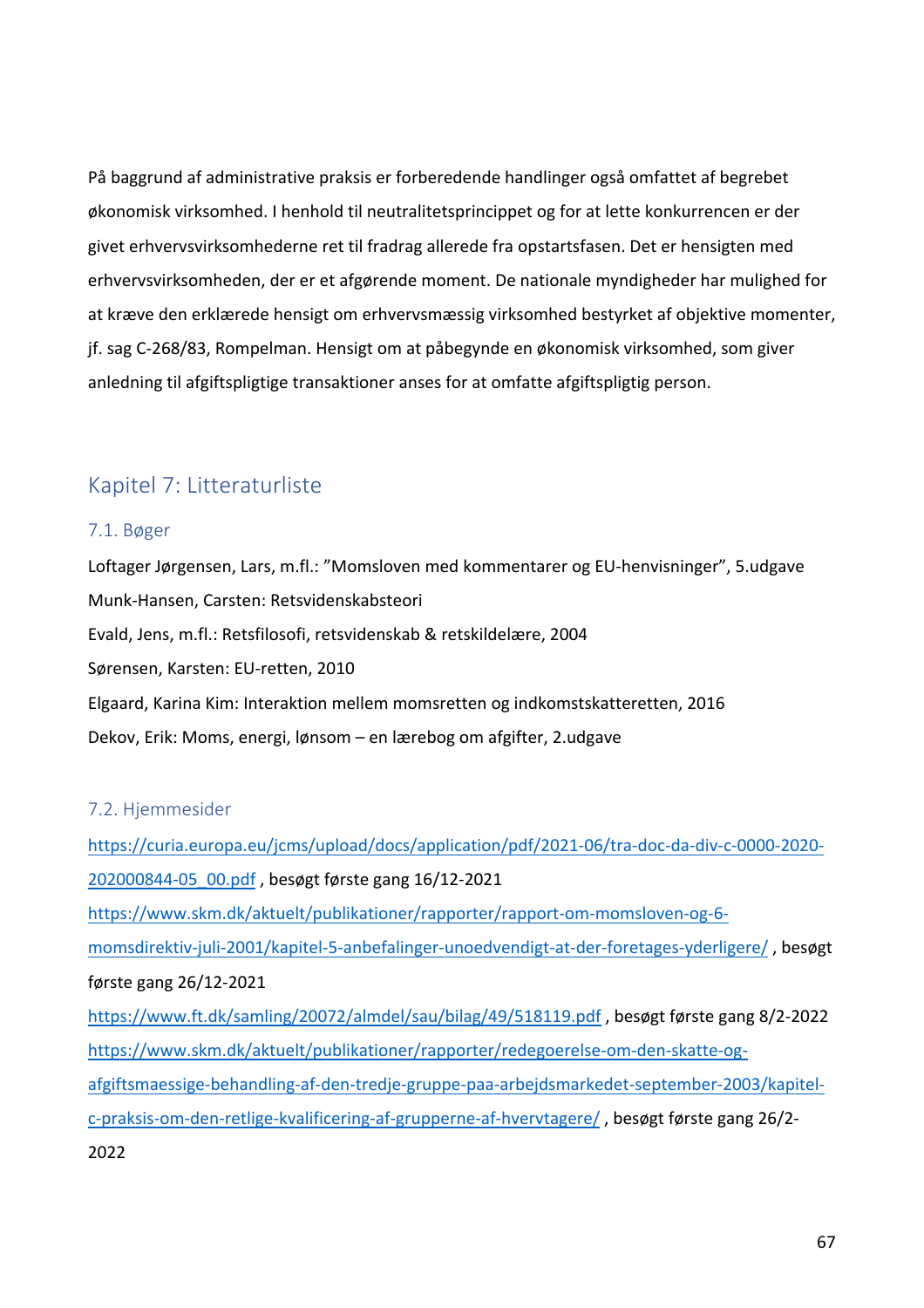På baggrund af administrative praksis er forberedende handlinger også omfattet af begrebet økonomisk virksomhed. I henhold til neutralitetsprincippet og for at lette konkurrencen er der givet erhvervsvirksomhederne ret til fradrag allerede fra opstartsfasen. Det er hensigten med erhvervsvirksomheden, der er et afgørende moment. De nationale myndigheder har mulighed for at kræve den erklærede hensigt om erhvervsmæssig virksomhed bestyrket af objektive momenter, jf. sag C-268/83, Rompelman. Hensigt om at påbegynde en økonomisk virksomhed, som giver anledning til afgiftspligtige transaktioner anses for at omfatte afgiftspligtig person.

# Kapitel 7: Litteraturliste

## 7.1. Bøger

Loftager Jørgensen, Lars, m.fl.: "Momsloven med kommentarer og EU-henvisninger", 5.udgave

Munk-Hansen, Carsten: Retsvidenskabsteori

Evald, Jens, m.fl.: Retsfilosofi, retsvidenskab & retskildelære, 2004

Sørensen, Karsten: EU-retten, 2010

Elgaard, Karina Kim: Interaktion mellem momsretten og indkomstskatteretten, 2016

Dekov, Erik: Moms, energi, lønsom – en lærebog om afgifter, 2.udgave

## 7.2. Hjemmesider

https://curia.europa.eu/jcms/upload/docs/application/pdf/2021-06/tra-doc-da-div-c-0000-2020-202000844-05_00.pdf , besøgt første gang 16/12-2021

https://www.skm.dk/aktuelt/publikationer/rapporter/rapport-om-momsloven-og-6-momsdirektiv-juli-2001/kapitel-5-anbefalinger-unoedvendigt-at-der-foretages-yderligere/ , besøgt første gang 26/12-2021

https://www.ft.dk/samling/20072/almdel/sau/bilag/49/518119.pdf , besøgt første gang 8/2-2022

https://www.skm.dk/aktuelt/publikationer/rapporter/redegoerelse-om-den-skatte-og-afgiftsmaessige-behandling-af-den-tredje-gruppe-paa-arbejdsmarkedet-september-2003/kapitel-c-praksis-om-den-retlige-kvalificering-af-grupperne-af-hvervtagere/ , besøgt første gang 26/2-2022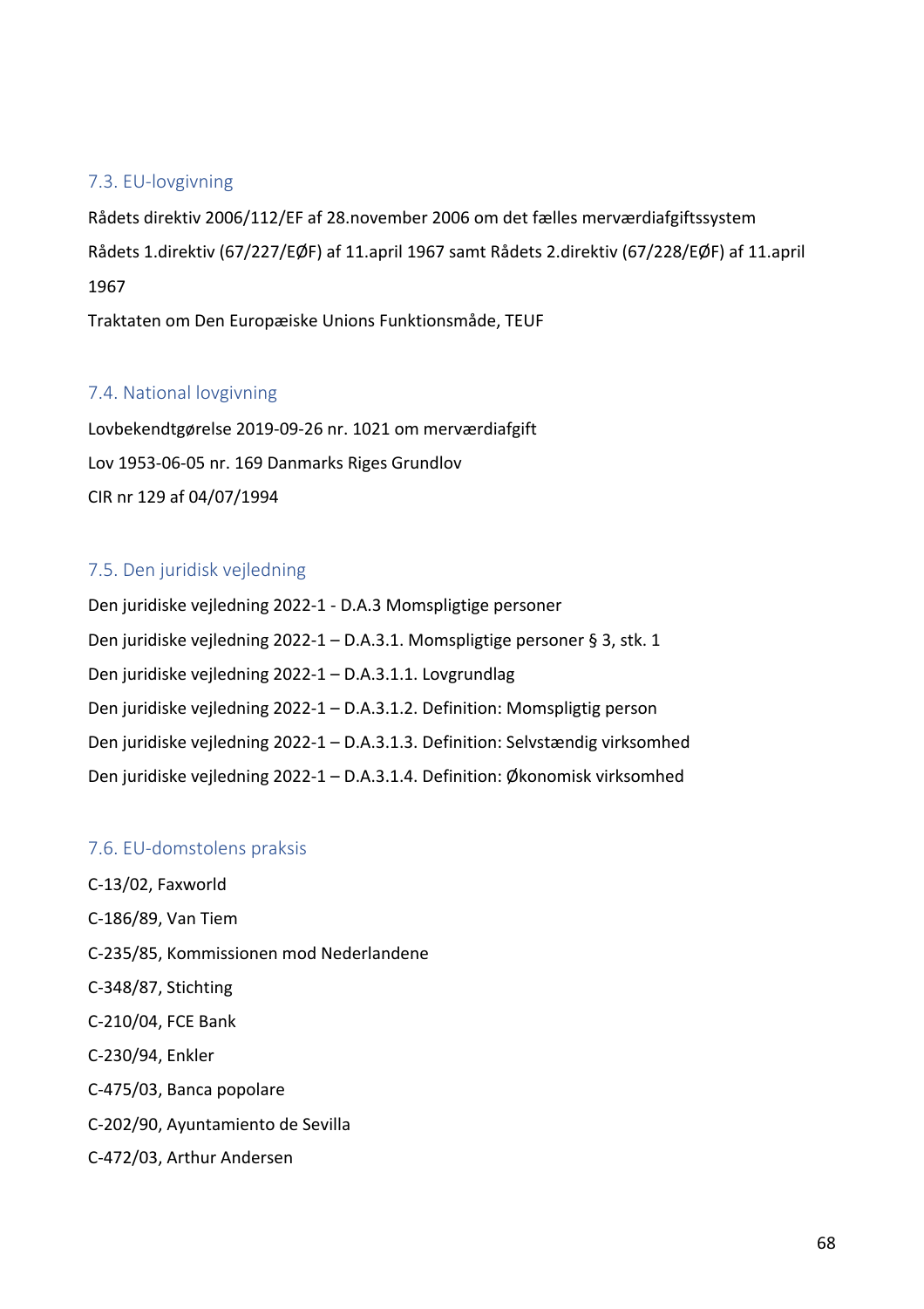### 7.3. EU-lovgivning

Rådets direktiv 2006/112/EF af 28.november 2006 om det fælles merværdiafgiftssystem

Rådets 1.direktiv (67/227/EØF) af 11.april 1967 samt Rådets 2.direktiv (67/228/EØF) af 11.april 1967

Traktaten om Den Europæiske Unions Funktionsmåde, TEUF

### 7.4. National lovgivning

Lovbekendtgørelse 2019-09-26 nr. 1021 om merværdiafgift

Lov 1953-06-05 nr. 169 Danmarks Riges Grundlov

CIR nr 129 af 04/07/1994

### 7.5. Den juridisk vejledning

Den juridiske vejledning 2022-1 - D.A.3 Momspligtige personer

Den juridiske vejledning 2022-1 – D.A.3.1. Momspligtige personer § 3, stk. 1

Den juridiske vejledning 2022-1 – D.A.3.1.1. Lovgrundlag

Den juridiske vejledning 2022-1 – D.A.3.1.2. Definition: Momspligtig person

Den juridiske vejledning 2022-1 – D.A.3.1.3. Definition: Selvstændig virksomhed

Den juridiske vejledning 2022-1 – D.A.3.1.4. Definition: Økonomisk virksomhed

### 7.6. EU-domstolens praksis

C-13/02, Faxworld

C-186/89, Van Tiem

C-235/85, Kommissionen mod Nederlandene

C-348/87, Stichting

C-210/04, FCE Bank

C-230/94, Enkler

C-475/03, Banca popolare

C-202/90, Ayuntamiento de Sevilla

C-472/03, Arthur Andersen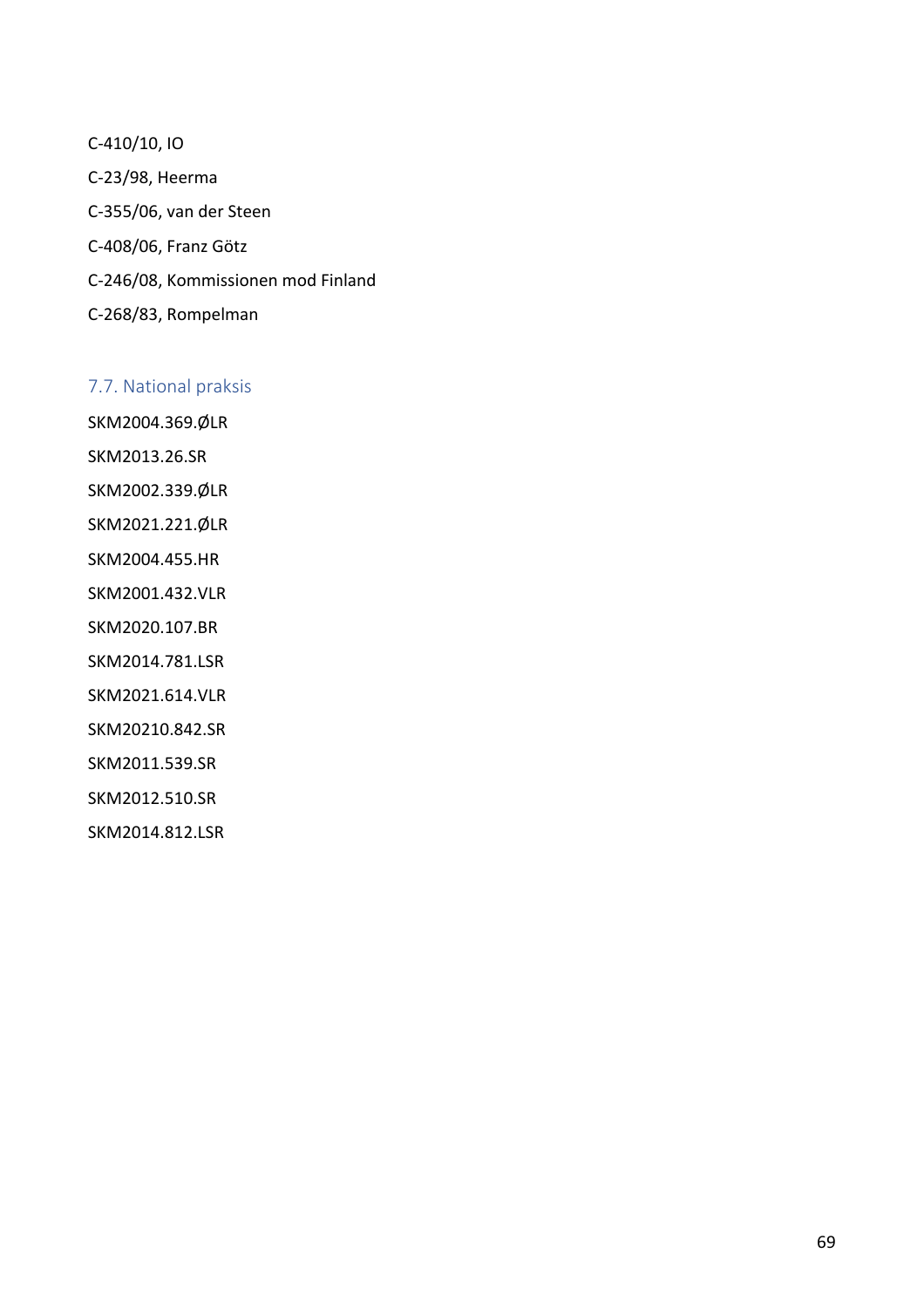C-410/10, IO

C-23/98, Heerma

C-355/06, van der Steen

C-408/06, Franz Götz

C-246/08, Kommissionen mod Finland

C-268/83, Rompelman

## 7.7. National praksis

SKM2004.369.ØLR

SKM2013.26.SR

SKM2002.339.ØLR

SKM2021.221.ØLR

SKM2004.455.HR

SKM2001.432.VLR

SKM2020.107.BR

SKM2014.781.LSR

SKM2021.614.VLR

SKM20210.842.SR

SKM2011.539.SR

SKM2012.510.SR

SKM2014.812.LSR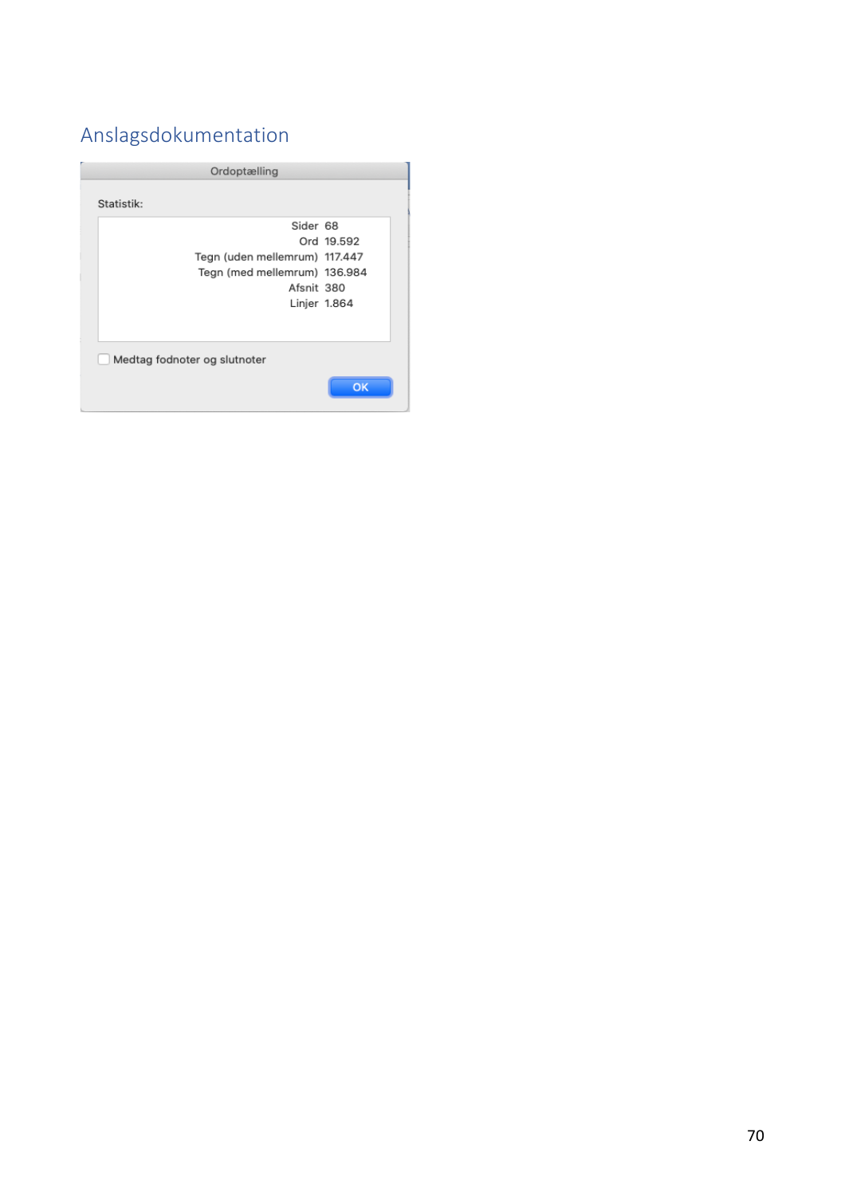## Anslagsdokumentation

Ordoptælling

Statistik:

| | |
|---|---|
| Sider | 68 |
| Ord | 19.592 |
| Tegn (uden mellemrum) | 117.447 |
| Tegn (med mellemrum) | 136.984 |
| Afsnit | 380 |
| Linjer | 1.864 |

☐ Medtag fodnoter og slutnoter

OK